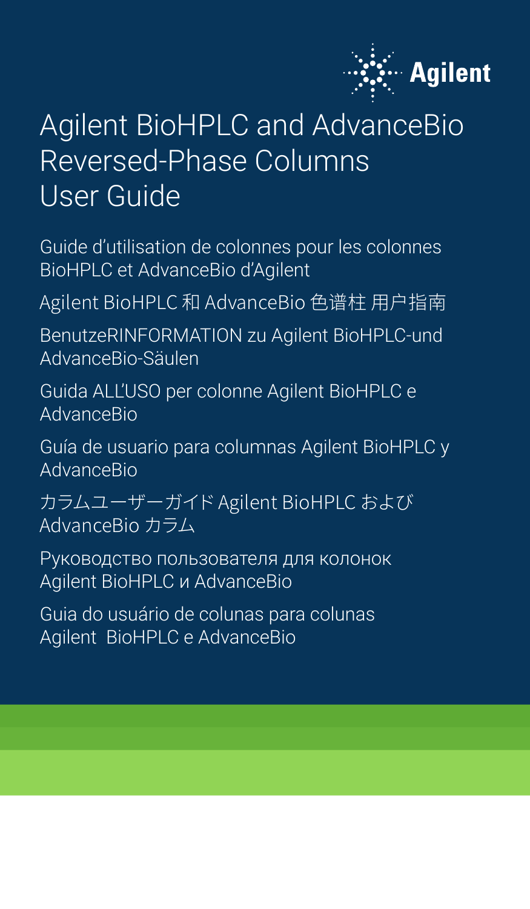Agilent

# Agilent BioHPLC and AdvanceBio Reversed-Phase Columns User Guide

Guide d'utilisation de colonnes pour les colonnes BioHPLC et AdvanceBio d'Agilent

Agilent BioHPLC 和 AdvanceBio 色谱柱 用户指南

BenutzeRINFORMATION zu Agilent BioHPLC-und AdvanceBio-Säulen

Guida ALL'USO per colonne Agilent BioHPLC e AdvanceBio

Guía de usuario para columnas Agilent BioHPLC y AdvanceBio

カラムユーザーガイド Agilent BioHPLC および AdvanceBio カラム

Руководство пользователя для колонок Agilent BioHPLC и AdvanceBio

Guia do usuário de colunas para colunas Agilent  BioHPLC e AdvanceBio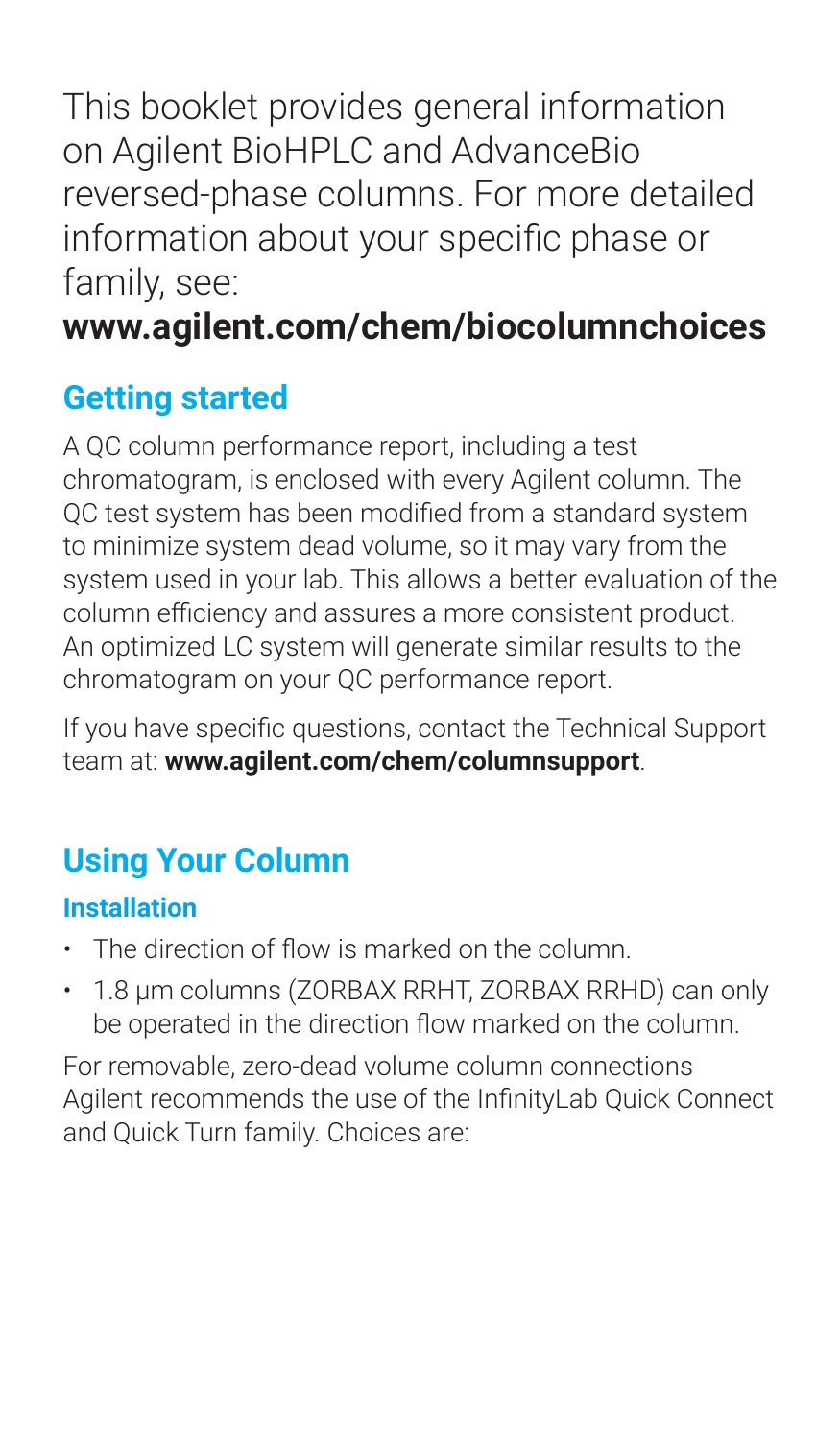This booklet provides general information on Agilent BioHPLC and AdvanceBio reversed-phase columns. For more detailed information about your specific phase or family, see:

**www.agilent.com/chem/biocolumnchoices**

## Getting started

A QC column performance report, including a test chromatogram, is enclosed with every Agilent column. The QC test system has been modified from a standard system to minimize system dead volume, so it may vary from the system used in your lab. This allows a better evaluation of the column efficiency and assures a more consistent product. An optimized LC system will generate similar results to the chromatogram on your QC performance report.

If you have specific questions, contact the Technical Support team at: **www.agilent.com/chem/columnsupport**.

## Using Your Column

### Installation

- The direction of flow is marked on the column.
- 1.8 µm columns (ZORBAX RRHT, ZORBAX RRHD) can only be operated in the direction flow marked on the column.

For removable, zero-dead volume column connections Agilent recommends the use of the InfinityLab Quick Connect and Quick Turn family. Choices are: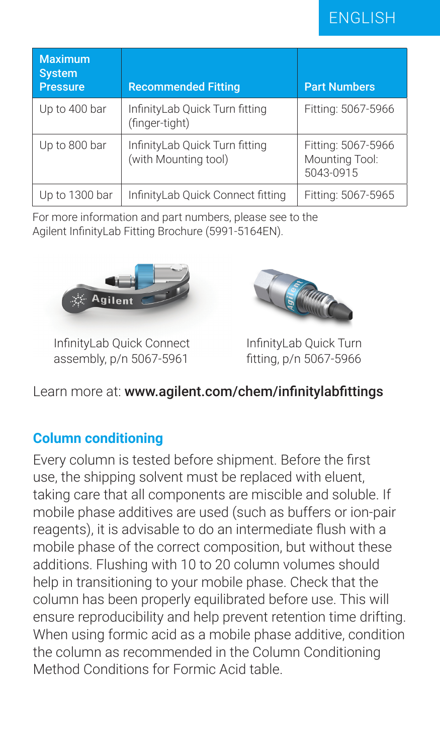| Maximum System Pressure | Recommended Fitting | Part Numbers |
|---|---|---|
| Up to 400 bar | InfinityLab Quick Turn fitting (finger-tight) | Fitting: 5067-5966 |
| Up to 800 bar | InfinityLab Quick Turn fitting (with Mounting tool) | Fitting: 5067-5966<br>Mounting Tool: 5043-0915 |
| Up to 1300 bar | InfinityLab Quick Connect fitting | Fitting: 5067-5965 |

For more information and part numbers, please see to the Agilent InfinityLab Fitting Brochure (5991-5164EN).

InfinityLab Quick Connect assembly, p/n 5067-5961

InfinityLab Quick Turn fitting, p/n 5067-5966

Learn more at: **www.agilent.com/chem/infinitylabfittings**

## Column conditioning

Every column is tested before shipment. Before the first use, the shipping solvent must be replaced with eluent, taking care that all components are miscible and soluble. If mobile phase additives are used (such as buffers or ion-pair reagents), it is advisable to do an intermediate flush with a mobile phase of the correct composition, but without these additions. Flushing with 10 to 20 column volumes should help in transitioning to your mobile phase. Check that the column has been properly equilibrated before use. This will ensure reproducibility and help prevent retention time drifting. When using formic acid as a mobile phase additive, condition the column as recommended in the Column Conditioning Method Conditions for Formic Acid table.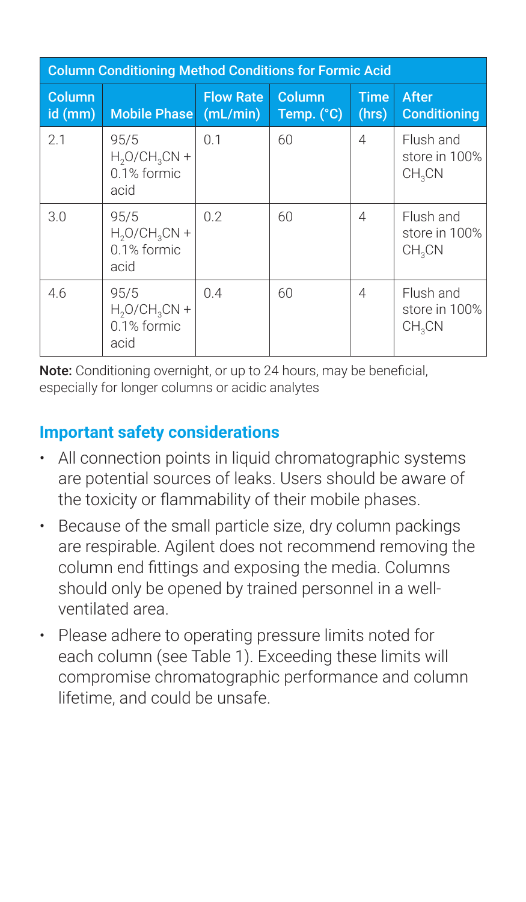| Column Conditioning Method Conditions for Formic Acid | | | | | |
|---|---|---|---|---|---|
| Column id (mm) | Mobile Phase | Flow Rate (mL/min) | Column Temp. (°C) | Time (hrs) | After Conditioning |
| 2.1 | 95/5 $H_2O/CH_3CN$ + 0.1% formic acid | 0.1 | 60 | 4 | Flush and store in 100% $CH_3CN$ |
| 3.0 | 95/5 $H_2O/CH_3CN$ + 0.1% formic acid | 0.2 | 60 | 4 | Flush and store in 100% $CH_3CN$ |
| 4.6 | 95/5 $H_2O/CH_3CN$ + 0.1% formic acid | 0.4 | 60 | 4 | Flush and store in 100% $CH_3CN$ |

**Note:** Conditioning overnight, or up to 24 hours, may be beneficial, especially for longer columns or acidic analytes

## Important safety considerations

- All connection points in liquid chromatographic systems are potential sources of leaks. Users should be aware of the toxicity or flammability of their mobile phases.
- Because of the small particle size, dry column packings are respirable. Agilent does not recommend removing the column end fittings and exposing the media. Columns should only be opened by trained personnel in a well-ventilated area.
- Please adhere to operating pressure limits noted for each column (see Table 1). Exceeding these limits will compromise chromatographic performance and column lifetime, and could be unsafe.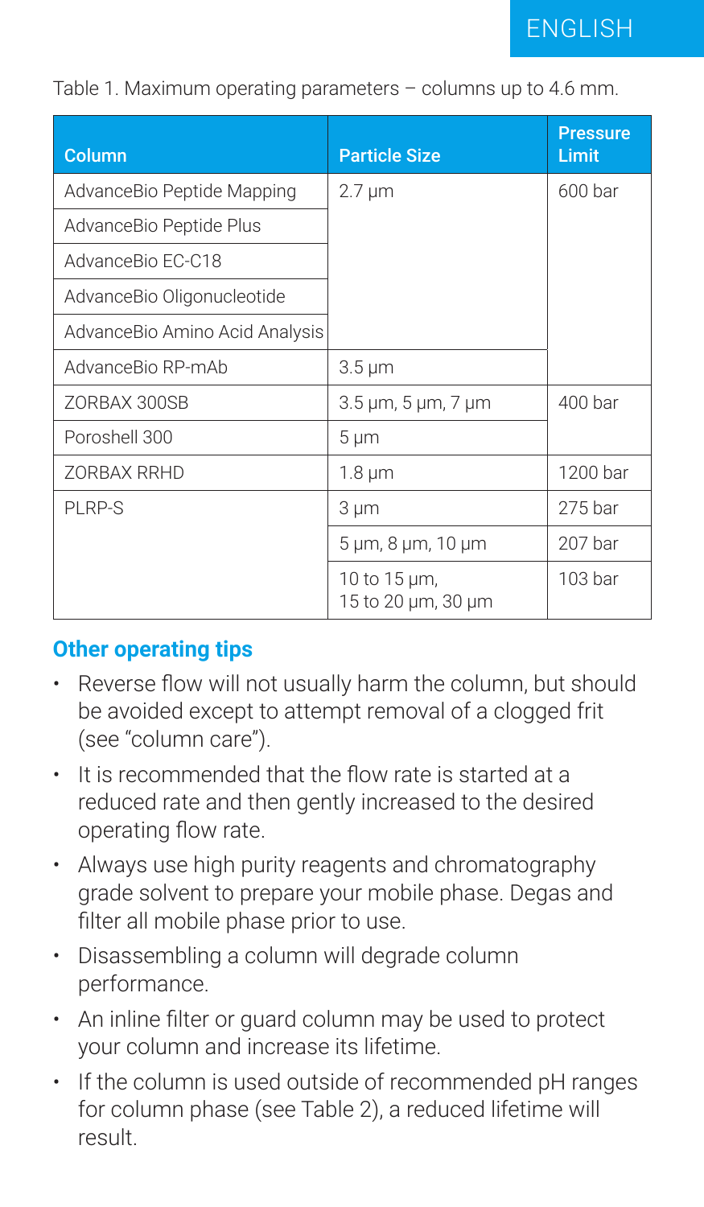Table 1. Maximum operating parameters – columns up to 4.6 mm.

| Column | Particle Size | Pressure Limit |
| --- | --- | --- |
| AdvanceBio Peptide Mapping | 2.7 µm | 600 bar |
| AdvanceBio Peptide Plus | | |
| AdvanceBio EC-C18 | | |
| AdvanceBio Oligonucleotide | | |
| AdvanceBio Amino Acid Analysis | | |
| AdvanceBio RP-mAb | 3.5 µm | |
| ZORBAX 300SB | 3.5 µm, 5 µm, 7 µm | 400 bar |
| Poroshell 300 | 5 µm | |
| ZORBAX RRHD | 1.8 µm | 1200 bar |
| PLRP-S | 3 µm | 275 bar |
| | 5 µm, 8 µm, 10 µm | 207 bar |
| | 10 to 15 µm, 15 to 20 µm, 30 µm | 103 bar |

## Other operating tips

- Reverse flow will not usually harm the column, but should be avoided except to attempt removal of a clogged frit (see "column care").
- It is recommended that the flow rate is started at a reduced rate and then gently increased to the desired operating flow rate.
- Always use high purity reagents and chromatography grade solvent to prepare your mobile phase. Degas and filter all mobile phase prior to use.
- Disassembling a column will degrade column performance.
- An inline filter or guard column may be used to protect your column and increase its lifetime.
- If the column is used outside of recommended pH ranges for column phase (see Table 2), a reduced lifetime will result.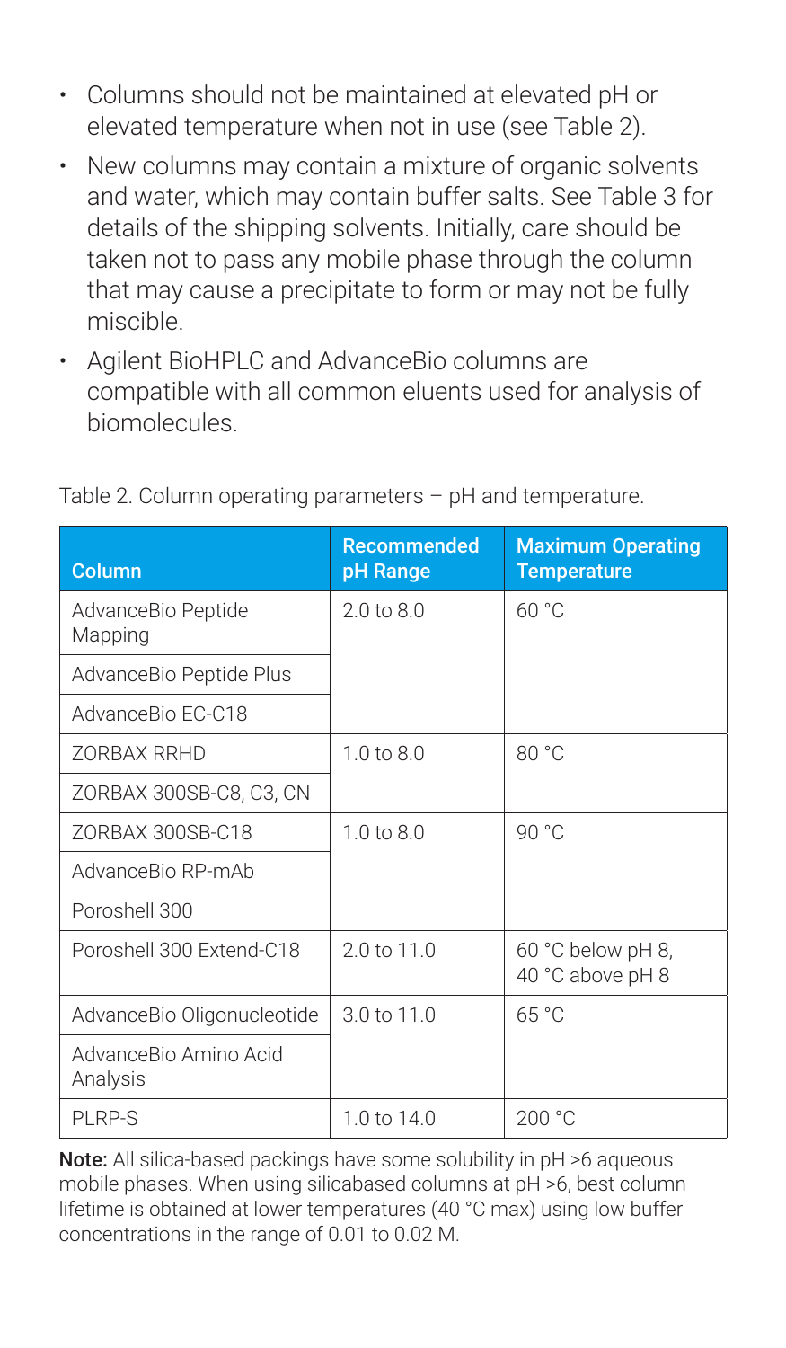- Columns should not be maintained at elevated pH or elevated temperature when not in use (see Table 2).
- New columns may contain a mixture of organic solvents and water, which may contain buffer salts. See Table 3 for details of the shipping solvents. Initially, care should be taken not to pass any mobile phase through the column that may cause a precipitate to form or may not be fully miscible.
- Agilent BioHPLC and AdvanceBio columns are compatible with all common eluents used for analysis of biomolecules.

Table 2. Column operating parameters – pH and temperature.

| Column | Recommended pH Range | Maximum Operating Temperature |
| --- | --- | --- |
| AdvanceBio Peptide Mapping | 2.0 to 8.0 | 60 °C |
| AdvanceBio Peptide Plus | | |
| AdvanceBio EC-C18 | | |
| ZORBAX RRHD | 1.0 to 8.0 | 80 °C |
| ZORBAX 300SB-C8, C3, CN | | |
| ZORBAX 300SB-C18 | 1.0 to 8.0 | 90 °C |
| AdvanceBio RP-mAb | | |
| Poroshell 300 | | |
| Poroshell 300 Extend-C18 | 2.0 to 11.0 | 60 °C below pH 8, 40 °C above pH 8 |
| AdvanceBio Oligonucleotide | 3.0 to 11.0 | 65 °C |
| AdvanceBio Amino Acid Analysis | | |
| PLRP-S | 1.0 to 14.0 | 200 °C |

**Note:** All silica-based packings have some solubility in pH >6 aqueous mobile phases. When using silicabased columns at pH >6, best column lifetime is obtained at lower temperatures (40 °C max) using low buffer concentrations in the range of 0.01 to 0.02 M.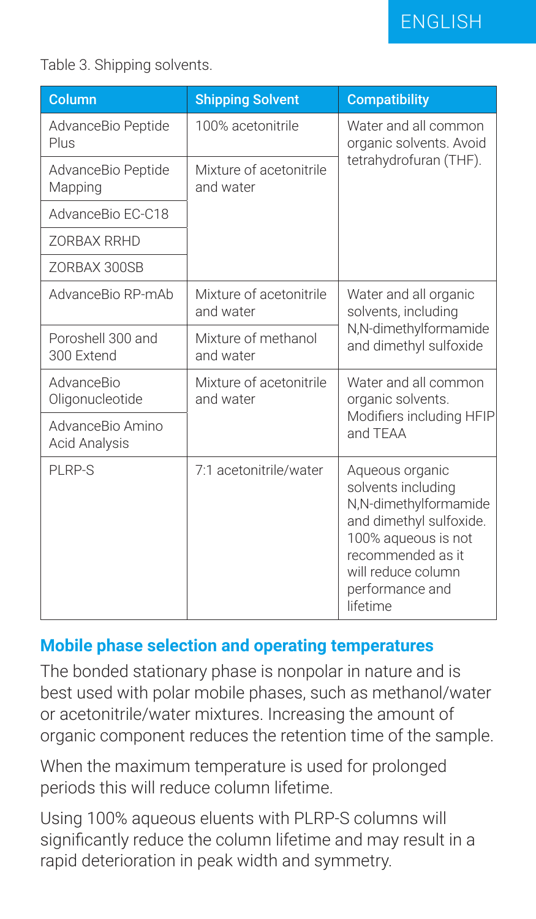Table 3. Shipping solvents.

| Column | Shipping Solvent | Compatibility |
|---|---|---|
| AdvanceBio Peptide Plus | 100% acetonitrile | Water and all common organic solvents. Avoid tetrahydrofuran (THF). |
| AdvanceBio Peptide Mapping | Mixture of acetonitrile and water | |
| AdvanceBio EC-C18 | | |
| ZORBAX RRHD | | |
| ZORBAX 300SB | | |
| AdvanceBio RP-mAb | Mixture of acetonitrile and water | Water and all organic solvents, including N,N-dimethylformamide and dimethyl sulfoxide |
| Poroshell 300 and 300 Extend | Mixture of methanol and water | |
| AdvanceBio Oligonucleotide | Mixture of acetonitrile and water | Water and all common organic solvents. Modifiers including HFIP and TEAA |
| AdvanceBio Amino Acid Analysis | | |
| PLRP-S | 7:1 acetonitrile/water | Aqueous organic solvents including N,N-dimethylformamide and dimethyl sulfoxide. 100% aqueous is not recommended as it will reduce column performance and lifetime |

## Mobile phase selection and operating temperatures

The bonded stationary phase is nonpolar in nature and is best used with polar mobile phases, such as methanol/water or acetonitrile/water mixtures. Increasing the amount of organic component reduces the retention time of the sample.

When the maximum temperature is used for prolonged periods this will reduce column lifetime.

Using 100% aqueous eluents with PLRP-S columns will significantly reduce the column lifetime and may result in a rapid deterioration in peak width and symmetry.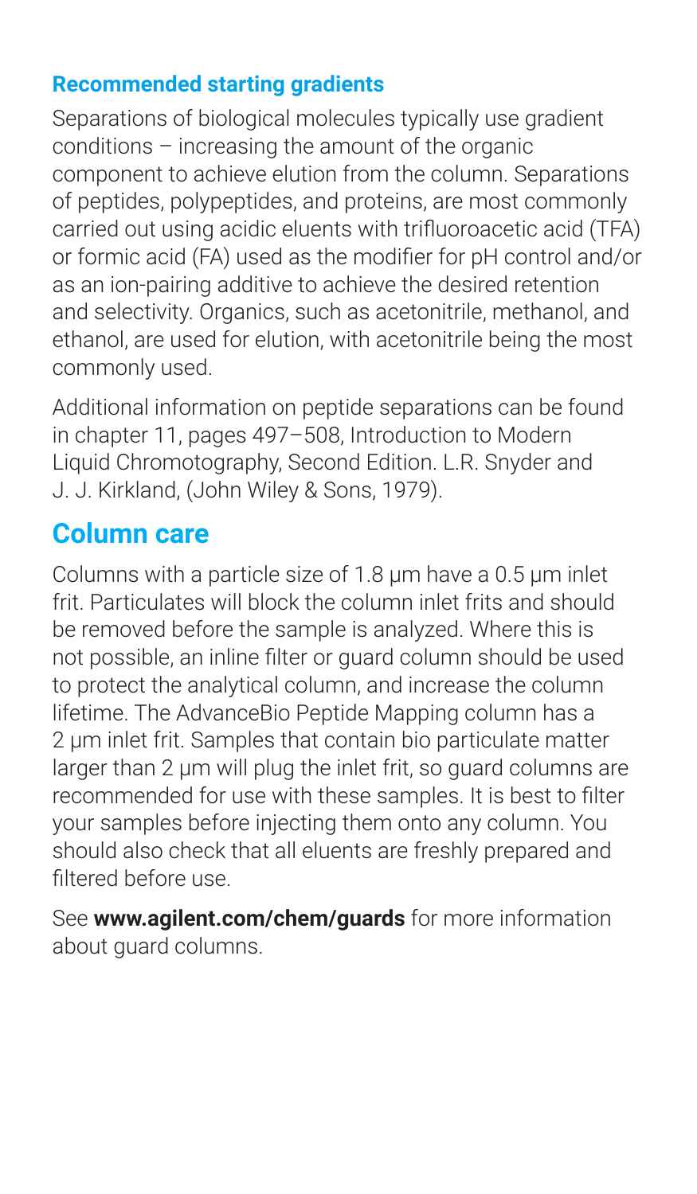### Recommended starting gradients

Separations of biological molecules typically use gradient conditions – increasing the amount of the organic component to achieve elution from the column. Separations of peptides, polypeptides, and proteins, are most commonly carried out using acidic eluents with trifluoroacetic acid (TFA) or formic acid (FA) used as the modifier for pH control and/or as an ion-pairing additive to achieve the desired retention and selectivity. Organics, such as acetonitrile, methanol, and ethanol, are used for elution, with acetonitrile being the most commonly used.

Additional information on peptide separations can be found in chapter 11, pages 497–508, Introduction to Modern Liquid Chromotography, Second Edition. L.R. Snyder and J. J. Kirkland, (John Wiley & Sons, 1979).

## Column care

Columns with a particle size of 1.8 µm have a 0.5 µm inlet frit. Particulates will block the column inlet frits and should be removed before the sample is analyzed. Where this is not possible, an inline filter or guard column should be used to protect the analytical column, and increase the column lifetime. The AdvanceBio Peptide Mapping column has a 2 µm inlet frit. Samples that contain bio particulate matter larger than 2 µm will plug the inlet frit, so guard columns are recommended for use with these samples. It is best to filter your samples before injecting them onto any column. You should also check that all eluents are freshly prepared and filtered before use.

See **www.agilent.com/chem/guards** for more information about guard columns.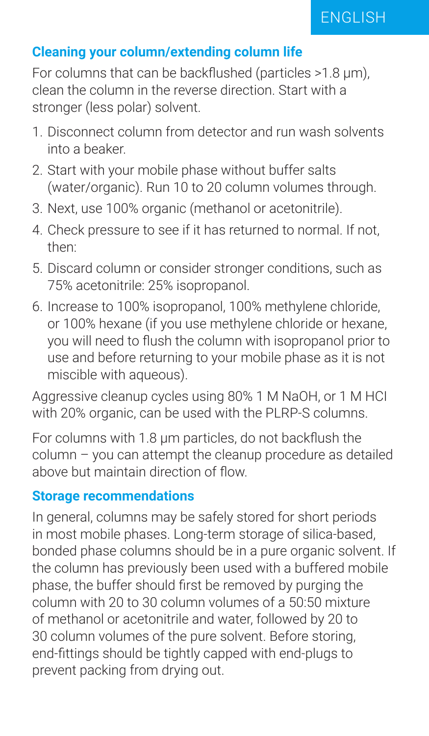## Cleaning your column/extending column life

For columns that can be backflushed (particles >1.8 µm), clean the column in the reverse direction. Start with a stronger (less polar) solvent.

1. Disconnect column from detector and run wash solvents into a beaker.
2. Start with your mobile phase without buffer salts (water/organic). Run 10 to 20 column volumes through.
3. Next, use 100% organic (methanol or acetonitrile).
4. Check pressure to see if it has returned to normal. If not, then:
5. Discard column or consider stronger conditions, such as 75% acetonitrile: 25% isopropanol.
6. Increase to 100% isopropanol, 100% methylene chloride, or 100% hexane (if you use methylene chloride or hexane, you will need to flush the column with isopropanol prior to use and before returning to your mobile phase as it is not miscible with aqueous).

Aggressive cleanup cycles using 80% 1 M NaOH, or 1 M HCl with 20% organic, can be used with the PLRP-S columns.

For columns with 1.8 µm particles, do not backflush the column – you can attempt the cleanup procedure as detailed above but maintain direction of flow.

## Storage recommendations

In general, columns may be safely stored for short periods in most mobile phases. Long-term storage of silica-based, bonded phase columns should be in a pure organic solvent. If the column has previously been used with a buffered mobile phase, the buffer should first be removed by purging the column with 20 to 30 column volumes of a 50:50 mixture of methanol or acetonitrile and water, followed by 20 to 30 column volumes of the pure solvent. Before storing, end-fittings should be tightly capped with end-plugs to prevent packing from drying out.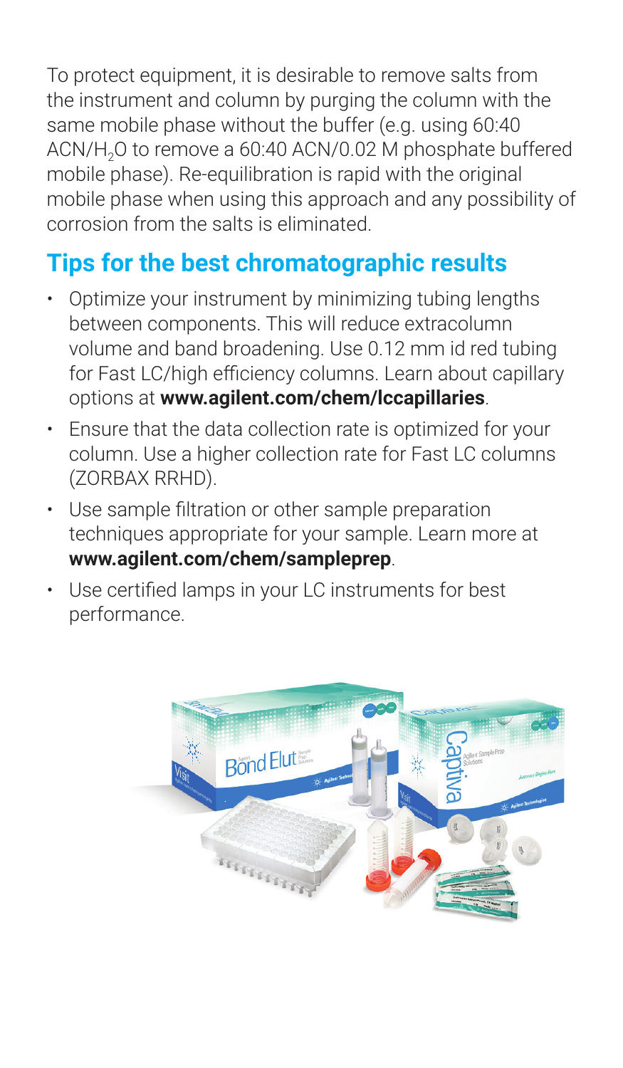To protect equipment, it is desirable to remove salts from the instrument and column by purging the column with the same mobile phase without the buffer (e.g. using 60:40 ACN/$H_2O$ to remove a 60:40 ACN/0.02 M phosphate buffered mobile phase). Re-equilibration is rapid with the original mobile phase when using this approach and any possibility of corrosion from the salts is eliminated.

## Tips for the best chromatographic results

- Optimize your instrument by minimizing tubing lengths between components. This will reduce extracolumn volume and band broadening. Use 0.12 mm id red tubing for Fast LC/high efficiency columns. Learn about capillary options at **www.agilent.com/chem/lccapillaries**.
- Ensure that the data collection rate is optimized for your column. Use a higher collection rate for Fast LC columns (ZORBAX RRHD).
- Use sample filtration or other sample preparation techniques appropriate for your sample. Learn more at **www.agilent.com/chem/sampleprep**.
- Use certified lamps in your LC instruments for best performance.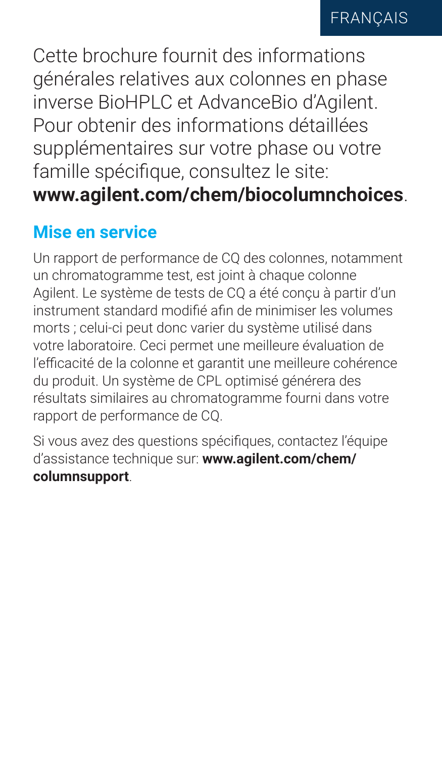Cette brochure fournit des informations générales relatives aux colonnes en phase inverse BioHPLC et AdvanceBio d'Agilent. Pour obtenir des informations détaillées supplémentaires sur votre phase ou votre famille spécifique, consultez le site: **www.agilent.com/chem/biocolumnchoices**.

## Mise en service

Un rapport de performance de CQ des colonnes, notamment un chromatogramme test, est joint à chaque colonne Agilent. Le système de tests de CQ a été conçu à partir d'un instrument standard modifié afin de minimiser les volumes morts ; celui-ci peut donc varier du système utilisé dans votre laboratoire. Ceci permet une meilleure évaluation de l'efficacité de la colonne et garantit une meilleure cohérence du produit. Un système de CPL optimisé générera des résultats similaires au chromatogramme fourni dans votre rapport de performance de CQ.

Si vous avez des questions spécifiques, contactez l'équipe d'assistance technique sur: **www.agilent.com/chem/columnsupport**.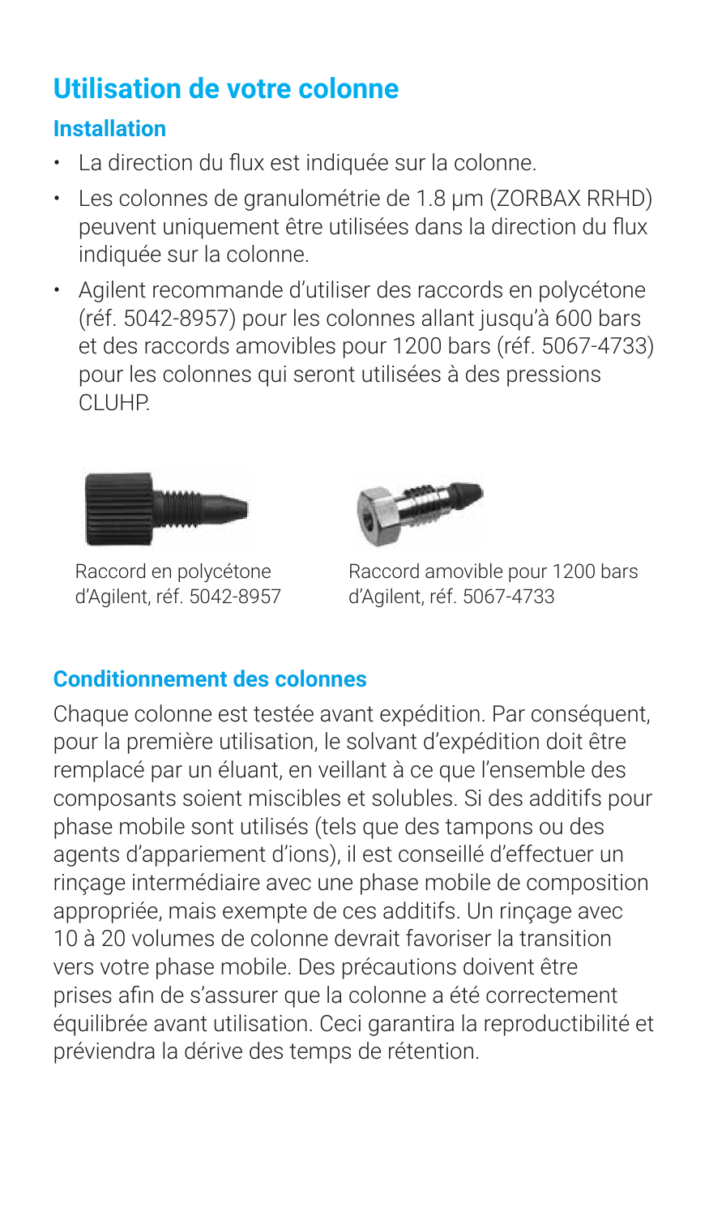# Utilisation de votre colonne

## Installation

- La direction du flux est indiquée sur la colonne.
- Les colonnes de granulométrie de 1.8 µm (ZORBAX RRHD) peuvent uniquement être utilisées dans la direction du flux indiquée sur la colonne.
- Agilent recommande d'utiliser des raccords en polycétone (réf. 5042-8957) pour les colonnes allant jusqu'à 600 bars et des raccords amovibles pour 1200 bars (réf. 5067-4733) pour les colonnes qui seront utilisées à des pressions CLUHP.

Raccord en polycétone d'Agilent, réf. 5042-8957

Raccord amovible pour 1200 bars d'Agilent, réf. 5067-4733

## Conditionnement des colonnes

Chaque colonne est testée avant expédition. Par conséquent, pour la première utilisation, le solvant d'expédition doit être remplacé par un éluant, en veillant à ce que l'ensemble des composants soient miscibles et solubles. Si des additifs pour phase mobile sont utilisés (tels que des tampons ou des agents d'appariement d'ions), il est conseillé d'effectuer un rinçage intermédiaire avec une phase mobile de composition appropriée, mais exempte de ces additifs. Un rinçage avec 10 à 20 volumes de colonne devrait favoriser la transition vers votre phase mobile. Des précautions doivent être prises afin de s'assurer que la colonne a été correctement équilibrée avant utilisation. Ceci garantira la reproductibilité et préviendra la dérive des temps de rétention.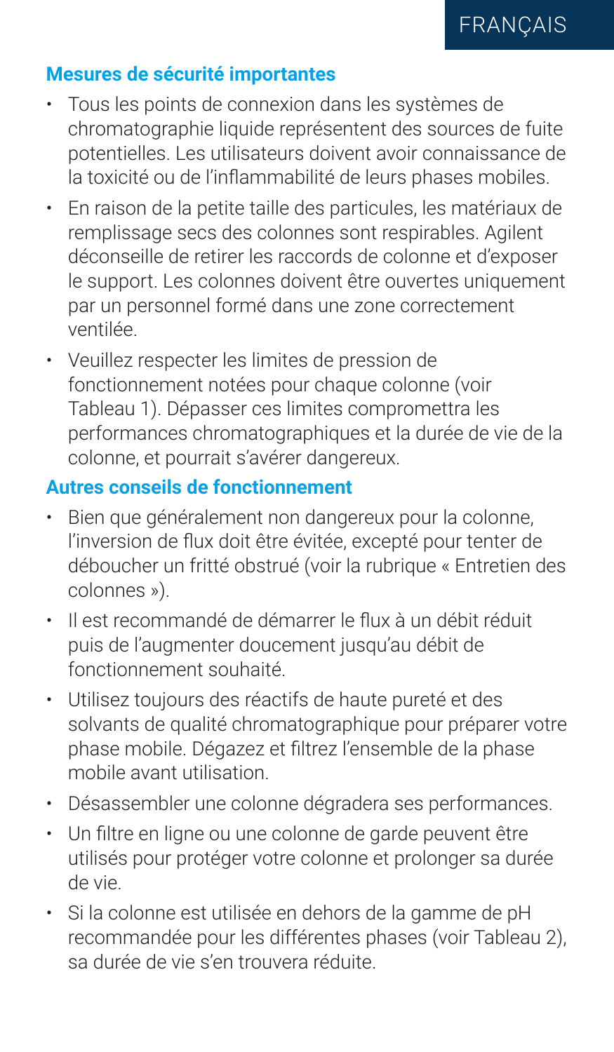## Mesures de sécurité importantes

- Tous les points de connexion dans les systèmes de chromatographie liquide représentent des sources de fuite potentielles. Les utilisateurs doivent avoir connaissance de la toxicité ou de l'inflammabilité de leurs phases mobiles.
- En raison de la petite taille des particules, les matériaux de remplissage secs des colonnes sont respirables. Agilent déconseille de retirer les raccords de colonne et d'exposer le support. Les colonnes doivent être ouvertes uniquement par un personnel formé dans une zone correctement ventilée.
- Veuillez respecter les limites de pression de fonctionnement notées pour chaque colonne (voir Tableau 1). Dépasser ces limites compromettra les performances chromatographiques et la durée de vie de la colonne, et pourrait s'avérer dangereux.

## Autres conseils de fonctionnement

- Bien que généralement non dangereux pour la colonne, l'inversion de flux doit être évitée, excepté pour tenter de déboucher un fritté obstrué (voir la rubrique « Entretien des colonnes »).
- Il est recommandé de démarrer le flux à un débit réduit puis de l'augmenter doucement jusqu'au débit de fonctionnement souhaité.
- Utilisez toujours des réactifs de haute pureté et des solvants de qualité chromatographique pour préparer votre phase mobile. Dégazez et filtrez l'ensemble de la phase mobile avant utilisation.
- Désassembler une colonne dégradera ses performances.
- Un filtre en ligne ou une colonne de garde peuvent être utilisés pour protéger votre colonne et prolonger sa durée de vie.
- Si la colonne est utilisée en dehors de la gamme de pH recommandée pour les différentes phases (voir Tableau 2), sa durée de vie s'en trouvera réduite.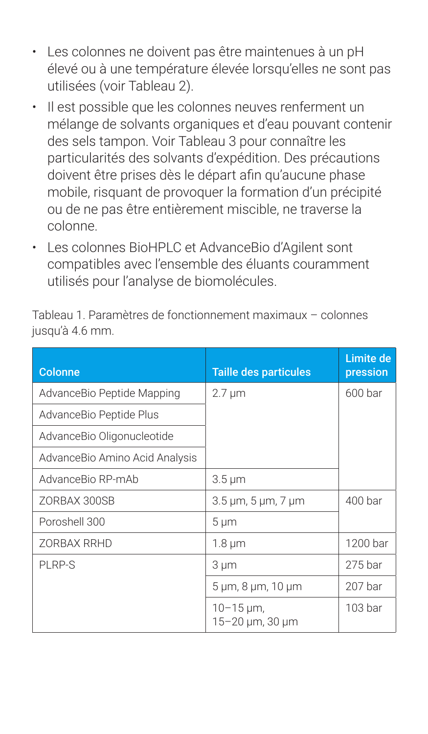- Les colonnes ne doivent pas être maintenues à un pH élevé ou à une température élevée lorsqu'elles ne sont pas utilisées (voir Tableau 2).
- Il est possible que les colonnes neuves renferment un mélange de solvants organiques et d'eau pouvant contenir des sels tampon. Voir Tableau 3 pour connaître les particularités des solvants d'expédition. Des précautions doivent être prises dès le départ afin qu'aucune phase mobile, risquant de provoquer la formation d'un précipité ou de ne pas être entièrement miscible, ne traverse la colonne.
- Les colonnes BioHPLC et AdvanceBio d'Agilent sont compatibles avec l'ensemble des éluants couramment utilisés pour l'analyse de biomolécules.

Tableau 1. Paramètres de fonctionnement maximaux – colonnes jusqu'à 4.6 mm.

| Colonne | Taille des particules | Limite de pression |
|---|---|---|
| AdvanceBio Peptide Mapping | 2.7 µm | 600 bar |
| AdvanceBio Peptide Plus | | |
| AdvanceBio Oligonucleotide | | |
| AdvanceBio Amino Acid Analysis | | |
| AdvanceBio RP-mAb | 3.5 µm | |
| ZORBAX 300SB | 3.5 µm, 5 µm, 7 µm | 400 bar |
| Poroshell 300 | 5 µm | |
| ZORBAX RRHD | 1.8 µm | 1200 bar |
| PLRP-S | 3 µm | 275 bar |
| | 5 µm, 8 µm, 10 µm | 207 bar |
| | 10–15 µm, 15–20 µm, 30 µm | 103 bar |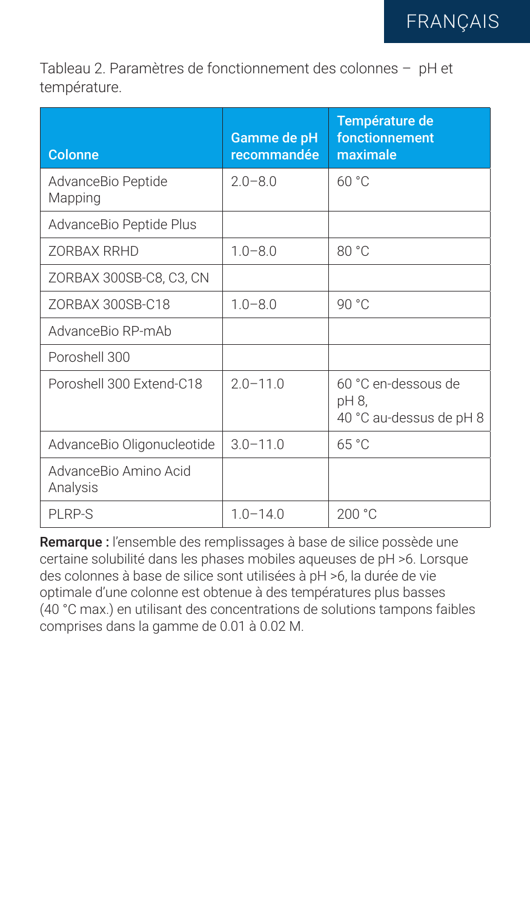Tableau 2. Paramètres de fonctionnement des colonnes – pH et température.

| Colonne | Gamme de pH recommandée | Température de fonctionnement maximale |
|---|---|---|
| AdvanceBio Peptide Mapping | 2.0–8.0 | 60 °C |
| AdvanceBio Peptide Plus | | |
| ZORBAX RRHD | 1.0–8.0 | 80 °C |
| ZORBAX 300SB-C8, C3, CN | | |
| ZORBAX 300SB-C18 | 1.0–8.0 | 90 °C |
| AdvanceBio RP-mAb | | |
| Poroshell 300 | | |
| Poroshell 300 Extend-C18 | 2.0–11.0 | 60 °C en-dessous de pH 8, 40 °C au-dessus de pH 8 |
| AdvanceBio Oligonucleotide | 3.0–11.0 | 65 °C |
| AdvanceBio Amino Acid Analysis | | |
| PLRP-S | 1.0–14.0 | 200 °C |

**Remarque :** l'ensemble des remplissages à base de silice possède une certaine solubilité dans les phases mobiles aqueuses de pH >6. Lorsque des colonnes à base de silice sont utilisées à pH >6, la durée de vie optimale d'une colonne est obtenue à des températures plus basses (40 °C max.) en utilisant des concentrations de solutions tampons faibles comprises dans la gamme de 0.01 à 0.02 M.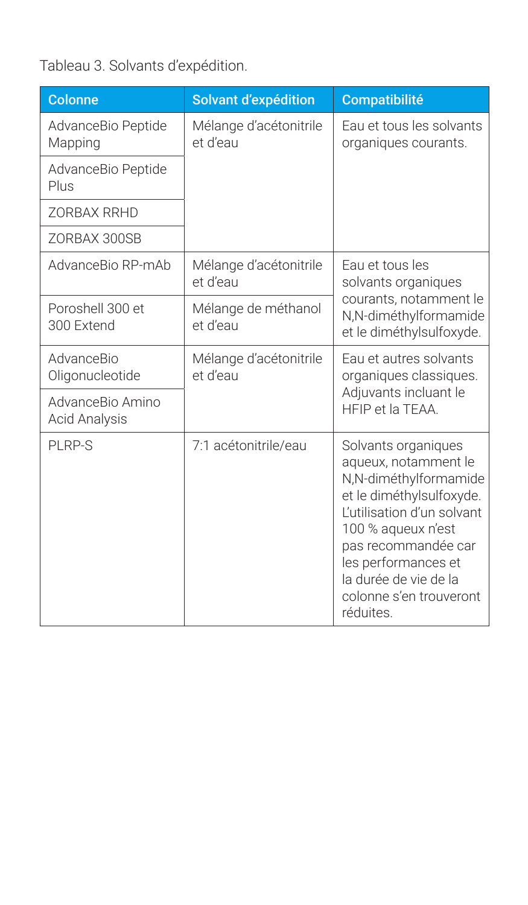Tableau 3. Solvants d'expédition.

| Colonne | Solvant d'expédition | Compatibilité |
| --- | --- | --- |
| AdvanceBio Peptide Mapping | Mélange d'acétonitrile et d'eau | Eau et tous les solvants organiques courants. |
| AdvanceBio Peptide Plus | | |
| ZORBAX RRHD | | |
| ZORBAX 300SB | | |
| AdvanceBio RP-mAb | Mélange d'acétonitrile et d'eau | Eau et tous les solvants organiques courants, notamment le N,N-diméthylformamide et le diméthylsulfoxyde. |
| Poroshell 300 et 300 Extend | Mélange de méthanol et d'eau | |
| AdvanceBio Oligonucleotide | Mélange d'acétonitrile et d'eau | Eau et autres solvants organiques classiques. Adjuvants incluant le HFIP et la TEAA. |
| AdvanceBio Amino Acid Analysis | | |
| PLRP-S | 7:1 acétonitrile/eau | Solvants organiques aqueux, notamment le N,N-diméthylformamide et le diméthylsulfoxyde. L'utilisation d'un solvant 100 % aqueux n'est pas recommandée car les performances et la durée de vie de la colonne s'en trouveront réduites. |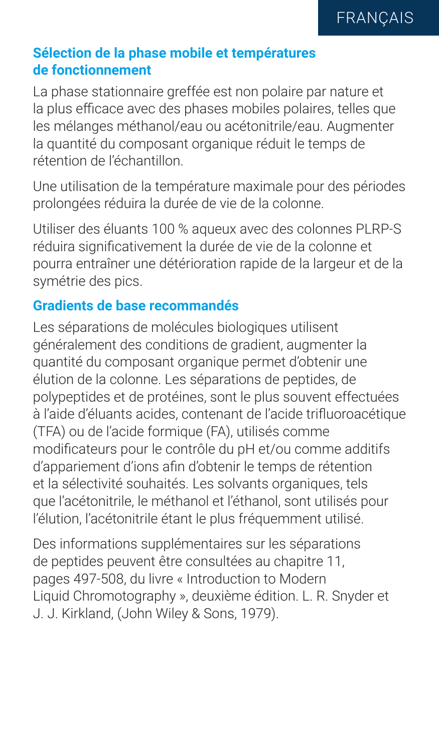## Sélection de la phase mobile et températures de fonctionnement

La phase stationnaire greffée est non polaire par nature et la plus efficace avec des phases mobiles polaires, telles que les mélanges méthanol/eau ou acétonitrile/eau. Augmenter la quantité du composant organique réduit le temps de rétention de l'échantillon.

Une utilisation de la température maximale pour des périodes prolongées réduira la durée de vie de la colonne.

Utiliser des éluants 100 % aqueux avec des colonnes PLRP-S réduira significativement la durée de vie de la colonne et pourra entraîner une détérioration rapide de la largeur et de la symétrie des pics.

## Gradients de base recommandés

Les séparations de molécules biologiques utilisent généralement des conditions de gradient, augmenter la quantité du composant organique permet d'obtenir une élution de la colonne. Les séparations de peptides, de polypeptides et de protéines, sont le plus souvent effectuées à l'aide d'éluants acides, contenant de l'acide trifluoroacétique (TFA) ou de l'acide formique (FA), utilisés comme modificateurs pour le contrôle du pH et/ou comme additifs d'appariement d'ions afin d'obtenir le temps de rétention et la sélectivité souhaités. Les solvants organiques, tels que l'acétonitrile, le méthanol et l'éthanol, sont utilisés pour l'élution, l'acétonitrile étant le plus fréquemment utilisé.

Des informations supplémentaires sur les séparations de peptides peuvent être consultées au chapitre 11, pages 497-508, du livre « Introduction to Modern Liquid Chromotography », deuxième édition. L. R. Snyder et J. J. Kirkland, (John Wiley & Sons, 1979).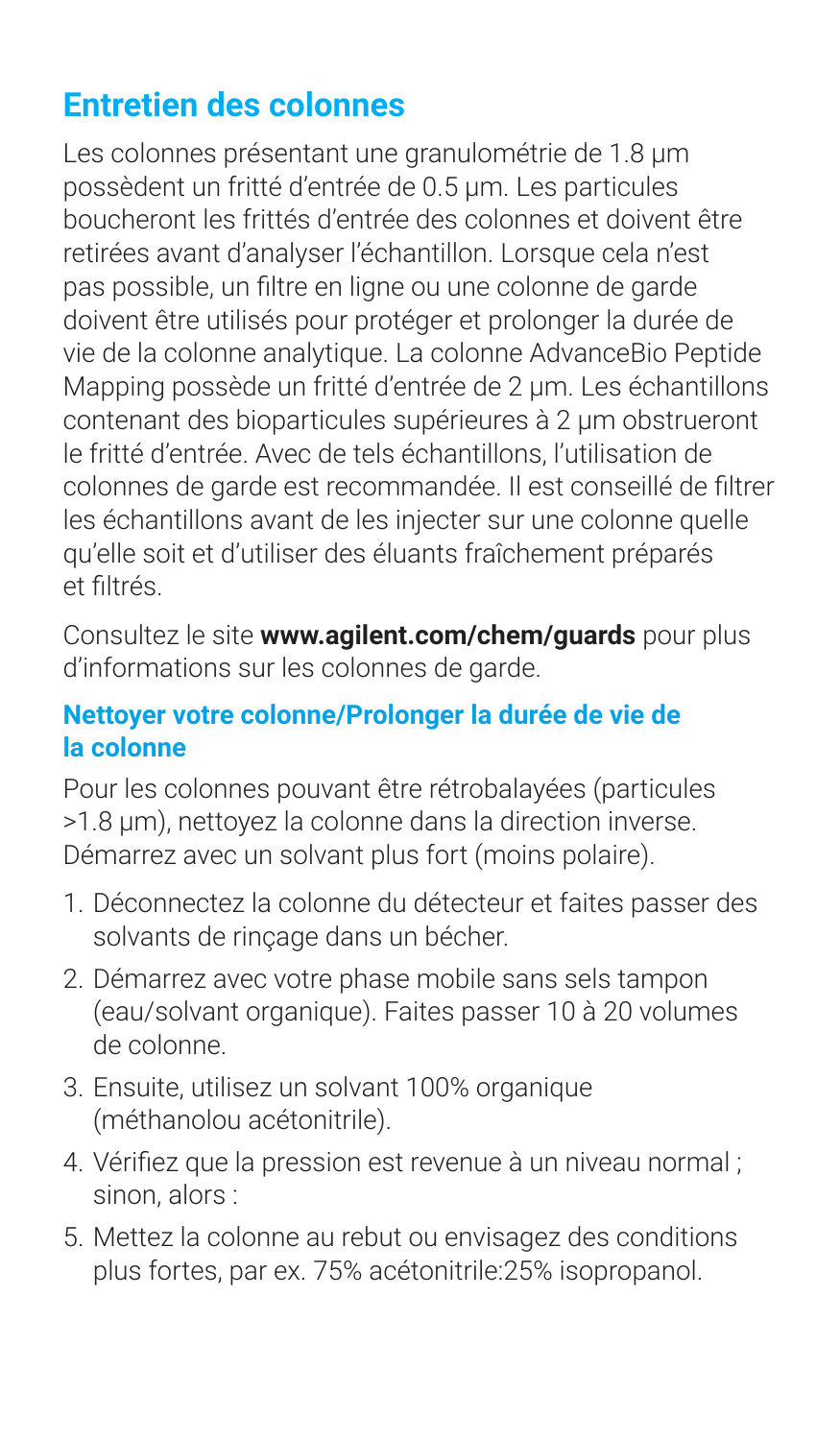## Entretien des colonnes

Les colonnes présentant une granulométrie de 1.8 µm possèdent un fritté d'entrée de 0.5 µm. Les particules boucheront les frittés d'entrée des colonnes et doivent être retirées avant d'analyser l'échantillon. Lorsque cela n'est pas possible, un filtre en ligne ou une colonne de garde doivent être utilisés pour protéger et prolonger la durée de vie de la colonne analytique. La colonne AdvanceBio Peptide Mapping possède un fritté d'entrée de 2 µm. Les échantillons contenant des bioparticules supérieures à 2 µm obstrueront le fritté d'entrée. Avec de tels échantillons, l'utilisation de colonnes de garde est recommandée. Il est conseillé de filtrer les échantillons avant de les injecter sur une colonne quelle qu'elle soit et d'utiliser des éluants fraîchement préparés et filtrés.

Consultez le site **www.agilent.com/chem/guards** pour plus d'informations sur les colonnes de garde.

### Nettoyer votre colonne/Prolonger la durée de vie de la colonne

Pour les colonnes pouvant être rétrobalayées (particules >1.8 µm), nettoyez la colonne dans la direction inverse. Démarrez avec un solvant plus fort (moins polaire).

1. Déconnectez la colonne du détecteur et faites passer des solvants de rinçage dans un bécher.
2. Démarrez avec votre phase mobile sans sels tampon (eau/solvant organique). Faites passer 10 à 20 volumes de colonne.
3. Ensuite, utilisez un solvant 100% organique (méthanolou acétonitrile).
4. Vérifiez que la pression est revenue à un niveau normal ; sinon, alors :
5. Mettez la colonne au rebut ou envisagez des conditions plus fortes, par ex. 75% acétonitrile:25% isopropanol.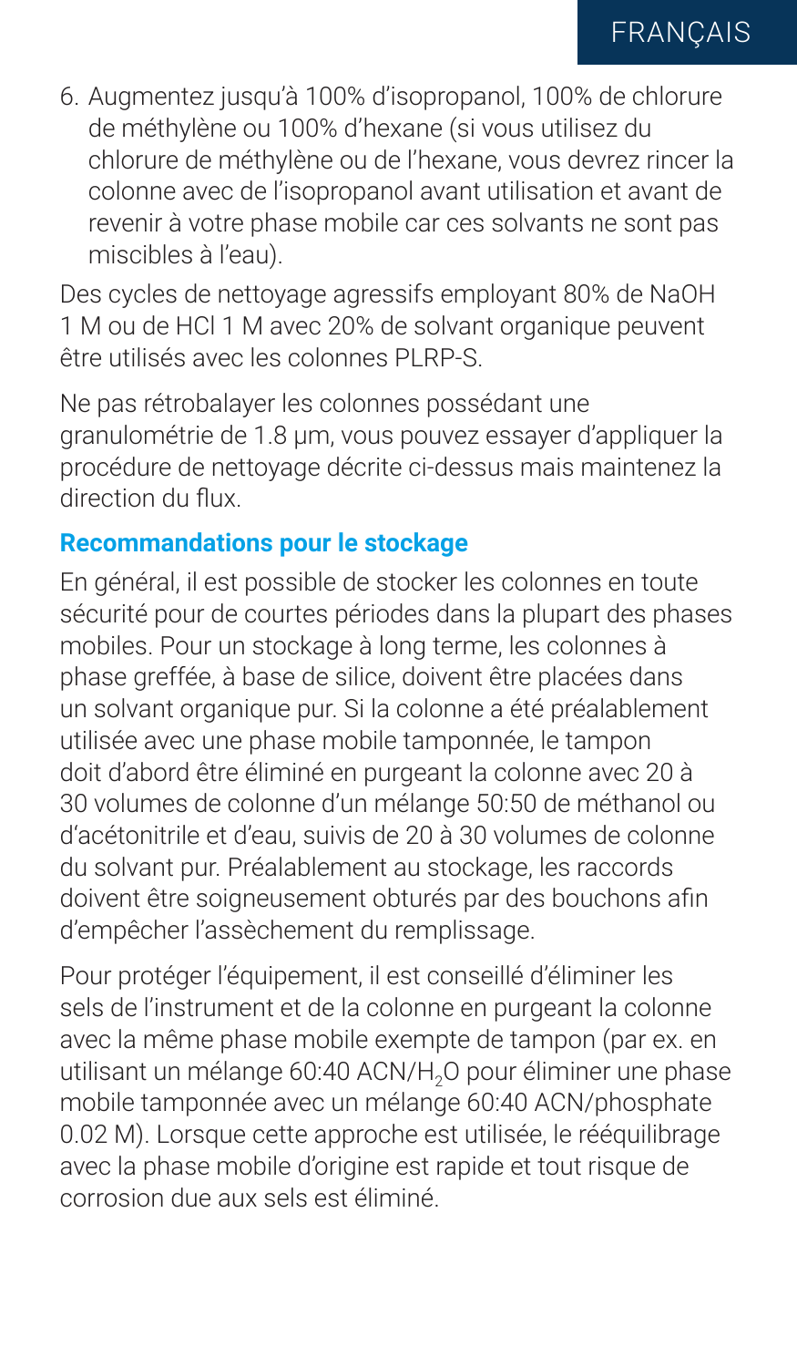6. Augmentez jusqu'à 100% d'isopropanol, 100% de chlorure de méthylène ou 100% d'hexane (si vous utilisez du chlorure de méthylène ou de l'hexane, vous devrez rincer la colonne avec de l'isopropanol avant utilisation et avant de revenir à votre phase mobile car ces solvants ne sont pas miscibles à l'eau).

Des cycles de nettoyage agressifs employant 80% de NaOH 1 M ou de HCl 1 M avec 20% de solvant organique peuvent être utilisés avec les colonnes PLRP-S.

Ne pas rétrobalayer les colonnes possédant une granulométrie de 1.8 µm, vous pouvez essayer d'appliquer la procédure de nettoyage décrite ci-dessus mais maintenez la direction du flux.

### Recommandations pour le stockage

En général, il est possible de stocker les colonnes en toute sécurité pour de courtes périodes dans la plupart des phases mobiles. Pour un stockage à long terme, les colonnes à phase greffée, à base de silice, doivent être placées dans un solvant organique pur. Si la colonne a été préalablement utilisée avec une phase mobile tamponnée, le tampon doit d'abord être éliminé en purgeant la colonne avec 20 à 30 volumes de colonne d'un mélange 50:50 de méthanol ou d'acétonitrile et d'eau, suivis de 20 à 30 volumes de colonne du solvant pur. Préalablement au stockage, les raccords doivent être soigneusement obturés par des bouchons afin d'empêcher l'assèchement du remplissage.

Pour protéger l'équipement, il est conseillé d'éliminer les sels de l'instrument et de la colonne en purgeant la colonne avec la même phase mobile exempte de tampon (par ex. en utilisant un mélange 60:40 ACN/$H_2O$ pour éliminer une phase mobile tamponnée avec un mélange 60:40 ACN/phosphate 0.02 M). Lorsque cette approche est utilisée, le rééquilibrage avec la phase mobile d'origine est rapide et tout risque de corrosion due aux sels est éliminé.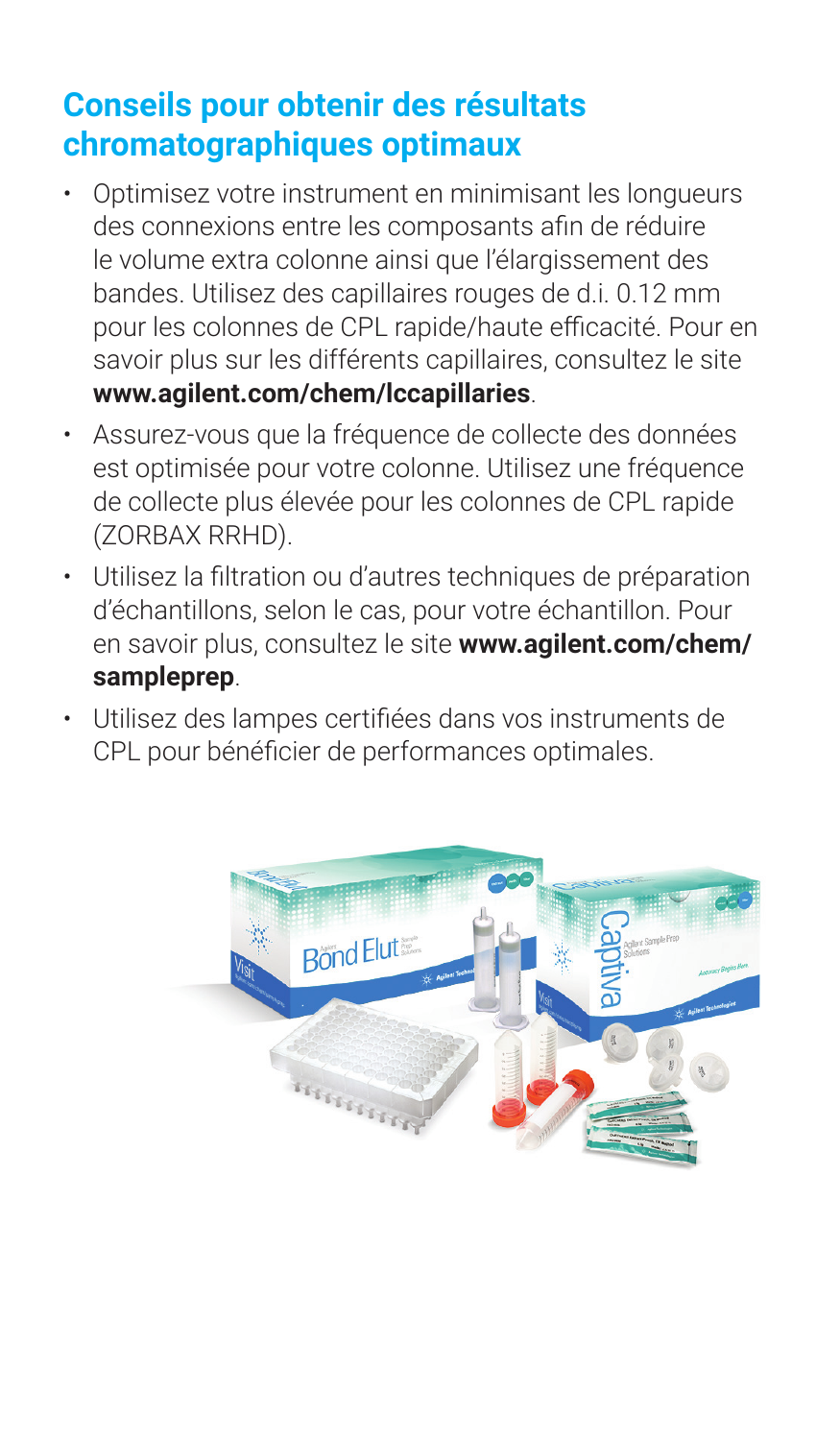## Conseils pour obtenir des résultats chromatographiques optimaux

- Optimisez votre instrument en minimisant les longueurs des connexions entre les composants afin de réduire le volume extra colonne ainsi que l'élargissement des bandes. Utilisez des capillaires rouges de d.i. 0.12 mm pour les colonnes de CPL rapide/haute efficacité. Pour en savoir plus sur les différents capillaires, consultez le site **www.agilent.com/chem/lccapillaries**.
- Assurez-vous que la fréquence de collecte des données est optimisée pour votre colonne. Utilisez une fréquence de collecte plus élevée pour les colonnes de CPL rapide (ZORBAX RRHD).
- Utilisez la filtration ou d'autres techniques de préparation d'échantillons, selon le cas, pour votre échantillon. Pour en savoir plus, consultez le site **www.agilent.com/chem/sampleprep**.
- Utilisez des lampes certifiées dans vos instruments de CPL pour bénéficier de performances optimales.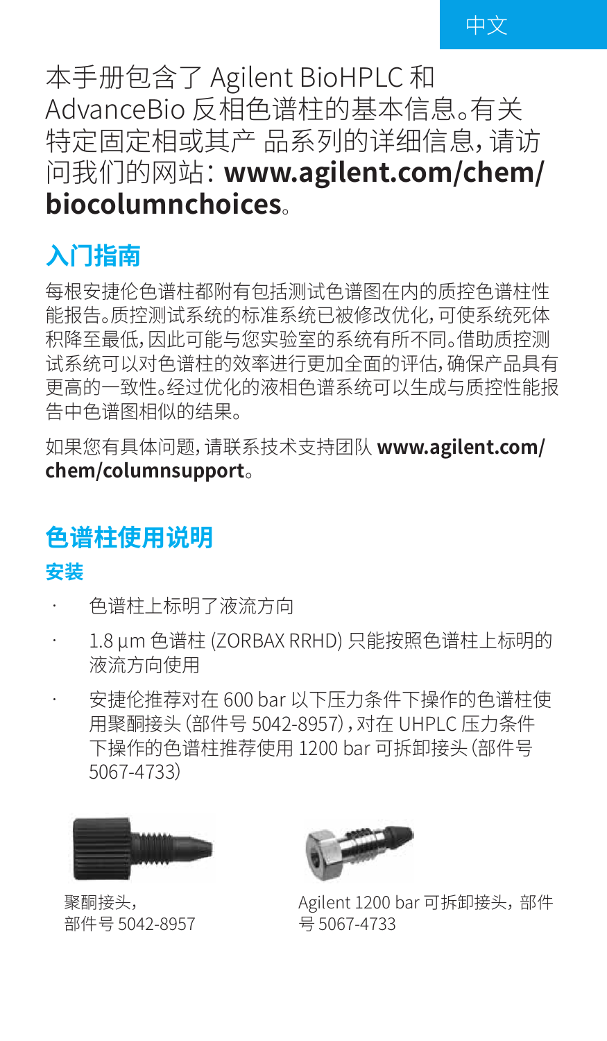中文

本手册包含了 Agilent BioHPLC 和 AdvanceBio 反相色谱柱的基本信息。有关特定固定相或其产 品系列的详细信息，请访问我们的网站：**www.agilent.com/chem/biocolumnchoices**。

## 入门指南

每根安捷伦色谱柱都附有包括测试色谱图在内的质控色谱柱性能报告。质控测试系统的标准系统已被修改优化，可使系统死体积降至最低，因此可能与您实验室的系统有所不同。借助质控测试系统可以对色谱柱的效率进行更加全面的评估，确保产品具有更高的一致性。经过优化的液相色谱系统可以生成与质控性能报告中色谱图相似的结果。

如果您有具体问题，请联系技术支持团队 **www.agilent.com/chem/columnsupport**。

## 色谱柱使用说明

### 安装

- 色谱柱上标明了液流方向
- 1.8 µm 色谱柱 (ZORBAX RRHD) 只能按照色谱柱上标明的液流方向使用
- 安捷伦推荐对在 600 bar 以下压力条件下操作的色谱柱使用聚酮接头（部件号 5042-8957），对在 UHPLC 压力条件下操作的色谱柱推荐使用 1200 bar 可拆卸接头（部件号 5067-4733）

聚酮接头，部件号 5042-8957

Agilent 1200 bar 可拆卸接头，部件号 5067-4733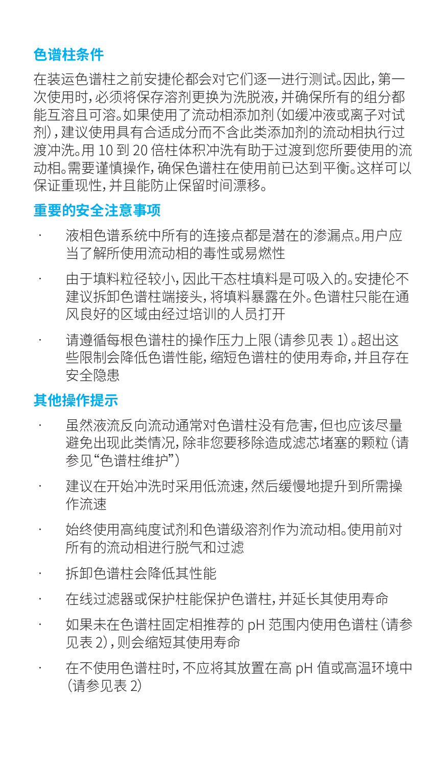## 色谱柱条件

在装运色谱柱之前安捷伦都会对它们逐一进行测试。因此，第一次使用时，必须将保存溶剂更换为洗脱液，并确保所有的组分都能互溶且可溶。如果使用了流动相添加剂（如缓冲液或离子对试剂），建议使用具有合适成分而不含此类添加剂的流动相执行过渡冲洗。用 10 到 20 倍柱体积冲洗有助于过渡到您所要使用的流动相。需要谨慎操作，确保色谱柱在使用前已达到平衡。这样可以保证重现性，并且能防止保留时间漂移。

## 重要的安全注意事项

- 液相色谱系统中所有的连接点都是潜在的渗漏点。用户应当了解所使用流动相的毒性或易燃性
- 由于填料粒径较小，因此干态柱填料是可吸入的。安捷伦不建议拆卸色谱柱端接头，将填料暴露在外。色谱柱只能在通风良好的区域由经过培训的人员打开
- 请遵循每根色谱柱的操作压力上限（请参见表 1）。超出这些限制会降低色谱性能，缩短色谱柱的使用寿命，并且存在安全隐患

## 其他操作提示

- 虽然液流反向流动通常对色谱柱没有危害，但也应该尽量避免出现此类情况，除非您要移除造成滤芯堵塞的颗粒（请参见“色谱柱维护”）
- 建议在开始冲洗时采用低流速，然后缓慢地提升到所需操作流速
- 始终使用高纯度试剂和色谱级溶剂作为流动相。使用前对所有的流动相进行脱气和过滤
- 拆卸色谱柱会降低其性能
- 在线过滤器或保护柱能保护色谱柱，并延长其使用寿命
- 如果未在色谱柱固定相推荐的 pH 范围内使用色谱柱（请参见表 2），则会缩短其使用寿命
- 在不使用色谱柱时，不应将其放置在高 pH 值或高温环境中（请参见表 2）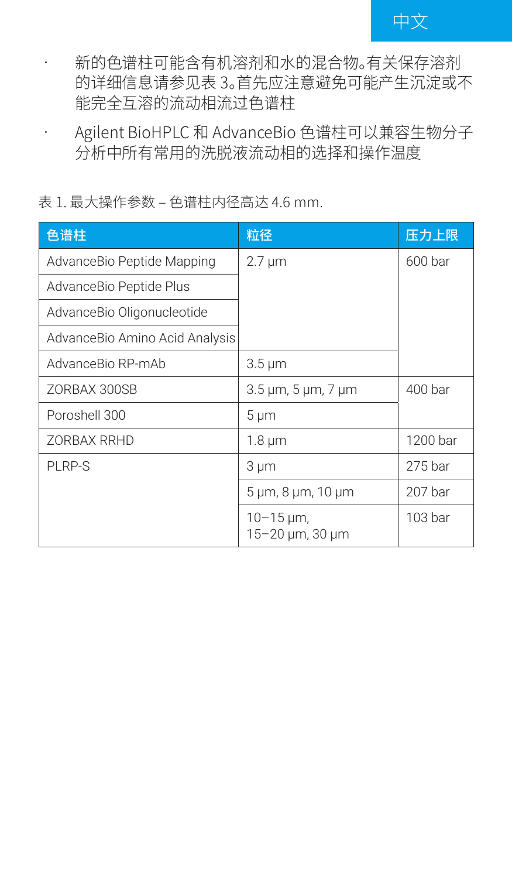- 新的色谱柱可能含有机溶剂和水的混合物。有关保存溶剂的详细信息请参见表 3。首先应注意避免可能产生沉淀或不能完全互溶的流动相流过色谱柱
- Agilent BioHPLC 和 AdvanceBio 色谱柱可以兼容生物分子分析中所有常用的洗脱液流动相的选择和操作温度

表 1. 最大操作参数 – 色谱柱内径高达 4.6 mm.

| 色谱柱 | 粒径 | 压力上限 |
|---|---|---|
| AdvanceBio Peptide Mapping | 2.7 µm | 600 bar |
| AdvanceBio Peptide Plus | | |
| AdvanceBio Oligonucleotide | | |
| AdvanceBio Amino Acid Analysis | | |
| AdvanceBio RP-mAb | 3.5 µm | |
| ZORBAX 300SB | 3.5 µm, 5 µm, 7 µm | 400 bar |
| Poroshell 300 | 5 µm | |
| ZORBAX RRHD | 1.8 µm | 1200 bar |
| PLRP-S | 3 µm | 275 bar |
| | 5 µm, 8 µm, 10 µm | 207 bar |
| | 10–15 µm, 15–20 µm, 30 µm | 103 bar |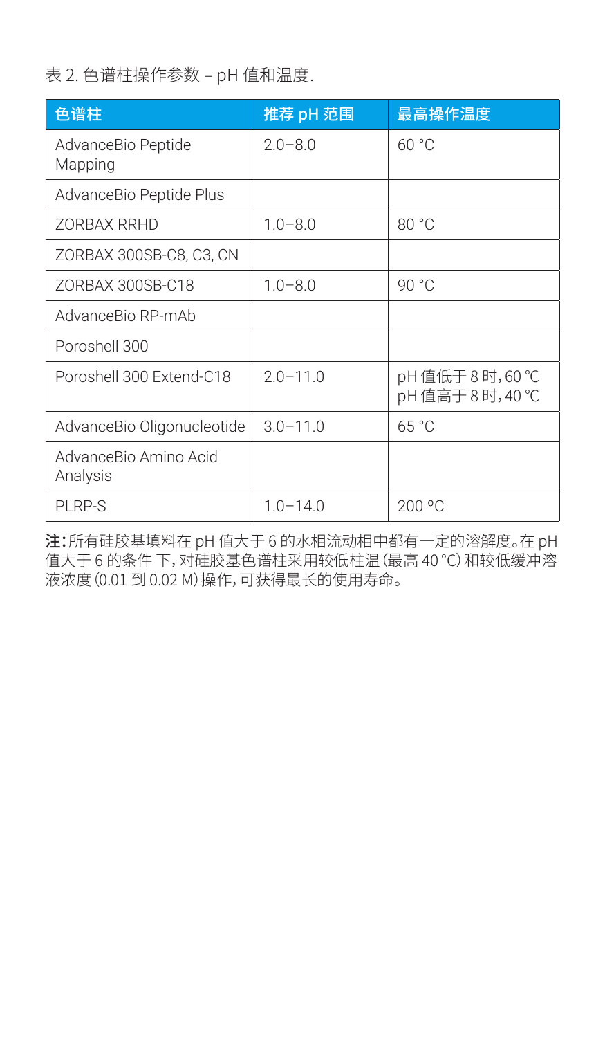表 2. 色谱柱操作参数 – pH 值和温度.

| 色谱柱 | 推荐 pH 范围 | 最高操作温度 |
|---|---|---|
| AdvanceBio Peptide Mapping | 2.0–8.0 | 60 °C |
| AdvanceBio Peptide Plus | | |
| ZORBAX RRHD | 1.0–8.0 | 80 °C |
| ZORBAX 300SB-C8, C3, CN | | |
| ZORBAX 300SB-C18 | 1.0–8.0 | 90 °C |
| AdvanceBio RP-mAb | | |
| Poroshell 300 | | |
| Poroshell 300 Extend-C18 | 2.0–11.0 | pH 值低于 8 时，60 °C<br>pH 值高于 8 时，40 °C |
| AdvanceBio Oligonucleotide | 3.0–11.0 | 65 °C |
| AdvanceBio Amino Acid Analysis | | |
| PLRP-S | 1.0–14.0 | 200 °C |

**注：**所有硅胶基填料在 pH 值大于 6 的水相流动相中都有一定的溶解度。在 pH 值大于 6 的条件 下，对硅胶基色谱柱采用较低柱温（最高 40 °C）和较低缓冲溶液浓度（0.01 到 0.02 M）操作，可获得最长的使用寿命。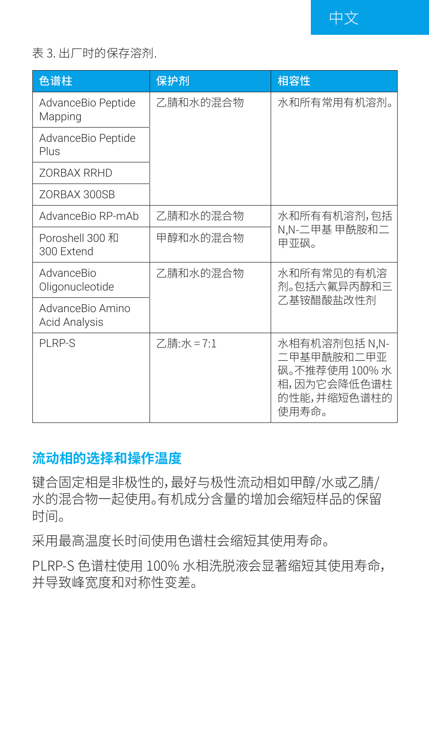表 3. 出厂时的保存溶剂.

| 色谱柱 | 保护剂 | 相容性 |
|---|---|---|
| AdvanceBio Peptide Mapping | 乙腈和水的混合物 | 水和所有常用有机溶剂。 |
| AdvanceBio Peptide Plus | | |
| ZORBAX RRHD | | |
| ZORBAX 300SB | | |
| AdvanceBio RP-mAb | 乙腈和水的混合物 | 水和所有有机溶剂，包括 N,N-二甲基 甲酰胺和二甲亚砜。 |
| Poroshell 300 和 300 Extend | 甲醇和水的混合物 | |
| AdvanceBio Oligonucleotide | 乙腈和水的混合物 | 水和所有常见的有机溶剂。包括六氟异丙醇和三乙基铵醋酸盐改性剂 |
| AdvanceBio Amino Acid Analysis | | |
| PLRP-S | 乙腈:水 = 7:1 | 水相有机溶剂包括 N,N-二甲基甲酰胺和二甲亚砜。不推荐使用 100% 水相，因为它会降低色谱柱的性能，并缩短色谱柱的使用寿命。 |

## 流动相的选择和操作温度

键合固定相是非极性的，最好与极性流动相如甲醇/水或乙腈/水的混合物一起使用。有机成分含量的增加会缩短样品的保留时间。

采用最高温度长时间使用色谱柱会缩短其使用寿命。

PLRP-S 色谱柱使用 100% 水相洗脱液会显著缩短其使用寿命，并导致峰宽度和对称性变差。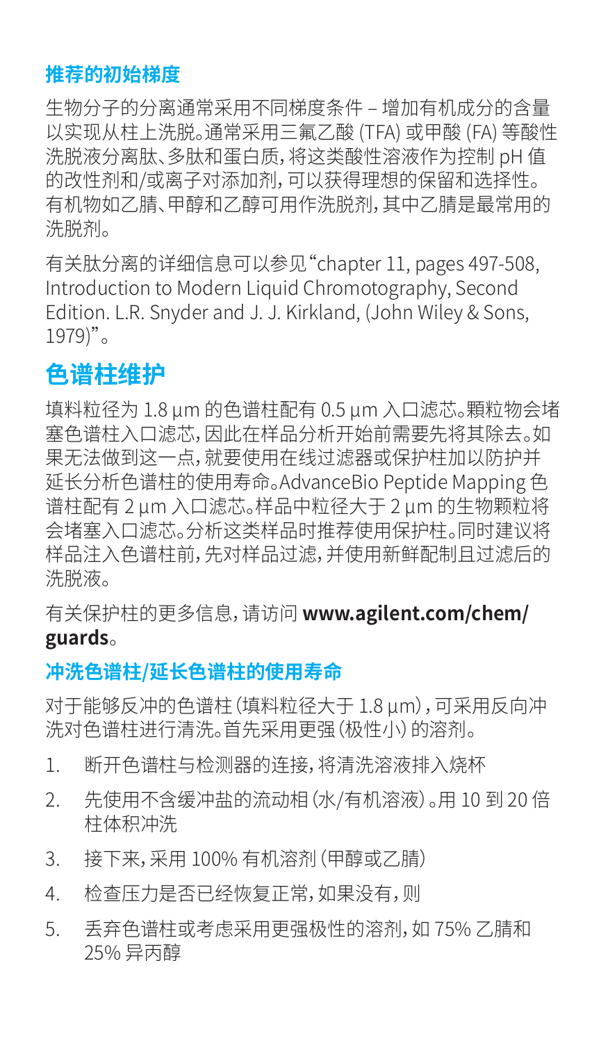### 推荐的初始梯度

生物分子的分离通常采用不同梯度条件 – 增加有机成分的含量以实现从柱上洗脱。通常采用三氟乙酸 (TFA) 或甲酸 (FA) 等酸性洗脱液分离肽、多肽和蛋白质，将这类酸性溶液作为控制 pH 值的改性剂和/或离子对添加剂，可以获得理想的保留和选择性。有机物如乙腈、甲醇和乙醇可用作洗脱剂，其中乙腈是最常用的洗脱剂。

有关肽分离的详细信息可以参见“chapter 11, pages 497-508, Introduction to Modern Liquid Chromotography, Second Edition. L.R. Snyder and J. J. Kirkland, (John Wiley & Sons, 1979)”。

## 色谱柱维护

填料粒径为 1.8 µm 的色谱柱配有 0.5 µm 入口滤芯。颗粒物会堵塞色谱柱入口滤芯，因此在样品分析开始前需要先将其除去。如果无法做到这一点，就要使用在线过滤器或保护柱加以防护并延长分析色谱柱的使用寿命。AdvanceBio Peptide Mapping 色谱柱配有 2 µm 入口滤芯。样品中粒径大于 2 µm 的生物颗粒将会堵塞入口滤芯。分析这类样品时推荐使用保护柱。同时建议将样品注入色谱柱前，先对样品过滤，并使用新鲜配制且过滤后的洗脱液。

有关保护柱的更多信息，请访问 **www.agilent.com/chem/guards**。

### 冲洗色谱柱/延长色谱柱的使用寿命

对于能够反冲的色谱柱（填料粒径大于 1.8 µm），可采用反向冲洗对色谱柱进行清洗。首先采用更强（极性小）的溶剂。

1. 断开色谱柱与检测器的连接，将清洗溶液排入烧杯
2. 先使用不含缓冲盐的流动相（水/有机溶液）。用 10 到 20 倍柱体积冲洗
3. 接下来，采用 100% 有机溶剂（甲醇或乙腈）
4. 检查压力是否已经恢复正常，如果没有，则
5. 丢弃色谱柱或考虑采用更强极性的溶剂，如 75% 乙腈和 25% 异丙醇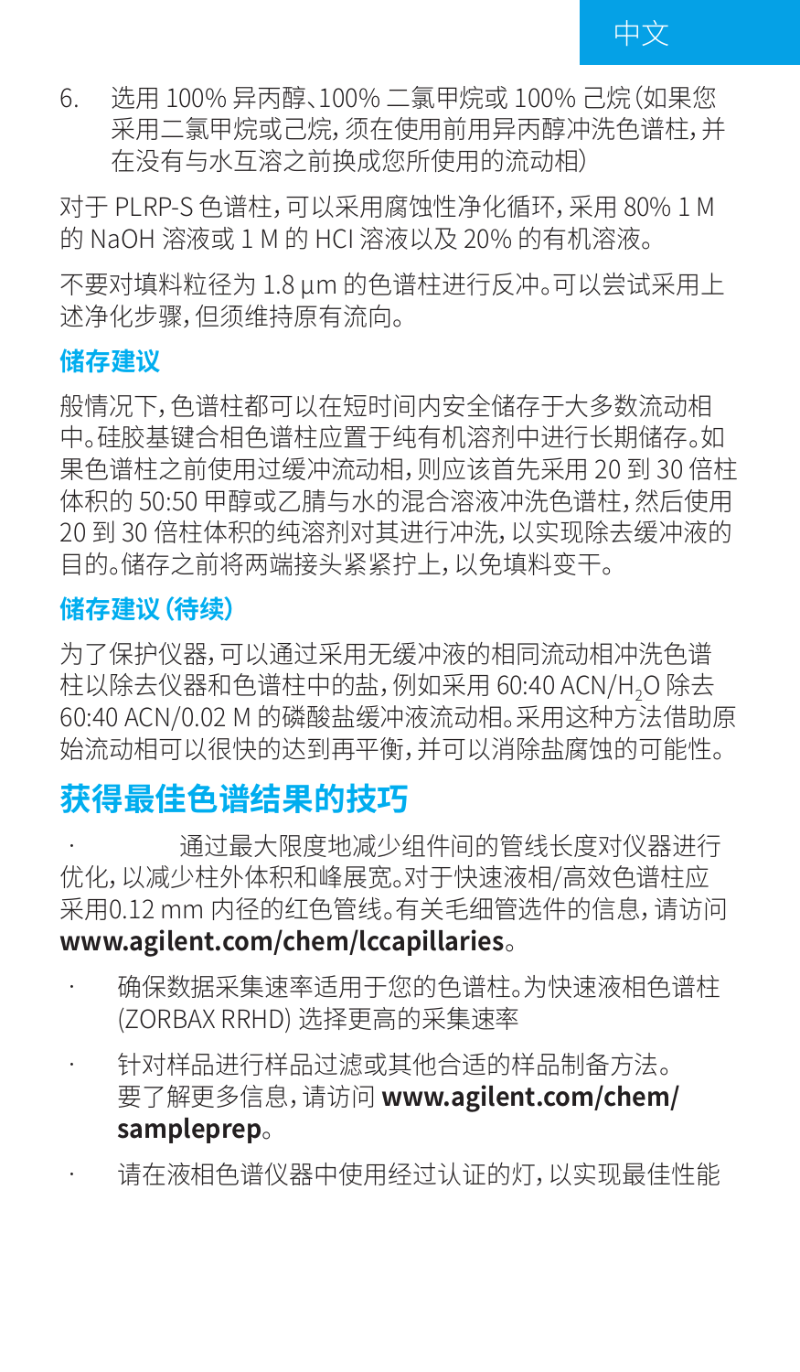6. 选用 100% 异丙醇、100% 二氯甲烷或 100% 己烷（如果您采用二氯甲烷或己烷，须在使用前用异丙醇冲洗色谱柱，并在没有与水互溶之前换成您所使用的流动相）

对于 PLRP-S 色谱柱，可以采用腐蚀性净化循环，采用 80% 1 M 的 NaOH 溶液或 1 M 的 HCl 溶液以及 20% 的有机溶液。

不要对填料粒径为 1.8 µm 的色谱柱进行反冲。可以尝试采用上述净化步骤，但须维持原有流向。

### 储存建议

般情况下，色谱柱都可以在短时间内安全储存于大多数流动相中。硅胶基键合相色谱柱应置于纯有机溶剂中进行长期储存。如果色谱柱之前使用过缓冲流动相，则应该首先采用 20 到 30 倍柱体积的 50:50 甲醇或乙腈与水的混合溶液冲洗色谱柱，然后使用 20 到 30 倍柱体积的纯溶剂对其进行冲洗，以实现除去缓冲液的目的。储存之前将两端接头紧紧拧上，以免填料变干。

### 储存建议（待续）

为了保护仪器，可以通过采用无缓冲液的相同流动相冲洗色谱柱以除去仪器和色谱柱中的盐，例如采用 60:40 ACN/$H_2O$ 除去 60:40 ACN/0.02 M 的磷酸盐缓冲液流动相。采用这种方法借助原始流动相可以很快的达到再平衡，并可以消除盐腐蚀的可能性。

## 获得最佳色谱结果的技巧

- 通过最大限度地减少组件间的管线长度对仪器进行优化，以减少柱外体积和峰展宽。对于快速液相/高效色谱柱应采用0.12 mm 内径的红色管线。有关毛细管选件的信息，请访问 **www.agilent.com/chem/lccapillaries**。
- 确保数据采集速率适用于您的色谱柱。为快速液相色谱柱 (ZORBAX RRHD) 选择更高的采集速率
- 针对样品进行样品过滤或其他合适的样品制备方法。要了解更多信息，请访问 **www.agilent.com/chem/sampleprep**。
- 请在液相色谱仪器中使用经过认证的灯，以实现最佳性能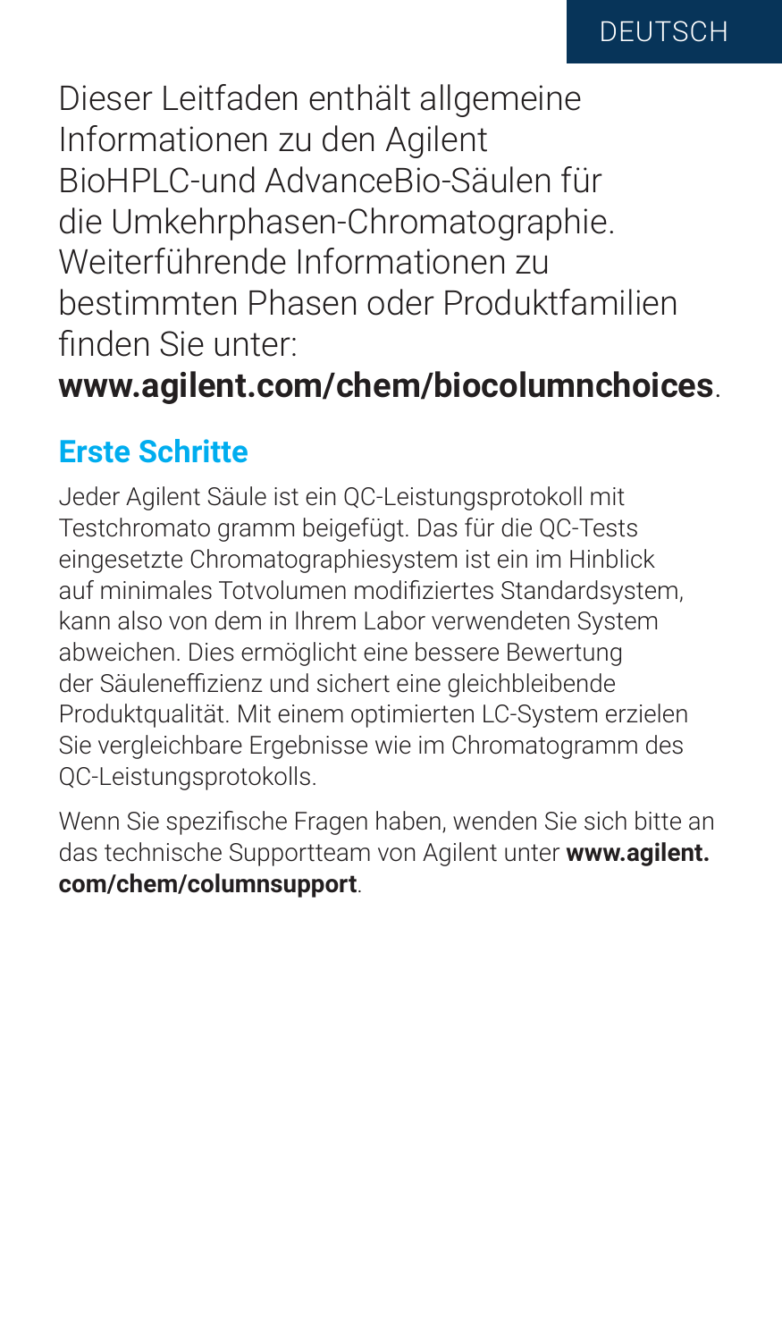Dieser Leitfaden enthält allgemeine Informationen zu den Agilent BioHPLC-und AdvanceBio-Säulen für die Umkehrphasen-Chromatographie. Weiterführende Informationen zu bestimmten Phasen oder Produktfamilien finden Sie unter: **www.agilent.com/chem/biocolumnchoices**.

## Erste Schritte

Jeder Agilent Säule ist ein QC-Leistungsprotokoll mit Testchromato gramm beigefügt. Das für die QC-Tests eingesetzte Chromatographiesystem ist ein im Hinblick auf minimales Totvolumen modifiziertes Standardsystem, kann also von dem in Ihrem Labor verwendeten System abweichen. Dies ermöglicht eine bessere Bewertung der Säuleneffizienz und sichert eine gleichbleibende Produktqualität. Mit einem optimierten LC-System erzielen Sie vergleichbare Ergebnisse wie im Chromatogramm des QC-Leistungsprotokolls.

Wenn Sie spezifische Fragen haben, wenden Sie sich bitte an das technische Supportteam von Agilent unter **www.agilent.com/chem/columnsupport**.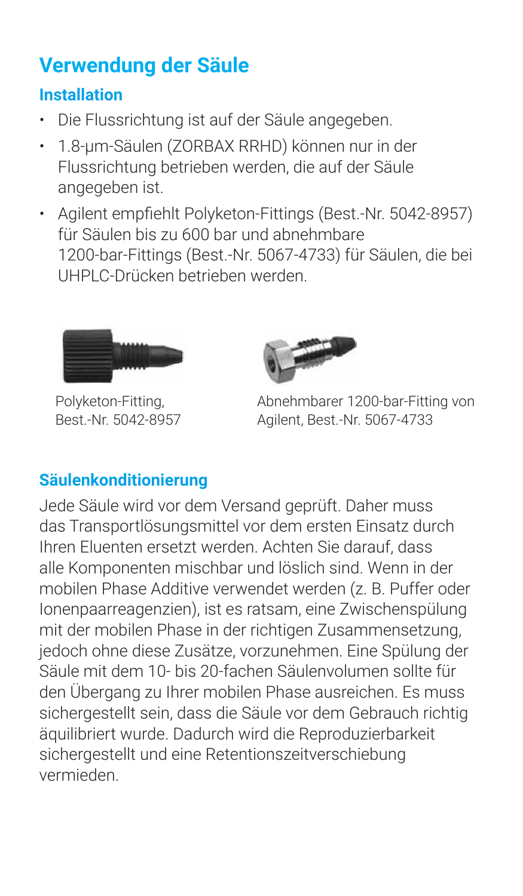## Verwendung der Säule

### Installation

- Die Flussrichtung ist auf der Säule angegeben.
- 1.8-µm-Säulen (ZORBAX RRHD) können nur in der Flussrichtung betrieben werden, die auf der Säule angegeben ist.
- Agilent empfiehlt Polyketon-Fittings (Best.-Nr. 5042-8957) für Säulen bis zu 600 bar und abnehmbare 1200-bar-Fittings (Best.-Nr. 5067-4733) für Säulen, die bei UHPLC-Drücken betrieben werden.

Polyketon-Fitting, Best.-Nr. 5042-8957

Abnehmbarer 1200-bar-Fitting von Agilent, Best.-Nr. 5067-4733

### Säulenkonditionierung

Jede Säule wird vor dem Versand geprüft. Daher muss das Transportlösungsmittel vor dem ersten Einsatz durch Ihren Eluenten ersetzt werden. Achten Sie darauf, dass alle Komponenten mischbar und löslich sind. Wenn in der mobilen Phase Additive verwendet werden (z. B. Puffer oder Ionenpaarreagenzien), ist es ratsam, eine Zwischenspülung mit der mobilen Phase in der richtigen Zusammensetzung, jedoch ohne diese Zusätze, vorzunehmen. Eine Spülung der Säule mit dem 10- bis 20-fachen Säulenvolumen sollte für den Übergang zu Ihrer mobilen Phase ausreichen. Es muss sichergestellt sein, dass die Säule vor dem Gebrauch richtig äquilibriert wurde. Dadurch wird die Reproduzierbarkeit sichergestellt und eine Retentionszeitverschiebung vermieden.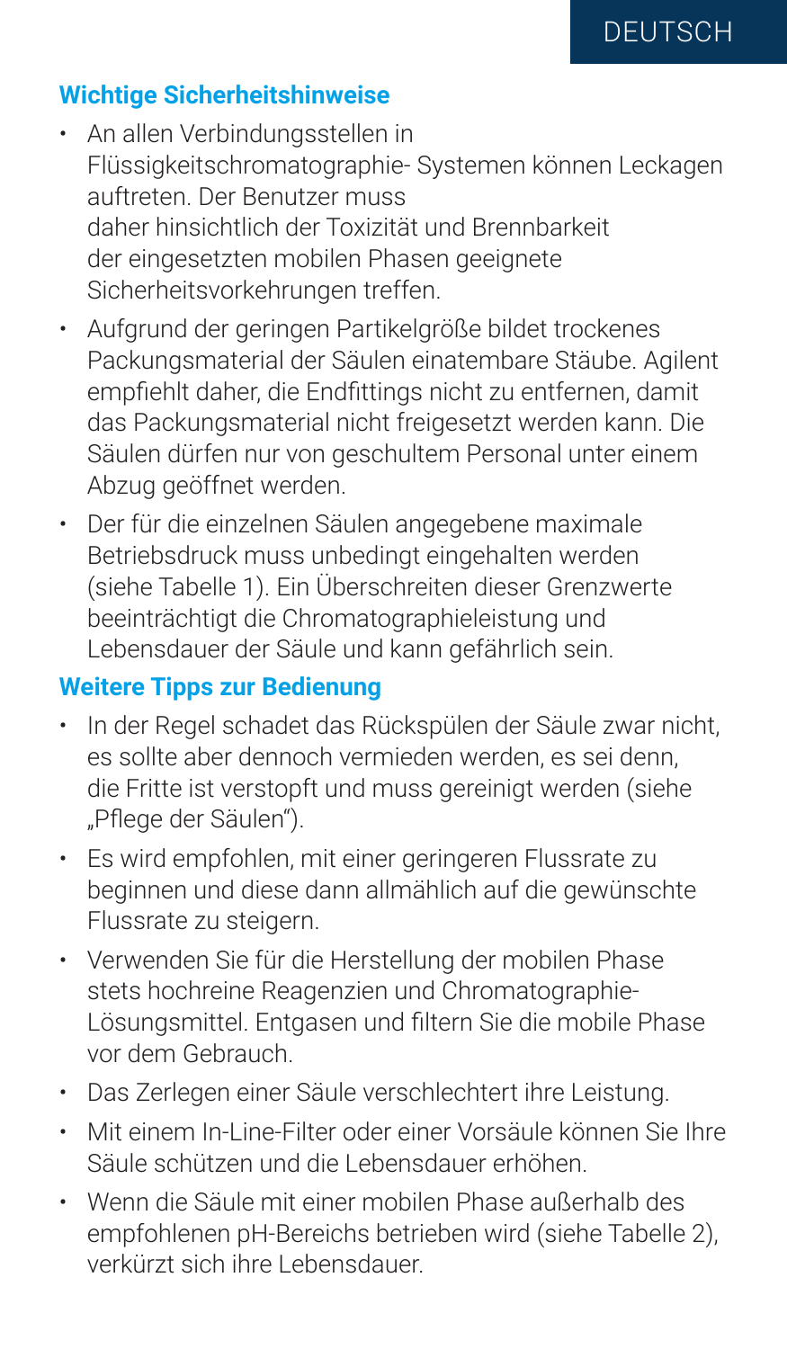## Wichtige Sicherheitshinweise

- An allen Verbindungsstellen in Flüssigkeitschromatographie- Systemen können Leckagen auftreten. Der Benutzer muss daher hinsichtlich der Toxizität und Brennbarkeit der eingesetzten mobilen Phasen geeignete Sicherheitsvorkehrungen treffen.
- Aufgrund der geringen Partikelgröße bildet trockenes Packungsmaterial der Säulen einatembare Stäube. Agilent empfiehlt daher, die Endfittings nicht zu entfernen, damit das Packungsmaterial nicht freigesetzt werden kann. Die Säulen dürfen nur von geschultem Personal unter einem Abzug geöffnet werden.
- Der für die einzelnen Säulen angegebene maximale Betriebsdruck muss unbedingt eingehalten werden (siehe Tabelle 1). Ein Überschreiten dieser Grenzwerte beeinträchtigt die Chromatographieleistung und Lebensdauer der Säule und kann gefährlich sein.

## Weitere Tipps zur Bedienung

- In der Regel schadet das Rückspülen der Säule zwar nicht, es sollte aber dennoch vermieden werden, es sei denn, die Fritte ist verstopft und muss gereinigt werden (siehe „Pflege der Säulen").
- Es wird empfohlen, mit einer geringeren Flussrate zu beginnen und diese dann allmählich auf die gewünschte Flussrate zu steigern.
- Verwenden Sie für die Herstellung der mobilen Phase stets hochreine Reagenzien und Chromatographie-Lösungsmittel. Entgasen und filtern Sie die mobile Phase vor dem Gebrauch.
- Das Zerlegen einer Säule verschlechtert ihre Leistung.
- Mit einem In-Line-Filter oder einer Vorsäule können Sie Ihre Säule schützen und die Lebensdauer erhöhen.
- Wenn die Säule mit einer mobilen Phase außerhalb des empfohlenen pH-Bereichs betrieben wird (siehe Tabelle 2), verkürzt sich ihre Lebensdauer.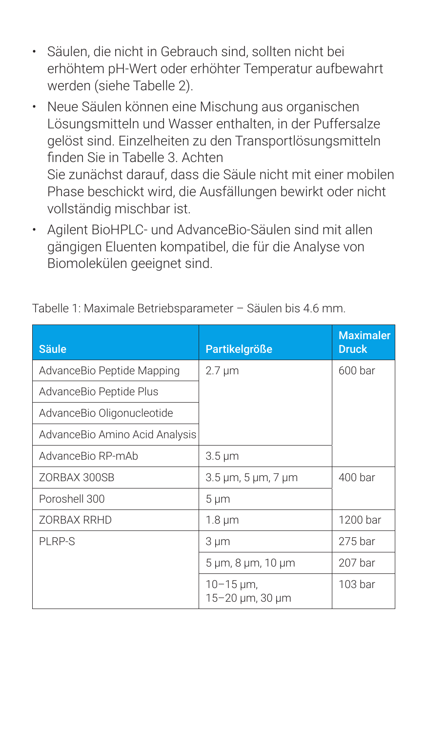- Säulen, die nicht in Gebrauch sind, sollten nicht bei erhöhtem pH-Wert oder erhöhter Temperatur aufbewahrt werden (siehe Tabelle 2).
- Neue Säulen können eine Mischung aus organischen Lösungsmitteln und Wasser enthalten, in der Puffersalze gelöst sind. Einzelheiten zu den Transportlösungsmitteln finden Sie in Tabelle 3. Achten Sie zunächst darauf, dass die Säule nicht mit einer mobilen Phase beschickt wird, die Ausfällungen bewirkt oder nicht vollständig mischbar ist.
- Agilent BioHPLC- und AdvanceBio-Säulen sind mit allen gängigen Eluenten kompatibel, die für die Analyse von Biomolekülen geeignet sind.

Tabelle 1: Maximale Betriebsparameter – Säulen bis 4.6 mm.

| Säule | Partikelgröße | Maximaler Druck |
|---|---|---|
| AdvanceBio Peptide Mapping | 2.7 µm | 600 bar |
| AdvanceBio Peptide Plus | | |
| AdvanceBio Oligonucleotide | | |
| AdvanceBio Amino Acid Analysis | | |
| AdvanceBio RP-mAb | 3.5 µm | |
| ZORBAX 300SB | 3.5 µm, 5 µm, 7 µm | 400 bar |
| Poroshell 300 | 5 µm | |
| ZORBAX RRHD | 1.8 µm | 1200 bar |
| PLRP-S | 3 µm | 275 bar |
| | 5 µm, 8 µm, 10 µm | 207 bar |
| | 10–15 µm, 15–20 µm, 30 µm | 103 bar |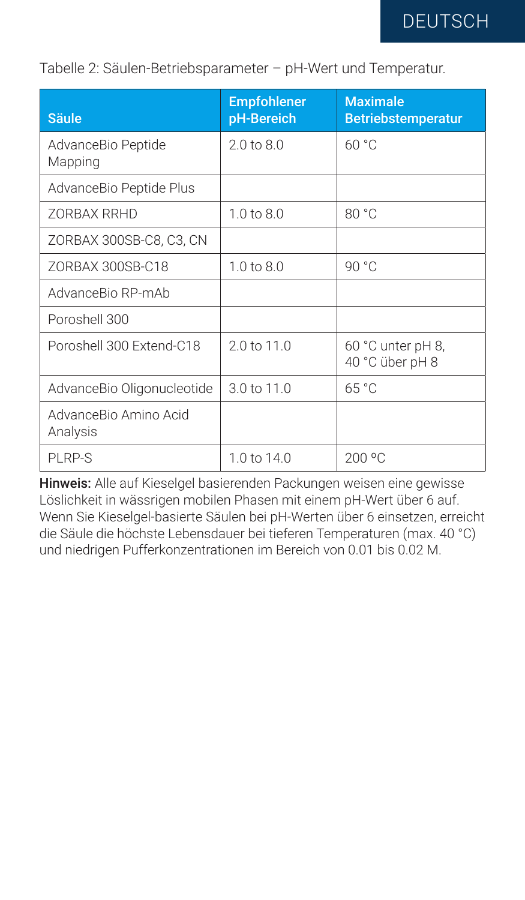Tabelle 2: Säulen-Betriebsparameter – pH-Wert und Temperatur.

| Säule | Empfohlener pH-Bereich | Maximale Betriebstemperatur |
|---|---|---|
| AdvanceBio Peptide Mapping | 2.0 to 8.0 | 60 °C |
| AdvanceBio Peptide Plus | | |
| ZORBAX RRHD | 1.0 to 8.0 | 80 °C |
| ZORBAX 300SB-C8, C3, CN | | |
| ZORBAX 300SB-C18 | 1.0 to 8.0 | 90 °C |
| AdvanceBio RP-mAb | | |
| Poroshell 300 | | |
| Poroshell 300 Extend-C18 | 2.0 to 11.0 | 60 °C unter pH 8, 40 °C über pH 8 |
| AdvanceBio Oligonucleotide | 3.0 to 11.0 | 65 °C |
| AdvanceBio Amino Acid Analysis | | |
| PLRP-S | 1.0 to 14.0 | 200 °C |

**Hinweis:** Alle auf Kieselgel basierenden Packungen weisen eine gewisse Löslichkeit in wässrigen mobilen Phasen mit einem pH-Wert über 6 auf. Wenn Sie Kieselgel-basierte Säulen bei pH-Werten über 6 einsetzen, erreicht die Säule die höchste Lebensdauer bei tieferen Temperaturen (max. 40 °C) und niedrigen Pufferkonzentrationen im Bereich von 0.01 bis 0.02 M.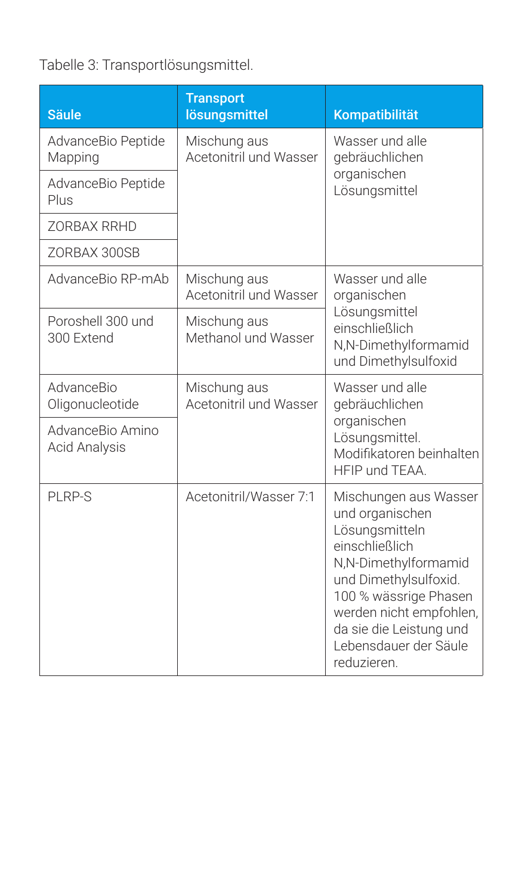Tabelle 3: Transportlösungsmittel.

| Säule | Transport­lösungsmittel | Kompatibilität |
|---|---|---|
| AdvanceBio Peptide Mapping | Mischung aus Acetonitril und Wasser | Wasser und alle gebräuchlichen organischen Lösungsmittel |
| AdvanceBio Peptide Plus | | |
| ZORBAX RRHD | | |
| ZORBAX 300SB | | |
| AdvanceBio RP-mAb | Mischung aus Acetonitril und Wasser | Wasser und alle organischen Lösungsmittel einschließlich N,N-Dimethylformamid und Dimethylsulfoxid |
| Poroshell 300 und 300 Extend | Mischung aus Methanol und Wasser | |
| AdvanceBio Oligonucleotide | Mischung aus Acetonitril und Wasser | Wasser und alle gebräuchlichen organischen Lösungsmittel. Modifikatoren beinhalten HFIP und TEAA. |
| AdvanceBio Amino Acid Analysis | | |
| PLRP-S | Acetonitril/Wasser 7:1 | Mischungen aus Wasser und organischen Lösungsmitteln einschließlich N,N-Dimethylformamid und Dimethylsulfoxid. 100 % wässrige Phasen werden nicht empfohlen, da sie die Leistung und Lebensdauer der Säule reduzieren. |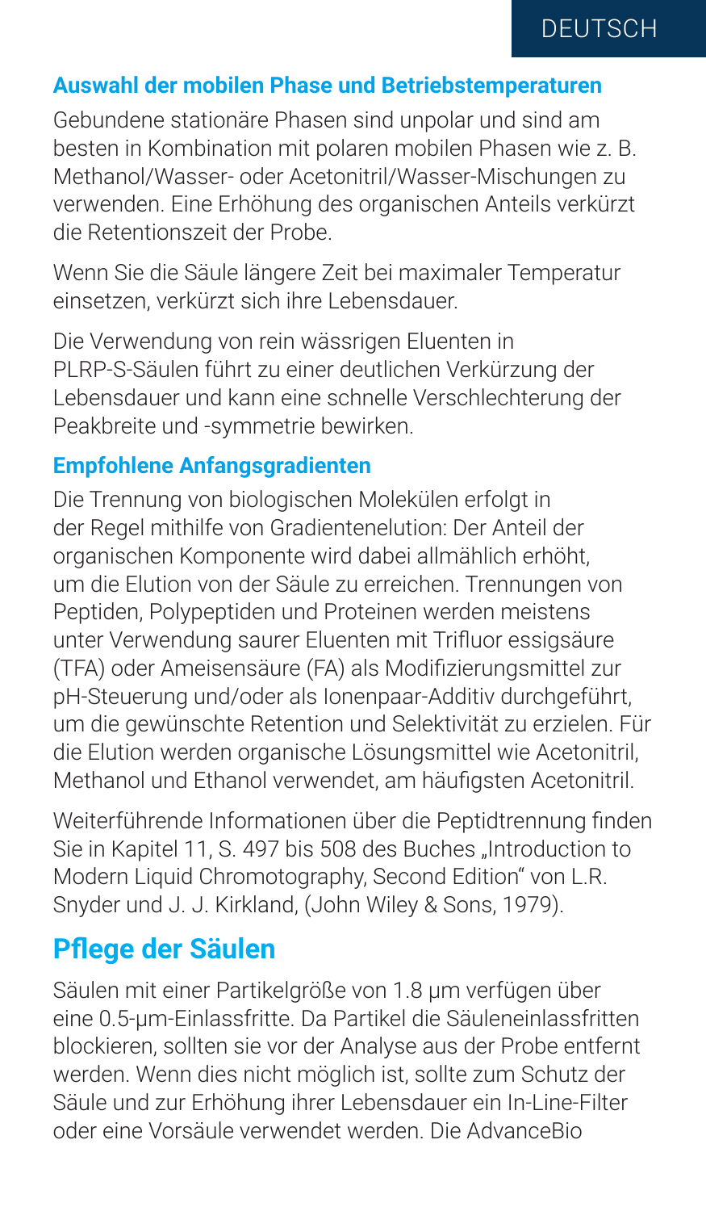### Auswahl der mobilen Phase und Betriebstemperaturen

Gebundene stationäre Phasen sind unpolar und sind am besten in Kombination mit polaren mobilen Phasen wie z. B. Methanol/Wasser- oder Acetonitril/Wasser-Mischungen zu verwenden. Eine Erhöhung des organischen Anteils verkürzt die Retentionszeit der Probe.

Wenn Sie die Säule längere Zeit bei maximaler Temperatur einsetzen, verkürzt sich ihre Lebensdauer.

Die Verwendung von rein wässrigen Eluenten in PLRP-S-Säulen führt zu einer deutlichen Verkürzung der Lebensdauer und kann eine schnelle Verschlechterung der Peakbreite und -symmetrie bewirken.

### Empfohlene Anfangsgradienten

Die Trennung von biologischen Molekülen erfolgt in der Regel mithilfe von Gradientenelution: Der Anteil der organischen Komponente wird dabei allmählich erhöht, um die Elution von der Säule zu erreichen. Trennungen von Peptiden, Polypeptiden und Proteinen werden meistens unter Verwendung saurer Eluenten mit Trifluor essigsäure (TFA) oder Ameisensäure (FA) als Modifizierungsmittel zur pH-Steuerung und/oder als Ionenpaar-Additiv durchgeführt, um die gewünschte Retention und Selektivität zu erzielen. Für die Elution werden organische Lösungsmittel wie Acetonitril, Methanol und Ethanol verwendet, am häufigsten Acetonitril.

Weiterführende Informationen über die Peptidtrennung finden Sie in Kapitel 11, S. 497 bis 508 des Buches „Introduction to Modern Liquid Chromotography, Second Edition" von L.R. Snyder und J. J. Kirkland, (John Wiley & Sons, 1979).

## Pflege der Säulen

Säulen mit einer Partikelgröße von 1.8 µm verfügen über eine 0.5-µm-Einlassfritte. Da Partikel die Säuleneinlassfritten blockieren, sollten sie vor der Analyse aus der Probe entfernt werden. Wenn dies nicht möglich ist, sollte zum Schutz der Säule und zur Erhöhung ihrer Lebensdauer ein In-Line-Filter oder eine Vorsäule verwendet werden. Die AdvanceBio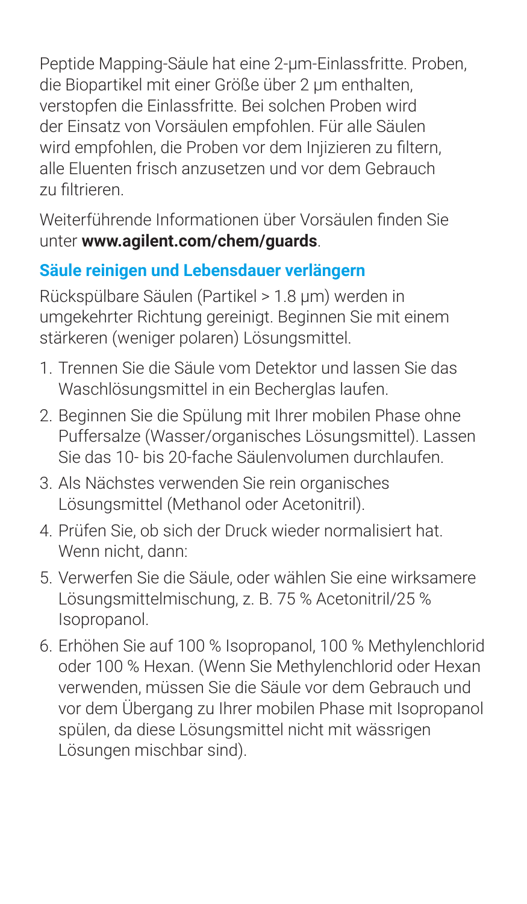Peptide Mapping-Säule hat eine 2-µm-Einlassfritte. Proben, die Biopartikel mit einer Größe über 2 µm enthalten, verstopfen die Einlassfritte. Bei solchen Proben wird der Einsatz von Vorsäulen empfohlen. Für alle Säulen wird empfohlen, die Proben vor dem Injizieren zu filtern, alle Eluenten frisch anzusetzen und vor dem Gebrauch zu filtrieren.

Weiterführende Informationen über Vorsäulen finden Sie unter **www.agilent.com/chem/guards**.

### Säule reinigen und Lebensdauer verlängern

Rückspülbare Säulen (Partikel > 1.8 µm) werden in umgekehrter Richtung gereinigt. Beginnen Sie mit einem stärkeren (weniger polaren) Lösungsmittel.

1. Trennen Sie die Säule vom Detektor und lassen Sie das Waschlösungsmittel in ein Becherglas laufen.
2. Beginnen Sie die Spülung mit Ihrer mobilen Phase ohne Puffersalze (Wasser/organisches Lösungsmittel). Lassen Sie das 10- bis 20-fache Säulenvolumen durchlaufen.
3. Als Nächstes verwenden Sie rein organisches Lösungsmittel (Methanol oder Acetonitril).
4. Prüfen Sie, ob sich der Druck wieder normalisiert hat. Wenn nicht, dann:
5. Verwerfen Sie die Säule, oder wählen Sie eine wirksamere Lösungsmittelmischung, z. B. 75 % Acetonitril/25 % Isopropanol.
6. Erhöhen Sie auf 100 % Isopropanol, 100 % Methylenchlorid oder 100 % Hexan. (Wenn Sie Methylenchlorid oder Hexan verwenden, müssen Sie die Säule vor dem Gebrauch und vor dem Übergang zu Ihrer mobilen Phase mit Isopropanol spülen, da diese Lösungsmittel nicht mit wässrigen Lösungen mischbar sind).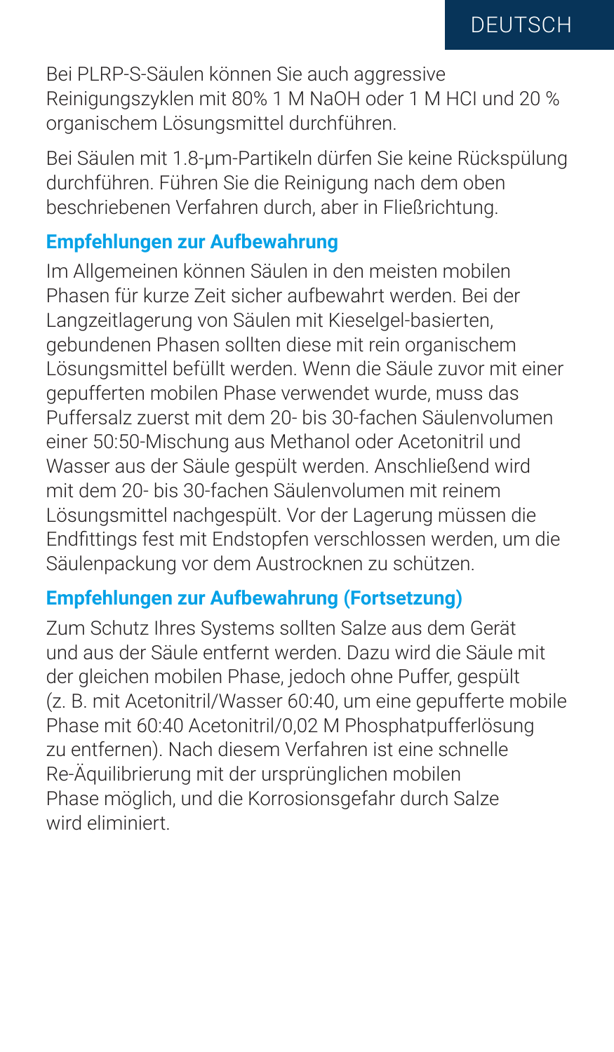Bei PLRP-S-Säulen können Sie auch aggressive Reinigungszyklen mit 80% 1 M NaOH oder 1 M HCl und 20 % organischem Lösungsmittel durchführen.

Bei Säulen mit 1.8-µm-Partikeln dürfen Sie keine Rückspülung durchführen. Führen Sie die Reinigung nach dem oben beschriebenen Verfahren durch, aber in Fließrichtung.

## Empfehlungen zur Aufbewahrung

Im Allgemeinen können Säulen in den meisten mobilen Phasen für kurze Zeit sicher aufbewahrt werden. Bei der Langzeitlagerung von Säulen mit Kieselgel-basierten, gebundenen Phasen sollten diese mit rein organischem Lösungsmittel befüllt werden. Wenn die Säule zuvor mit einer gepufferten mobilen Phase verwendet wurde, muss das Puffersalz zuerst mit dem 20- bis 30-fachen Säulenvolumen einer 50:50-Mischung aus Methanol oder Acetonitril und Wasser aus der Säule gespült werden. Anschließend wird mit dem 20- bis 30-fachen Säulenvolumen mit reinem Lösungsmittel nachgespült. Vor der Lagerung müssen die Endfittings fest mit Endstopfen verschlossen werden, um die Säulenpackung vor dem Austrocknen zu schützen.

## Empfehlungen zur Aufbewahrung (Fortsetzung)

Zum Schutz Ihres Systems sollten Salze aus dem Gerät und aus der Säule entfernt werden. Dazu wird die Säule mit der gleichen mobilen Phase, jedoch ohne Puffer, gespült (z. B. mit Acetonitril/Wasser 60:40, um eine gepufferte mobile Phase mit 60:40 Acetonitril/0,02 M Phosphatpufferlösung zu entfernen). Nach diesem Verfahren ist eine schnelle Re-Äquilibrierung mit der ursprünglichen mobilen Phase möglich, und die Korrosionsgefahr durch Salze wird eliminiert.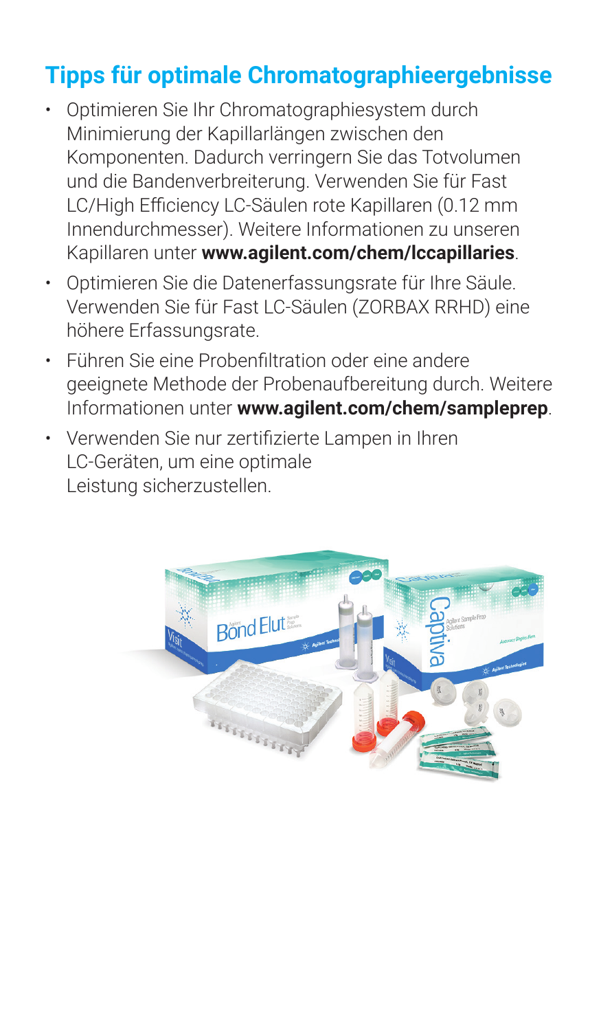## Tipps für optimale Chromatographieergebnisse

- Optimieren Sie Ihr Chromatographiesystem durch Minimierung der Kapillarlängen zwischen den Komponenten. Dadurch verringern Sie das Totvolumen und die Bandenverbreiterung. Verwenden Sie für Fast LC/High Efficiency LC-Säulen rote Kapillaren (0.12 mm Innendurchmesser). Weitere Informationen zu unseren Kapillaren unter **www.agilent.com/chem/lccapillaries**.
- Optimieren Sie die Datenerfassungsrate für Ihre Säule. Verwenden Sie für Fast LC-Säulen (ZORBAX RRHD) eine höhere Erfassungsrate.
- Führen Sie eine Probenfiltration oder eine andere geeignete Methode der Probenaufbereitung durch. Weitere Informationen unter **www.agilent.com/chem/sampleprep**.
- Verwenden Sie nur zertifizierte Lampen in Ihren LC-Geräten, um eine optimale Leistung sicherzustellen.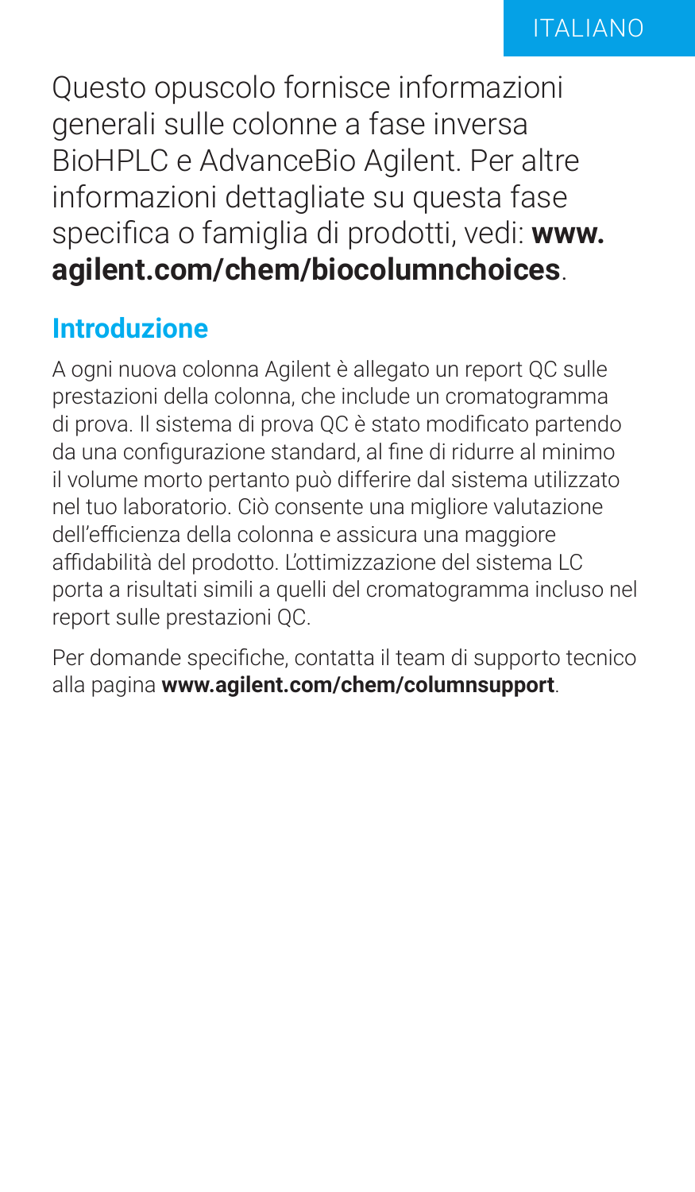ITALIANO

Questo opuscolo fornisce informazioni generali sulle colonne a fase inversa BioHPLC e AdvanceBio Agilent. Per altre informazioni dettagliate su questa fase specifica o famiglia di prodotti, vedi: **www.agilent.com/chem/biocolumnchoices**.

## Introduzione

A ogni nuova colonna Agilent è allegato un report QC sulle prestazioni della colonna, che include un cromatogramma di prova. Il sistema di prova QC è stato modificato partendo da una configurazione standard, al fine di ridurre al minimo il volume morto pertanto può differire dal sistema utilizzato nel tuo laboratorio. Ciò consente una migliore valutazione dell'efficienza della colonna e assicura una maggiore affidabilità del prodotto. L'ottimizzazione del sistema LC porta a risultati simili a quelli del cromatogramma incluso nel report sulle prestazioni QC.

Per domande specifiche, contatta il team di supporto tecnico alla pagina **www.agilent.com/chem/columnsupport**.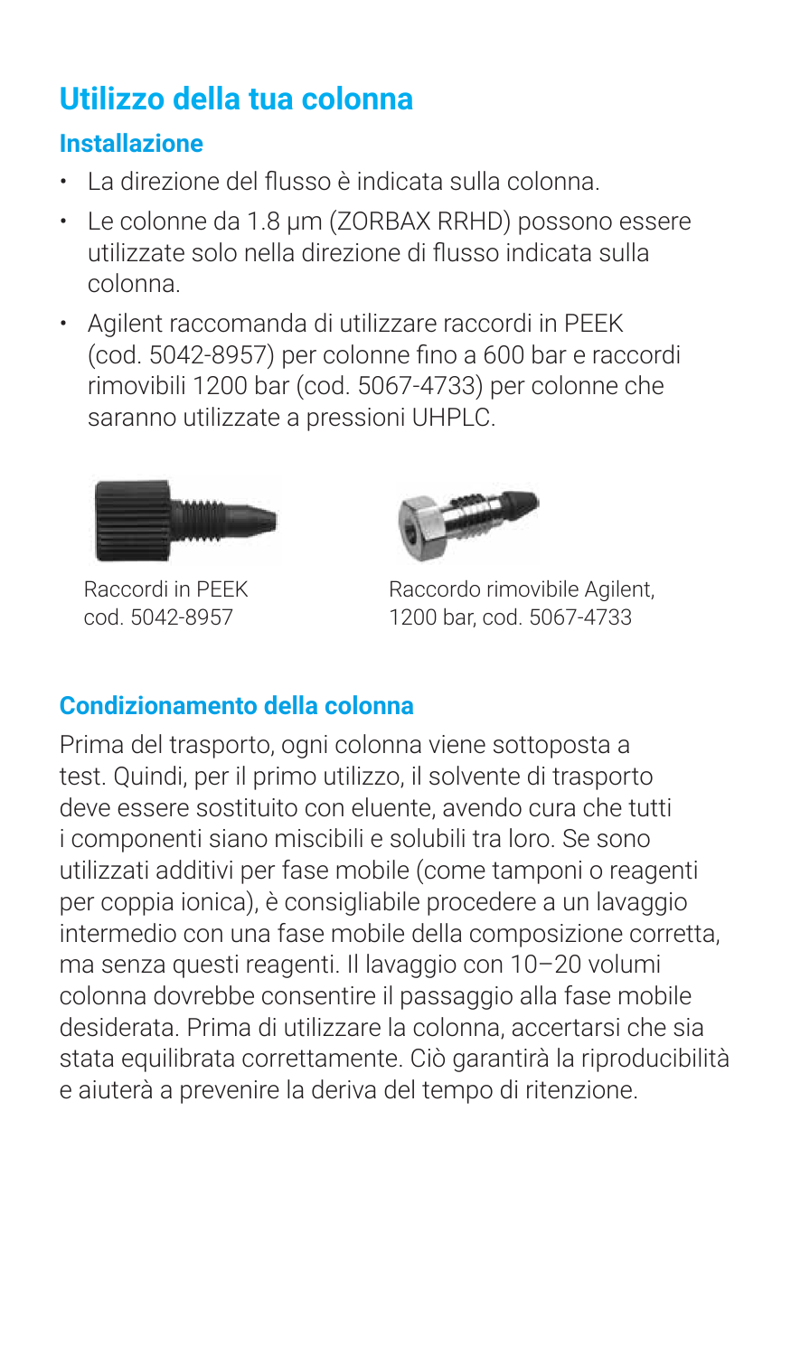## Utilizzo della tua colonna

### Installazione

- La direzione del flusso è indicata sulla colonna.
- Le colonne da 1.8 µm (ZORBAX RRHD) possono essere utilizzate solo nella direzione di flusso indicata sulla colonna.
- Agilent raccomanda di utilizzare raccordi in PEEK (cod. 5042-8957) per colonne fino a 600 bar e raccordi rimovibili 1200 bar (cod. 5067-4733) per colonne che saranno utilizzate a pressioni UHPLC.

Raccordi in PEEK cod. 5042-8957

Raccordo rimovibile Agilent, 1200 bar, cod. 5067-4733

### Condizionamento della colonna

Prima del trasporto, ogni colonna viene sottoposta a test. Quindi, per il primo utilizzo, il solvente di trasporto deve essere sostituito con eluente, avendo cura che tutti i componenti siano miscibili e solubili tra loro. Se sono utilizzati additivi per fase mobile (come tamponi o reagenti per coppia ionica), è consigliabile procedere a un lavaggio intermedio con una fase mobile della composizione corretta, ma senza questi reagenti. Il lavaggio con 10–20 volumi colonna dovrebbe consentire il passaggio alla fase mobile desiderata. Prima di utilizzare la colonna, accertarsi che sia stata equilibrata correttamente. Ciò garantirà la riproducibilità e aiuterà a prevenire la deriva del tempo di ritenzione.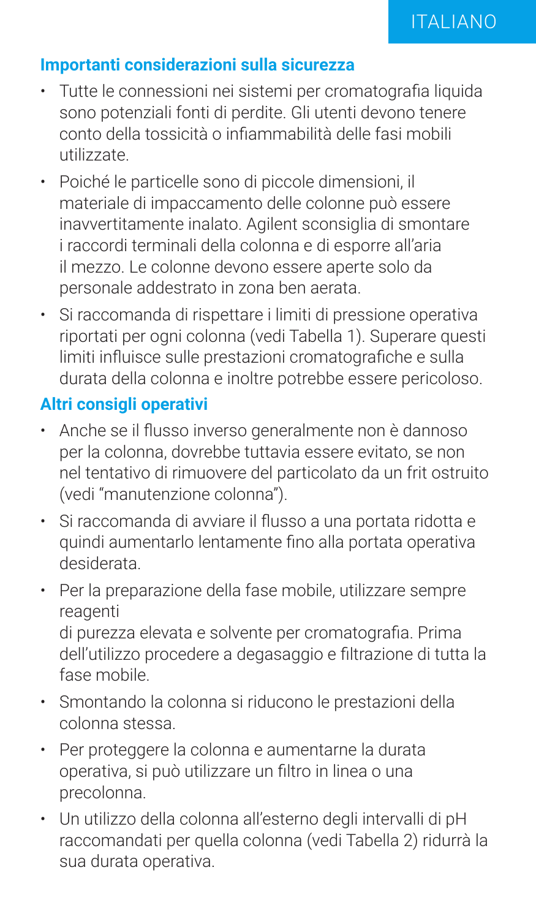## Importanti considerazioni sulla sicurezza

- Tutte le connessioni nei sistemi per cromatografia liquida sono potenziali fonti di perdite. Gli utenti devono tenere conto della tossicità o infiammabilità delle fasi mobili utilizzate.
- Poiché le particelle sono di piccole dimensioni, il materiale di impaccamento delle colonne può essere inavvertitamente inalato. Agilent sconsiglia di smontare i raccordi terminali della colonna e di esporre all'aria il mezzo. Le colonne devono essere aperte solo da personale addestrato in zona ben aerata.
- Si raccomanda di rispettare i limiti di pressione operativa riportati per ogni colonna (vedi Tabella 1). Superare questi limiti influisce sulle prestazioni cromatografiche e sulla durata della colonna e inoltre potrebbe essere pericoloso.

## Altri consigli operativi

- Anche se il flusso inverso generalmente non è dannoso per la colonna, dovrebbe tuttavia essere evitato, se non nel tentativo di rimuovere del particolato da un frit ostruito (vedi "manutenzione colonna").
- Si raccomanda di avviare il flusso a una portata ridotta e quindi aumentarlo lentamente fino alla portata operativa desiderata.
- Per la preparazione della fase mobile, utilizzare sempre reagenti di purezza elevata e solvente per cromatografia. Prima dell'utilizzo procedere a degasaggio e filtrazione di tutta la fase mobile.
- Smontando la colonna si riducono le prestazioni della colonna stessa.
- Per proteggere la colonna e aumentarne la durata operativa, si può utilizzare un filtro in linea o una precolonna.
- Un utilizzo della colonna all'esterno degli intervalli di pH raccomandati per quella colonna (vedi Tabella 2) ridurrà la sua durata operativa.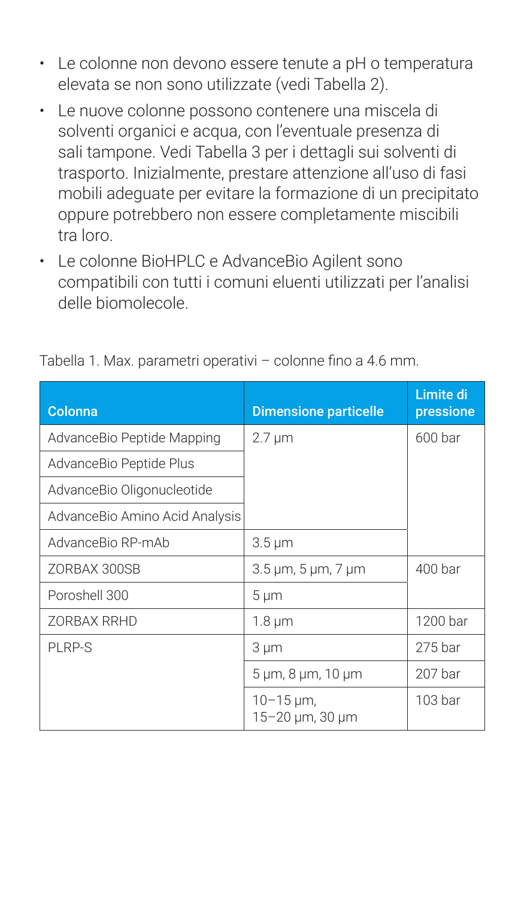- Le colonne non devono essere tenute a pH o temperatura elevata se non sono utilizzate (vedi Tabella 2).
- Le nuove colonne possono contenere una miscela di solventi organici e acqua, con l'eventuale presenza di sali tampone. Vedi Tabella 3 per i dettagli sui solventi di trasporto. Inizialmente, prestare attenzione all'uso di fasi mobili adeguate per evitare la formazione di un precipitato oppure potrebbero non essere completamente miscibili tra loro.
- Le colonne BioHPLC e AdvanceBio Agilent sono compatibili con tutti i comuni eluenti utilizzati per l'analisi delle biomolecole.

Tabella 1. Max. parametri operativi – colonne fino a 4.6 mm.

| Colonna | Dimensione particelle | Limite di pressione |
|---|---|---|
| AdvanceBio Peptide Mapping | 2.7 µm | 600 bar |
| AdvanceBio Peptide Plus | | |
| AdvanceBio Oligonucleotide | | |
| AdvanceBio Amino Acid Analysis | | |
| AdvanceBio RP-mAb | 3.5 µm | |
| ZORBAX 300SB | 3.5 µm, 5 µm, 7 µm | 400 bar |
| Poroshell 300 | 5 µm | |
| ZORBAX RRHD | 1.8 µm | 1200 bar |
| PLRP-S | 3 µm | 275 bar |
| | 5 µm, 8 µm, 10 µm | 207 bar |
| | 10–15 µm, 15–20 µm, 30 µm | 103 bar |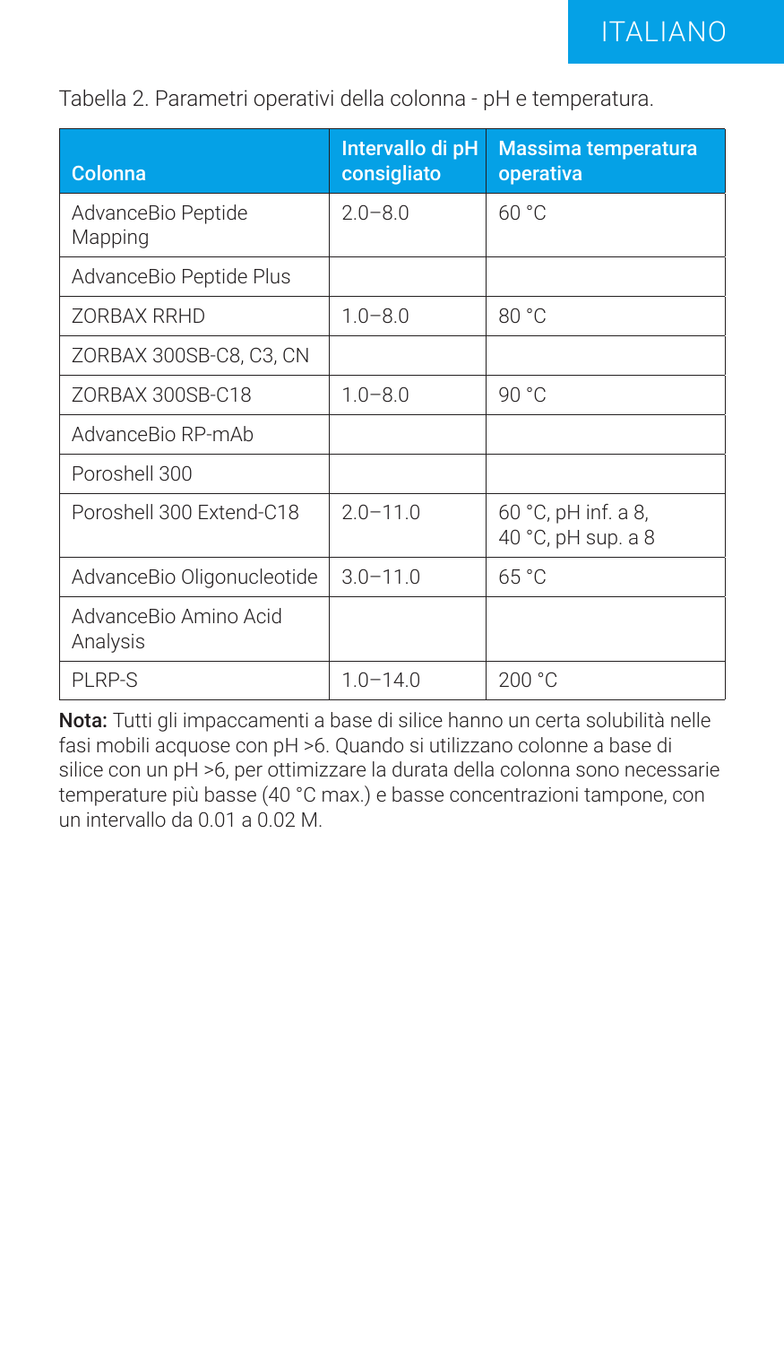Tabella 2. Parametri operativi della colonna - pH e temperatura.

| Colonna | Intervallo di pH consigliato | Massima temperatura operativa |
|---|---|---|
| AdvanceBio Peptide Mapping | 2.0–8.0 | 60 °C |
| AdvanceBio Peptide Plus | | |
| ZORBAX RRHD | 1.0–8.0 | 80 °C |
| ZORBAX 300SB-C8, C3, CN | | |
| ZORBAX 300SB-C18 | 1.0–8.0 | 90 °C |
| AdvanceBio RP-mAb | | |
| Poroshell 300 | | |
| Poroshell 300 Extend-C18 | 2.0–11.0 | 60 °C, pH inf. a 8, 40 °C, pH sup. a 8 |
| AdvanceBio Oligonucleotide | 3.0–11.0 | 65 °C |
| AdvanceBio Amino Acid Analysis | | |
| PLRP-S | 1.0–14.0 | 200 °C |

**Nota:** Tutti gli impaccamenti a base di silice hanno un certa solubilità nelle fasi mobili acquose con pH >6. Quando si utilizzano colonne a base di silice con un pH >6, per ottimizzare la durata della colonna sono necessarie temperature più basse (40 °C max.) e basse concentrazioni tampone, con un intervallo da 0.01 a 0.02 M.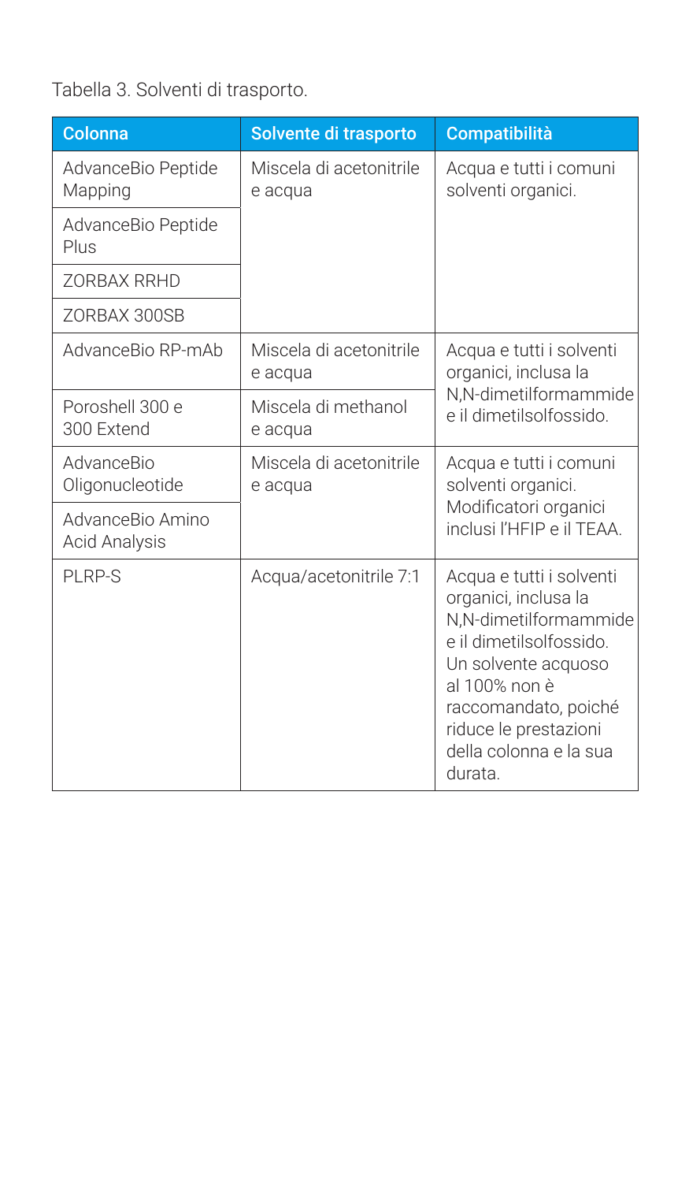Tabella 3. Solventi di trasporto.

| Colonna | Solvente di trasporto | Compatibilità |
|---|---|---|
| AdvanceBio Peptide Mapping | Miscela di acetonitrile e acqua | Acqua e tutti i comuni solventi organici. |
| AdvanceBio Peptide Plus | | |
| ZORBAX RRHD | | |
| ZORBAX 300SB | | |
| AdvanceBio RP-mAb | Miscela di acetonitrile e acqua | Acqua e tutti i solventi organici, inclusa la N,N-dimetilformammide e il dimetilsolfossido. |
| Poroshell 300 e 300 Extend | Miscela di methanol e acqua | |
| AdvanceBio Oligonucleotide | Miscela di acetonitrile e acqua | Acqua e tutti i comuni solventi organici. Modificatori organici inclusi l'HFIP e il TEAA. |
| AdvanceBio Amino Acid Analysis | | |
| PLRP-S | Acqua/acetonitrile 7:1 | Acqua e tutti i solventi organici, inclusa la N,N-dimetilformammide e il dimetilsolfossido. Un solvente acquoso al 100% non è raccomandato, poiché riduce le prestazioni della colonna e la sua durata. |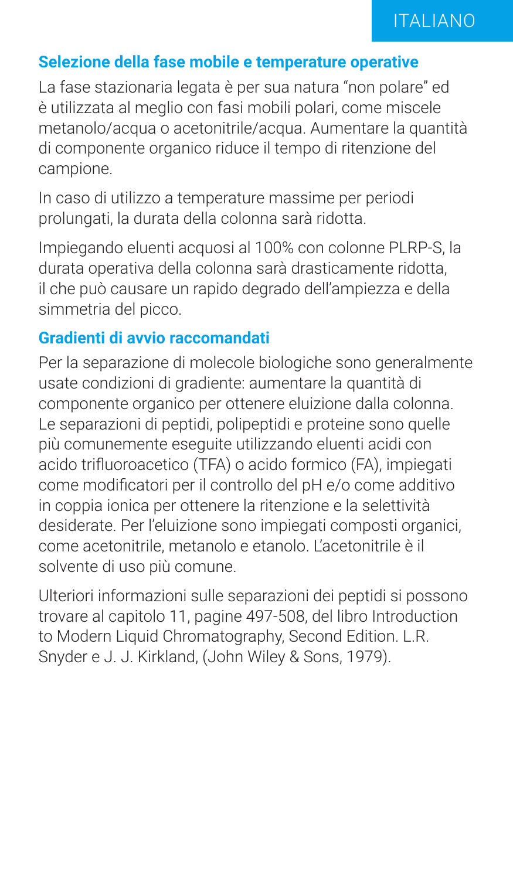## Selezione della fase mobile e temperature operative

La fase stazionaria legata è per sua natura "non polare" ed è utilizzata al meglio con fasi mobili polari, come miscele metanolo/acqua o acetonitrile/acqua. Aumentare la quantità di componente organico riduce il tempo di ritenzione del campione.

In caso di utilizzo a temperature massime per periodi prolungati, la durata della colonna sarà ridotta.

Impiegando eluenti acquosi al 100% con colonne PLRP-S, la durata operativa della colonna sarà drasticamente ridotta, il che può causare un rapido degrado dell'ampiezza e della simmetria del picco.

## Gradienti di avvio raccomandati

Per la separazione di molecole biologiche sono generalmente usate condizioni di gradiente: aumentare la quantità di componente organico per ottenere eluizione dalla colonna. Le separazioni di peptidi, polipeptidi e proteine sono quelle più comunemente eseguite utilizzando eluenti acidi con acido trifluoroacetico (TFA) o acido formico (FA), impiegati come modificatori per il controllo del pH e/o come additivo in coppia ionica per ottenere la ritenzione e la selettività desiderate. Per l'eluizione sono impiegati composti organici, come acetonitrile, metanolo e etanolo. L'acetonitrile è il solvente di uso più comune.

Ulteriori informazioni sulle separazioni dei peptidi si possono trovare al capitolo 11, pagine 497-508, del libro Introduction to Modern Liquid Chromatography, Second Edition. L.R. Snyder e J. J. Kirkland, (John Wiley & Sons, 1979).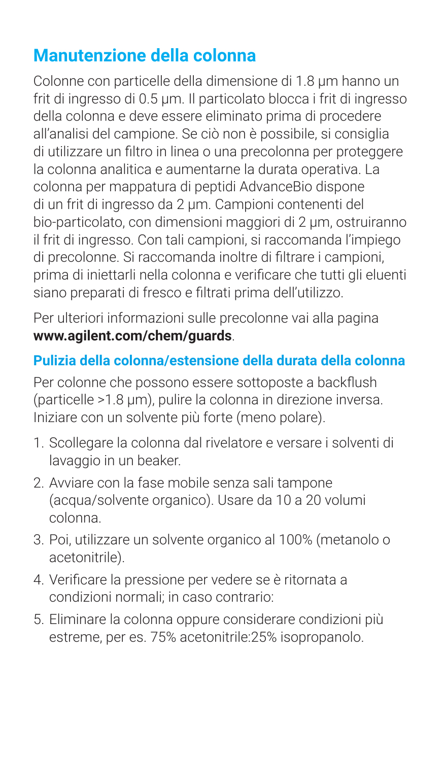## Manutenzione della colonna

Colonne con particelle della dimensione di 1.8 µm hanno un frit di ingresso di 0.5 µm. Il particolato blocca i frit di ingresso della colonna e deve essere eliminato prima di procedere all'analisi del campione. Se ciò non è possibile, si consiglia di utilizzare un filtro in linea o una precolonna per proteggere la colonna analitica e aumentarne la durata operativa. La colonna per mappatura di peptidi AdvanceBio dispone di un frit di ingresso da 2 µm. Campioni contenenti del bio-particolato, con dimensioni maggiori di 2 µm, ostruiranno il frit di ingresso. Con tali campioni, si raccomanda l'impiego di precolonne. Si raccomanda inoltre di filtrare i campioni, prima di iniettarli nella colonna e verificare che tutti gli eluenti siano preparati di fresco e filtrati prima dell'utilizzo.

Per ulteriori informazioni sulle precolonne vai alla pagina **www.agilent.com/chem/guards**.

### Pulizia della colonna/estensione della durata della colonna

Per colonne che possono essere sottoposte a backflush (particelle >1.8 µm), pulire la colonna in direzione inversa. Iniziare con un solvente più forte (meno polare).

1. Scollegare la colonna dal rivelatore e versare i solventi di lavaggio in un beaker.
2. Avviare con la fase mobile senza sali tampone (acqua/solvente organico). Usare da 10 a 20 volumi colonna.
3. Poi, utilizzare un solvente organico al 100% (metanolo o acetonitrile).
4. Verificare la pressione per vedere se è ritornata a condizioni normali; in caso contrario:
5. Eliminare la colonna oppure considerare condizioni più estreme, per es. 75% acetonitrile:25% isopropanolo.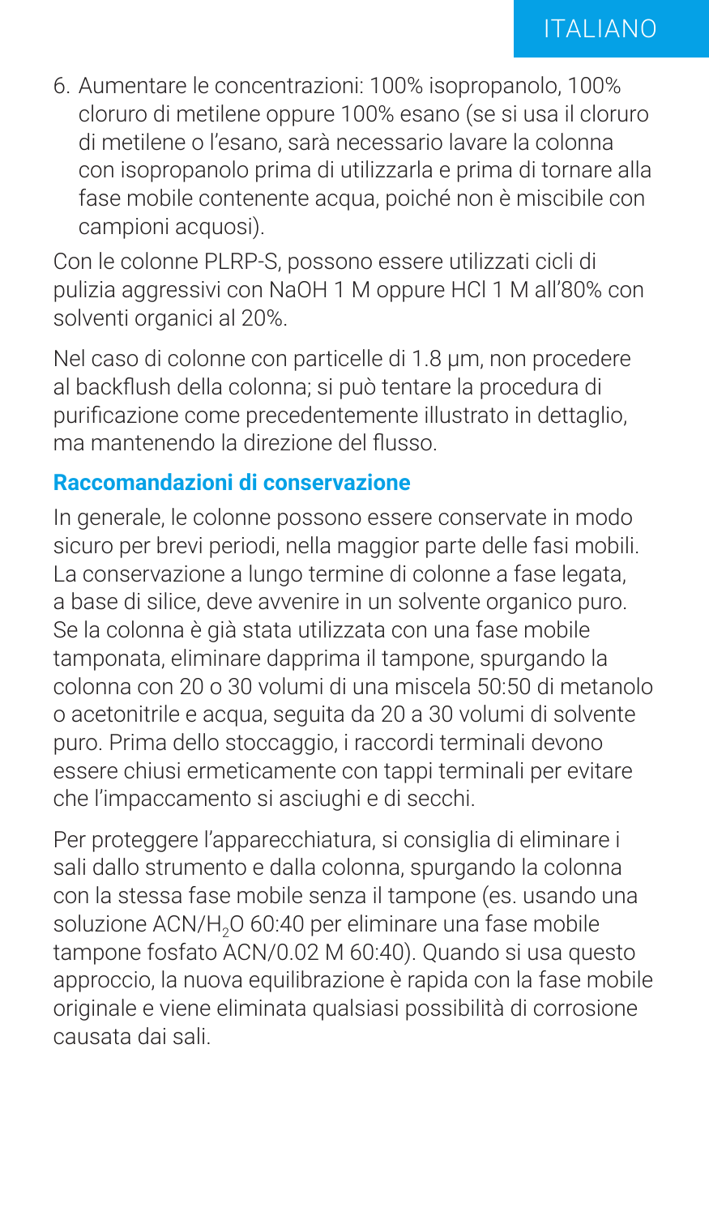6. Aumentare le concentrazioni: 100% isopropanolo, 100% cloruro di metilene oppure 100% esano (se si usa il cloruro di metilene o l'esano, sarà necessario lavare la colonna con isopropanolo prima di utilizzarla e prima di tornare alla fase mobile contenente acqua, poiché non è miscibile con campioni acquosi).

Con le colonne PLRP-S, possono essere utilizzati cicli di pulizia aggressivi con NaOH 1 M oppure HCl 1 M all'80% con solventi organici al 20%.

Nel caso di colonne con particelle di 1.8 µm, non procedere al backflush della colonna; si può tentare la procedura di purificazione come precedentemente illustrato in dettaglio, ma mantenendo la direzione del flusso.

### Raccomandazioni di conservazione

In generale, le colonne possono essere conservate in modo sicuro per brevi periodi, nella maggior parte delle fasi mobili. La conservazione a lungo termine di colonne a fase legata, a base di silice, deve avvenire in un solvente organico puro. Se la colonna è già stata utilizzata con una fase mobile tamponata, eliminare dapprima il tampone, spurgando la colonna con 20 o 30 volumi di una miscela 50:50 di metanolo o acetonitrile e acqua, seguita da 20 a 30 volumi di solvente puro. Prima dello stoccaggio, i raccordi terminali devono essere chiusi ermeticamente con tappi terminali per evitare che l'impaccamento si asciughi e di secchi.

Per proteggere l'apparecchiatura, si consiglia di eliminare i sali dallo strumento e dalla colonna, spurgando la colonna con la stessa fase mobile senza il tampone (es. usando una soluzione ACN/$H_2O$ 60:40 per eliminare una fase mobile tampone fosfato ACN/0.02 M 60:40). Quando si usa questo approccio, la nuova equilibrazione è rapida con la fase mobile originale e viene eliminata qualsiasi possibilità di corrosione causata dai sali.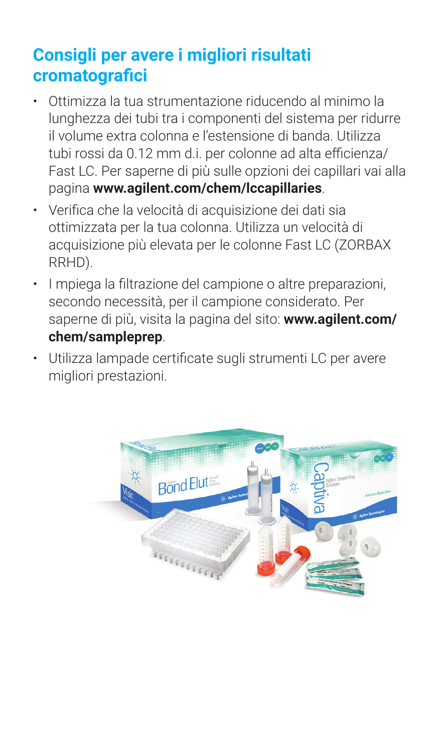## Consigli per avere i migliori risultati cromatografici

- Ottimizza la tua strumentazione riducendo al minimo la lunghezza dei tubi tra i componenti del sistema per ridurre il volume extra colonna e l'estensione di banda. Utilizza tubi rossi da 0.12 mm d.i. per colonne ad alta efficienza/ Fast LC. Per saperne di più sulle opzioni dei capillari vai alla pagina **www.agilent.com/chem/lccapillaries**.
- Verifica che la velocità di acquisizione dei dati sia ottimizzata per la tua colonna. Utilizza un velocità di acquisizione più elevata per le colonne Fast LC (ZORBAX RRHD).
- I mpiega la filtrazione del campione o altre preparazioni, secondo necessità, per il campione considerato. Per saperne di più, visita la pagina del sito: **www.agilent.com/ chem/sampleprep**.
- Utilizza lampade certificate sugli strumenti LC per avere migliori prestazioni.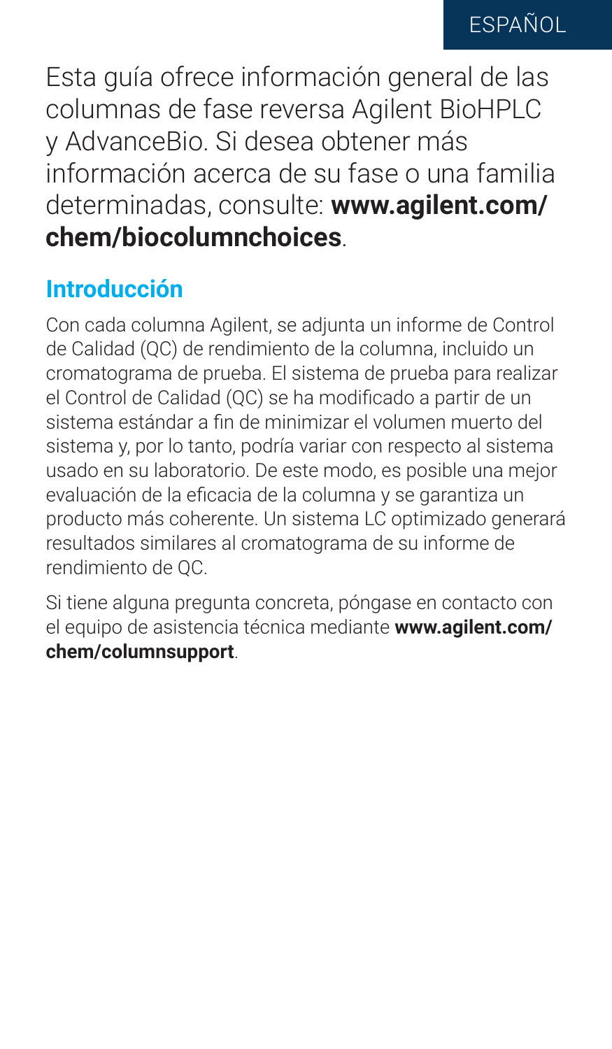Esta guía ofrece información general de las columnas de fase reversa Agilent BioHPLC y AdvanceBio. Si desea obtener más información acerca de su fase o una familia determinadas, consulte: **www.agilent.com/chem/biocolumnchoices**.

## Introducción

Con cada columna Agilent, se adjunta un informe de Control de Calidad (QC) de rendimiento de la columna, incluido un cromatograma de prueba. El sistema de prueba para realizar el Control de Calidad (QC) se ha modificado a partir de un sistema estándar a fin de minimizar el volumen muerto del sistema y, por lo tanto, podría variar con respecto al sistema usado en su laboratorio. De este modo, es posible una mejor evaluación de la eficacia de la columna y se garantiza un producto más coherente. Un sistema LC optimizado generará resultados similares al cromatograma de su informe de rendimiento de QC.

Si tiene alguna pregunta concreta, póngase en contacto con el equipo de asistencia técnica mediante **www.agilent.com/chem/columnsupport**.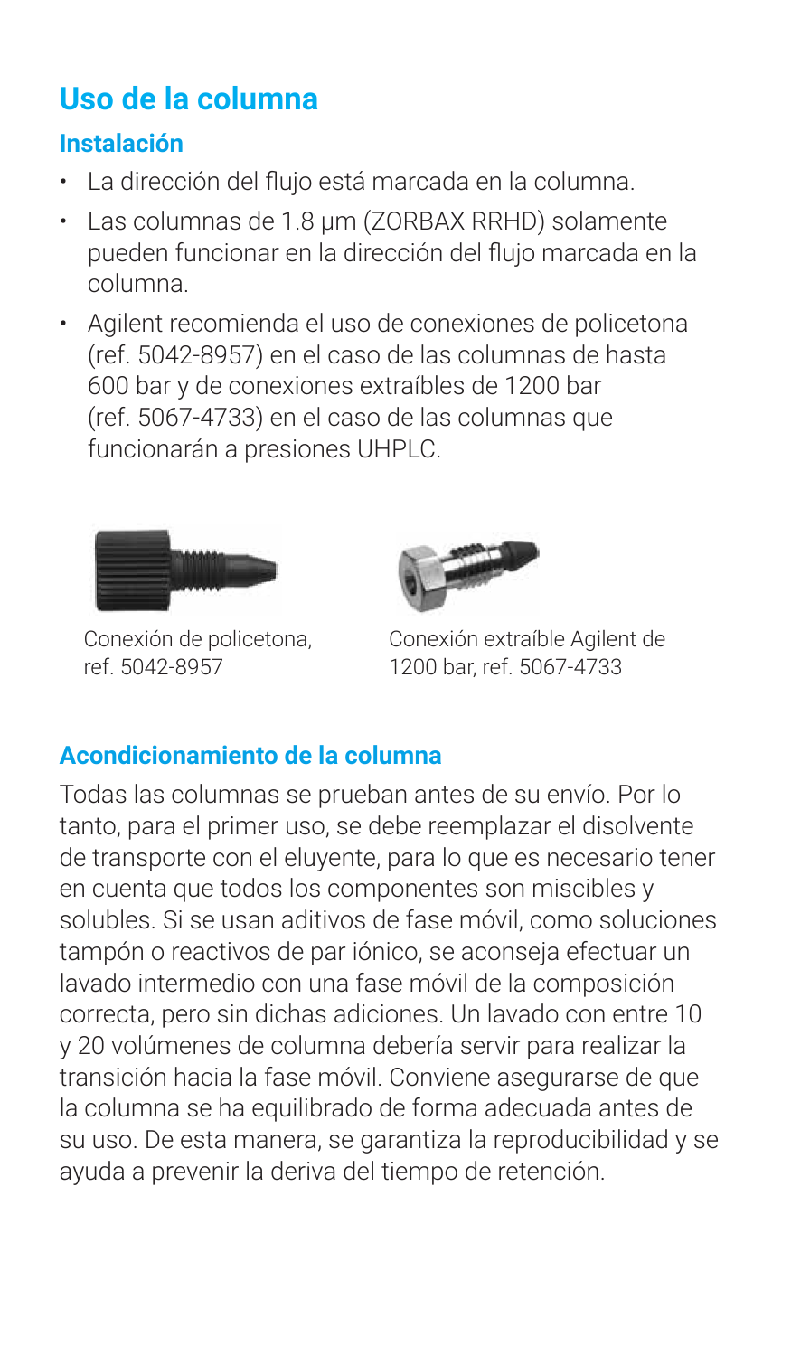# Uso de la columna

## Instalación

- La dirección del flujo está marcada en la columna.
- Las columnas de 1.8 µm (ZORBAX RRHD) solamente pueden funcionar en la dirección del flujo marcada en la columna.
- Agilent recomienda el uso de conexiones de policetona (ref. 5042-8957) en el caso de las columnas de hasta 600 bar y de conexiones extraíbles de 1200 bar (ref. 5067-4733) en el caso de las columnas que funcionarán a presiones UHPLC.

Conexión de policetona, ref. 5042-8957

Conexión extraíble Agilent de 1200 bar, ref. 5067-4733

## Acondicionamiento de la columna

Todas las columnas se prueban antes de su envío. Por lo tanto, para el primer uso, se debe reemplazar el disolvente de transporte con el eluyente, para lo que es necesario tener en cuenta que todos los componentes son miscibles y solubles. Si se usan aditivos de fase móvil, como soluciones tampón o reactivos de par iónico, se aconseja efectuar un lavado intermedio con una fase móvil de la composición correcta, pero sin dichas adiciones. Un lavado con entre 10 y 20 volúmenes de columna debería servir para realizar la transición hacia la fase móvil. Conviene asegurarse de que la columna se ha equilibrado de forma adecuada antes de su uso. De esta manera, se garantiza la reproducibilidad y se ayuda a prevenir la deriva del tiempo de retención.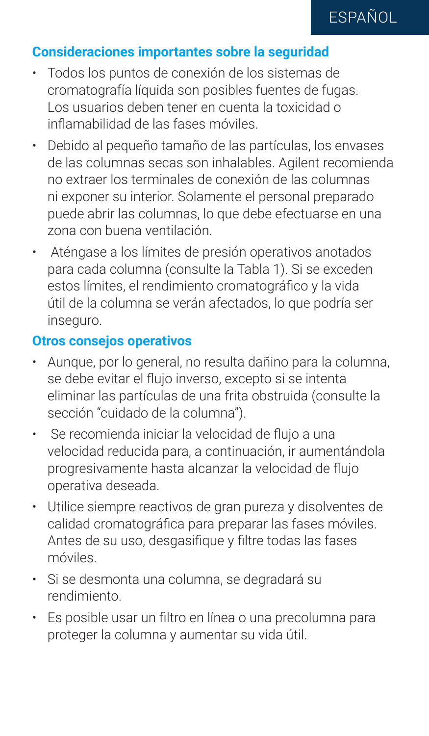## Consideraciones importantes sobre la seguridad

- Todos los puntos de conexión de los sistemas de cromatografía líquida son posibles fuentes de fugas. Los usuarios deben tener en cuenta la toxicidad o inflamabilidad de las fases móviles.
- Debido al pequeño tamaño de las partículas, los envases de las columnas secas son inhalables. Agilent recomienda no extraer los terminales de conexión de las columnas ni exponer su interior. Solamente el personal preparado puede abrir las columnas, lo que debe efectuarse en una zona con buena ventilación.
- Aténgase a los límites de presión operativos anotados para cada columna (consulte la Tabla 1). Si se exceden estos límites, el rendimiento cromatográfico y la vida útil de la columna se verán afectados, lo que podría ser inseguro.

## Otros consejos operativos

- Aunque, por lo general, no resulta dañino para la columna, se debe evitar el flujo inverso, excepto si se intenta eliminar las partículas de una frita obstruida (consulte la sección "cuidado de la columna").
- Se recomienda iniciar la velocidad de flujo a una velocidad reducida para, a continuación, ir aumentándola progresivamente hasta alcanzar la velocidad de flujo operativa deseada.
- Utilice siempre reactivos de gran pureza y disolventes de calidad cromatográfica para preparar las fases móviles. Antes de su uso, desgasifique y filtre todas las fases móviles.
- Si se desmonta una columna, se degradará su rendimiento.
- Es posible usar un filtro en línea o una precolumna para proteger la columna y aumentar su vida útil.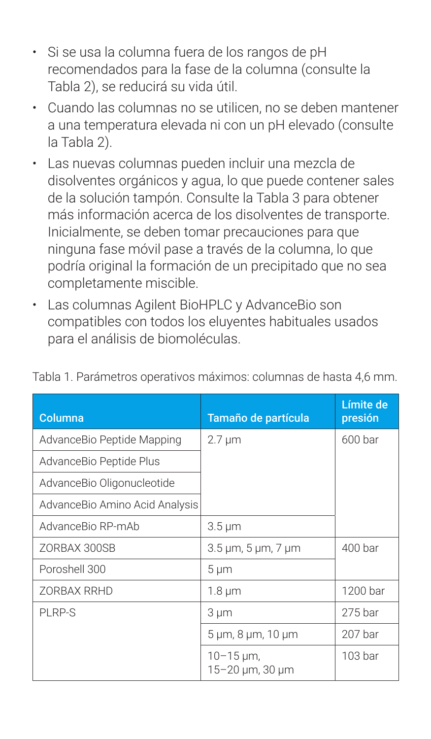- Si se usa la columna fuera de los rangos de pH recomendados para la fase de la columna (consulte la Tabla 2), se reducirá su vida útil.
- Cuando las columnas no se utilicen, no se deben mantener a una temperatura elevada ni con un pH elevado (consulte la Tabla 2).
- Las nuevas columnas pueden incluir una mezcla de disolventes orgánicos y agua, lo que puede contener sales de la solución tampón. Consulte la Tabla 3 para obtener más información acerca de los disolventes de transporte. Inicialmente, se deben tomar precauciones para que ninguna fase móvil pase a través de la columna, lo que podría original la formación de un precipitado que no sea completamente miscible.
- Las columnas Agilent BioHPLC y AdvanceBio son compatibles con todos los eluyentes habituales usados para el análisis de biomoléculas.

Tabla 1. Parámetros operativos máximos: columnas de hasta 4,6 mm.

| Columna | Tamaño de partícula | Límite de presión |
|---|---|---|
| AdvanceBio Peptide Mapping | 2.7 µm | 600 bar |
| AdvanceBio Peptide Plus | | |
| AdvanceBio Oligonucleotide | | |
| AdvanceBio Amino Acid Analysis | | |
| AdvanceBio RP-mAb | 3.5 µm | |
| ZORBAX 300SB | 3.5 µm, 5 µm, 7 µm | 400 bar |
| Poroshell 300 | 5 µm | |
| ZORBAX RRHD | 1.8 µm | 1200 bar |
| PLRP-S | 3 µm | 275 bar |
| | 5 µm, 8 µm, 10 µm | 207 bar |
| | 10–15 µm, 15–20 µm, 30 µm | 103 bar |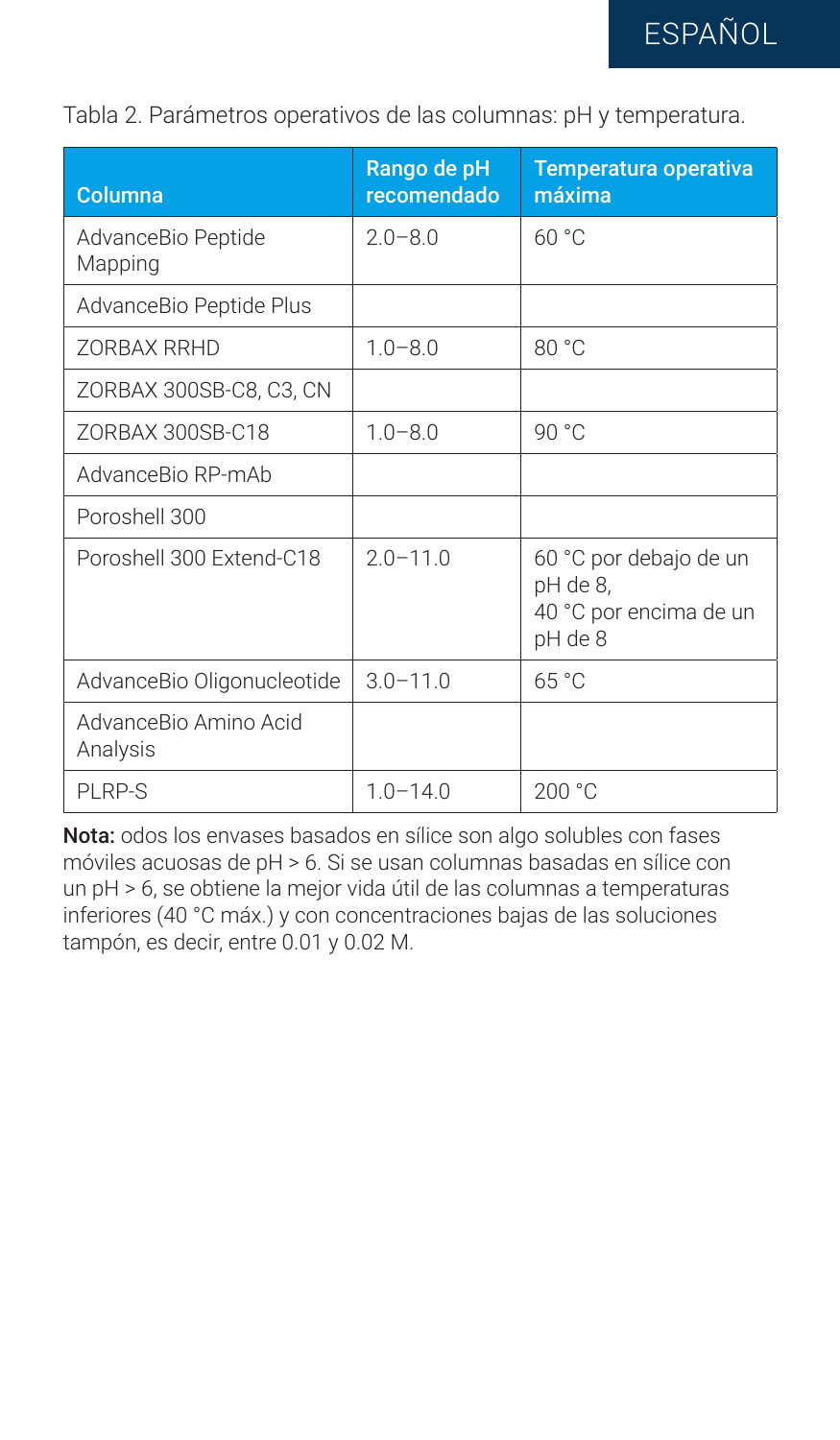Tabla 2. Parámetros operativos de las columnas: pH y temperatura.

| Columna | Rango de pH recomendado | Temperatura operativa máxima |
| --- | --- | --- |
| AdvanceBio Peptide Mapping | 2.0–8.0 | 60 °C |
| AdvanceBio Peptide Plus | | |
| ZORBAX RRHD | 1.0–8.0 | 80 °C |
| ZORBAX 300SB-C8, C3, CN | | |
| ZORBAX 300SB-C18 | 1.0–8.0 | 90 °C |
| AdvanceBio RP-mAb | | |
| Poroshell 300 | | |
| Poroshell 300 Extend-C18 | 2.0–11.0 | 60 °C por debajo de un pH de 8, 40 °C por encima de un pH de 8 |
| AdvanceBio Oligonucleotide | 3.0–11.0 | 65 °C |
| AdvanceBio Amino Acid Analysis | | |
| PLRP-S | 1.0–14.0 | 200 °C |

**Nota:** odos los envases basados en sílice son algo solubles con fases móviles acuosas de pH > 6. Si se usan columnas basadas en sílice con un pH > 6, se obtiene la mejor vida útil de las columnas a temperaturas inferiores (40 °C máx.) y con concentraciones bajas de las soluciones tampón, es decir, entre 0.01 y 0.02 M.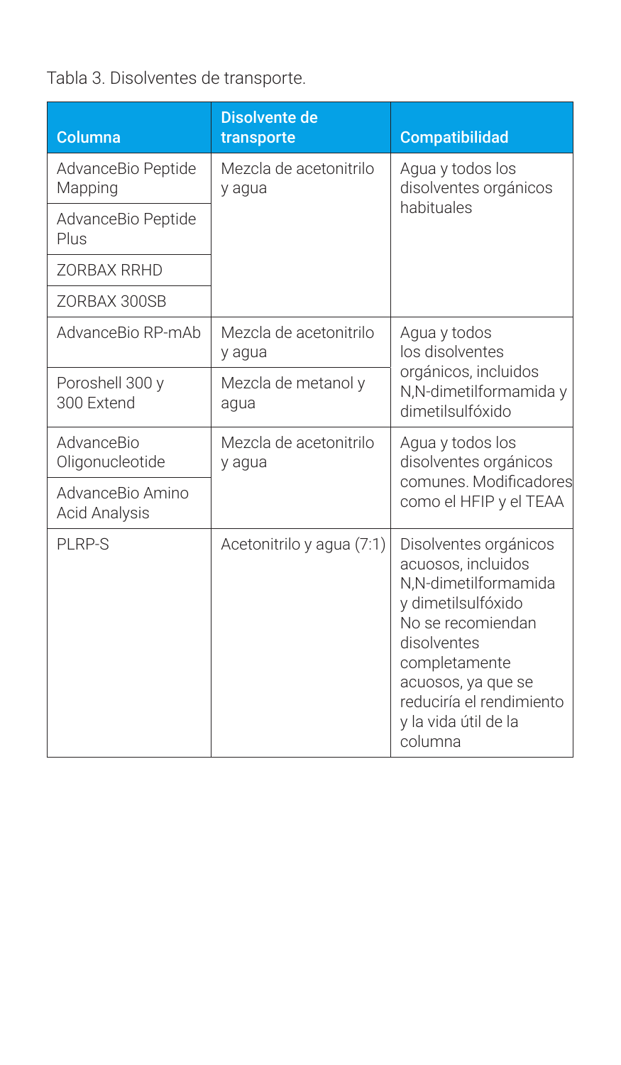Tabla 3. Disolventes de transporte.

| Columna | Disolvente de transporte | Compatibilidad |
|---|---|---|
| AdvanceBio Peptide Mapping | Mezcla de acetonitrilo y agua | Agua y todos los disolventes orgánicos habituales |
| AdvanceBio Peptide Plus | | |
| ZORBAX RRHD | | |
| ZORBAX 300SB | | |
| AdvanceBio RP-mAb | Mezcla de acetonitrilo y agua | Agua y todos los disolventes orgánicos, incluidos N,N-dimetilformamida y dimetilsulfóxido |
| Poroshell 300 y 300 Extend | Mezcla de metanol y agua | |
| AdvanceBio Oligonucleotide | Mezcla de acetonitrilo y agua | Agua y todos los disolventes orgánicos comunes. Modificadores como el HFIP y el TEAA |
| AdvanceBio Amino Acid Analysis | | |
| PLRP-S | Acetonitrilo y agua (7:1) | Disolventes orgánicos acuosos, incluidos N,N-dimetilformamida y dimetilsulfóxido No se recomiendan disolventes completamente acuosos, ya que se reduciría el rendimiento y la vida útil de la columna |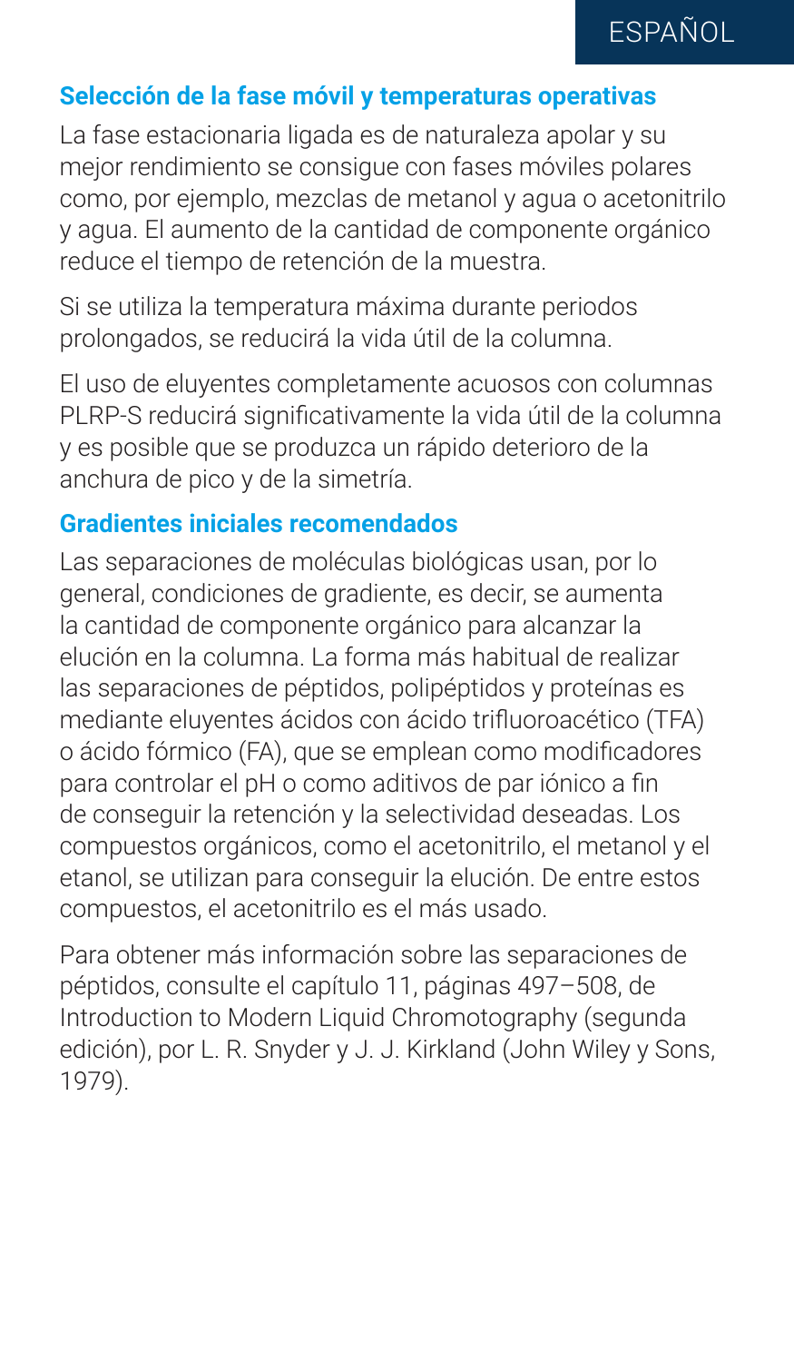## Selección de la fase móvil y temperaturas operativas

La fase estacionaria ligada es de naturaleza apolar y su mejor rendimiento se consigue con fases móviles polares como, por ejemplo, mezclas de metanol y agua o acetonitrilo y agua. El aumento de la cantidad de componente orgánico reduce el tiempo de retención de la muestra.

Si se utiliza la temperatura máxima durante periodos prolongados, se reducirá la vida útil de la columna.

El uso de eluyentes completamente acuosos con columnas PLRP-S reducirá significativamente la vida útil de la columna y es posible que se produzca un rápido deterioro de la anchura de pico y de la simetría.

## Gradientes iniciales recomendados

Las separaciones de moléculas biológicas usan, por lo general, condiciones de gradiente, es decir, se aumenta la cantidad de componente orgánico para alcanzar la elución en la columna. La forma más habitual de realizar las separaciones de péptidos, polipéptidos y proteínas es mediante eluyentes ácidos con ácido trifluoroacético (TFA) o ácido fórmico (FA), que se emplean como modificadores para controlar el pH o como aditivos de par iónico a fin de conseguir la retención y la selectividad deseadas. Los compuestos orgánicos, como el acetonitrilo, el metanol y el etanol, se utilizan para conseguir la elución. De entre estos compuestos, el acetonitrilo es el más usado.

Para obtener más información sobre las separaciones de péptidos, consulte el capítulo 11, páginas 497–508, de Introduction to Modern Liquid Chromotography (segunda edición), por L. R. Snyder y J. J. Kirkland (John Wiley y Sons, 1979).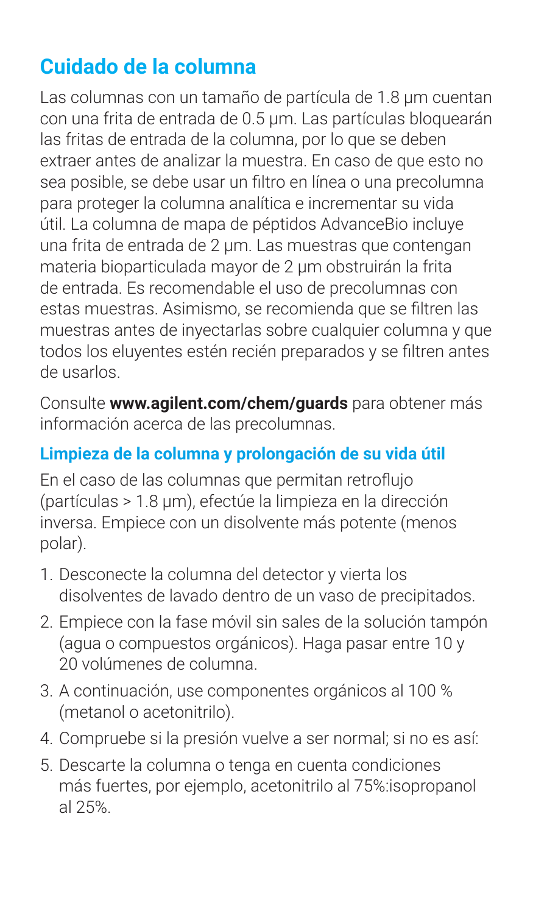## Cuidado de la columna

Las columnas con un tamaño de partícula de 1.8 µm cuentan con una frita de entrada de 0.5 µm. Las partículas bloquearán las fritas de entrada de la columna, por lo que se deben extraer antes de analizar la muestra. En caso de que esto no sea posible, se debe usar un filtro en línea o una precolumna para proteger la columna analítica e incrementar su vida útil. La columna de mapa de péptidos AdvanceBio incluye una frita de entrada de 2 µm. Las muestras que contengan materia bioparticulada mayor de 2 µm obstruirán la frita de entrada. Es recomendable el uso de precolumnas con estas muestras. Asimismo, se recomienda que se filtren las muestras antes de inyectarlas sobre cualquier columna y que todos los eluyentes estén recién preparados y se filtren antes de usarlos.

Consulte **www.agilent.com/chem/guards** para obtener más información acerca de las precolumnas.

### Limpieza de la columna y prolongación de su vida útil

En el caso de las columnas que permitan retroflujo (partículas > 1.8 µm), efectúe la limpieza en la dirección inversa. Empiece con un disolvente más potente (menos polar).

1. Desconecte la columna del detector y vierta los disolventes de lavado dentro de un vaso de precipitados.
2. Empiece con la fase móvil sin sales de la solución tampón (agua o compuestos orgánicos). Haga pasar entre 10 y 20 volúmenes de columna.
3. A continuación, use componentes orgánicos al 100 % (metanol o acetonitrilo).
4. Compruebe si la presión vuelve a ser normal; si no es así:
5. Descarte la columna o tenga en cuenta condiciones más fuertes, por ejemplo, acetonitrilo al 75%:isopropanol al 25%.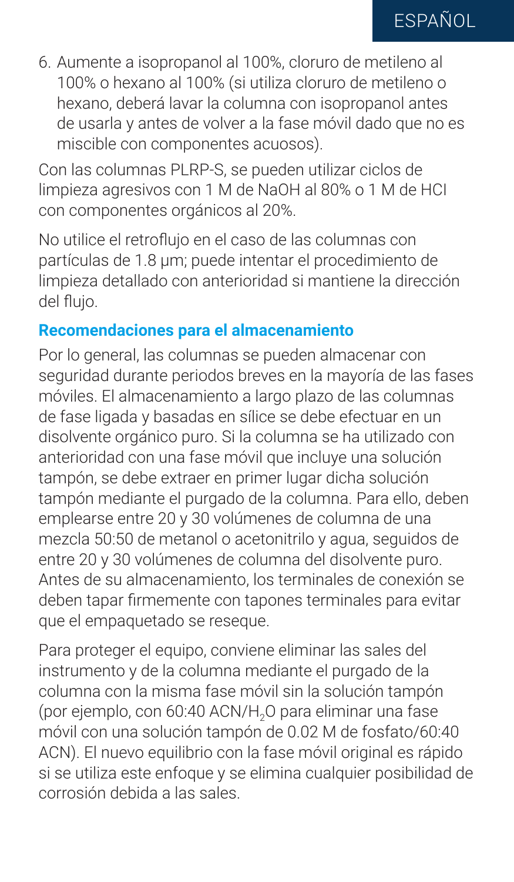6. Aumente a isopropanol al 100%, cloruro de metileno al 100% o hexano al 100% (si utiliza cloruro de metileno o hexano, deberá lavar la columna con isopropanol antes de usarla y antes de volver a la fase móvil dado que no es miscible con componentes acuosos).

Con las columnas PLRP-S, se pueden utilizar ciclos de limpieza agresivos con 1 M de NaOH al 80% o 1 M de HCI con componentes orgánicos al 20%.

No utilice el retroflujo en el caso de las columnas con partículas de 1.8 µm; puede intentar el procedimiento de limpieza detallado con anterioridad si mantiene la dirección del flujo.

## Recomendaciones para el almacenamiento

Por lo general, las columnas se pueden almacenar con seguridad durante periodos breves en la mayoría de las fases móviles. El almacenamiento a largo plazo de las columnas de fase ligada y basadas en sílice se debe efectuar en un disolvente orgánico puro. Si la columna se ha utilizado con anterioridad con una fase móvil que incluye una solución tampón, se debe extraer en primer lugar dicha solución tampón mediante el purgado de la columna. Para ello, deben emplearse entre 20 y 30 volúmenes de columna de una mezcla 50:50 de metanol o acetonitrilo y agua, seguidos de entre 20 y 30 volúmenes de columna del disolvente puro. Antes de su almacenamiento, los terminales de conexión se deben tapar firmemente con tapones terminales para evitar que el empaquetado se reseque.

Para proteger el equipo, conviene eliminar las sales del instrumento y de la columna mediante el purgado de la columna con la misma fase móvil sin la solución tampón (por ejemplo, con 60:40 ACN/$H_2O$ para eliminar una fase móvil con una solución tampón de 0.02 M de fosfato/60:40 ACN). El nuevo equilibrio con la fase móvil original es rápido si se utiliza este enfoque y se elimina cualquier posibilidad de corrosión debida a las sales.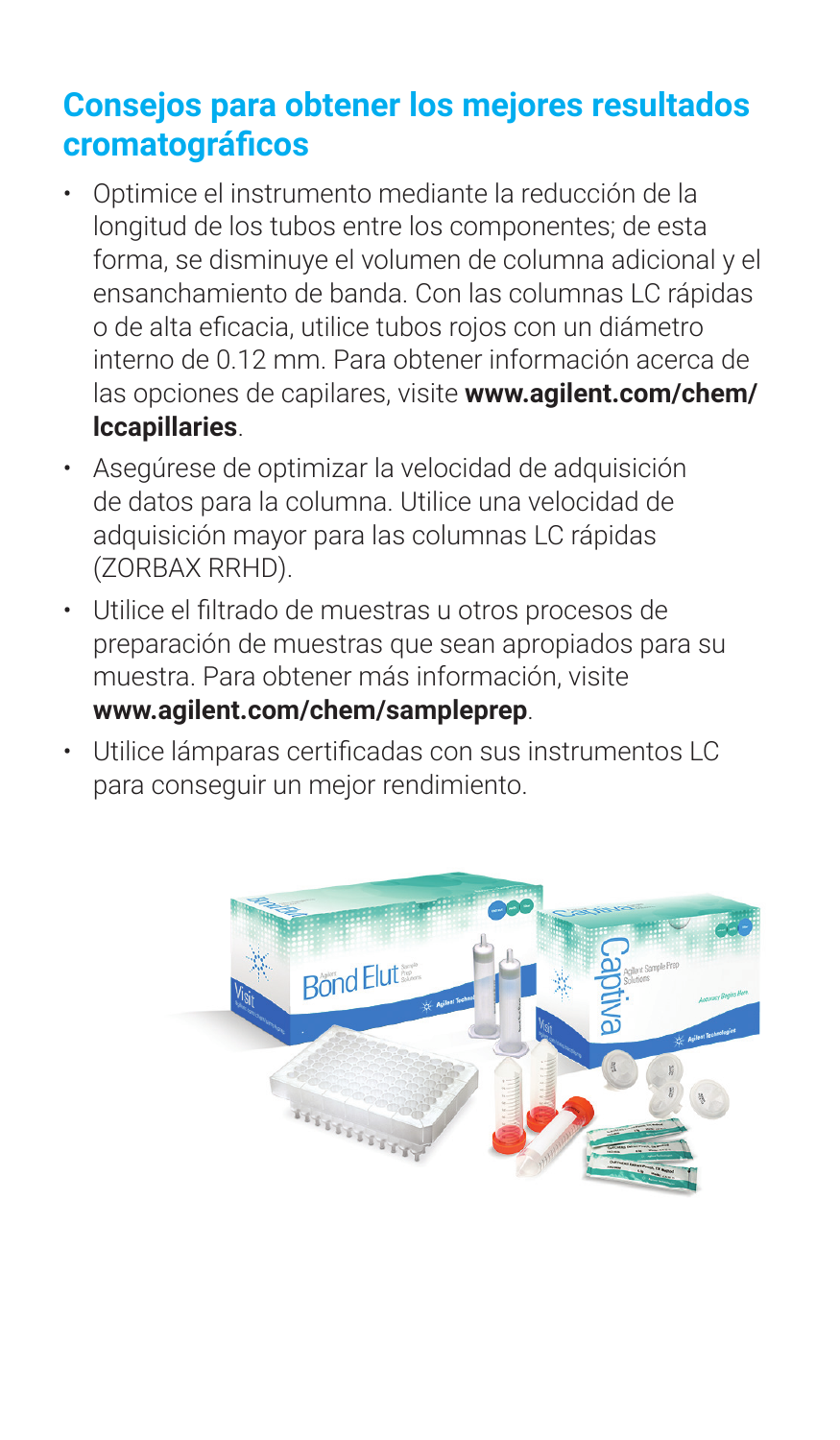## Consejos para obtener los mejores resultados cromatográficos

- Optimice el instrumento mediante la reducción de la longitud de los tubos entre los componentes; de esta forma, se disminuye el volumen de columna adicional y el ensanchamiento de banda. Con las columnas LC rápidas o de alta eficacia, utilice tubos rojos con un diámetro interno de 0.12 mm. Para obtener información acerca de las opciones de capilares, visite **www.agilent.com/chem/lccapillaries**.
- Asegúrese de optimizar la velocidad de adquisición de datos para la columna. Utilice una velocidad de adquisición mayor para las columnas LC rápidas (ZORBAX RRHD).
- Utilice el filtrado de muestras u otros procesos de preparación de muestras que sean apropiados para su muestra. Para obtener más información, visite **www.agilent.com/chem/sampleprep**.
- Utilice lámparas certificadas con sus instrumentos LC para conseguir un mejor rendimiento.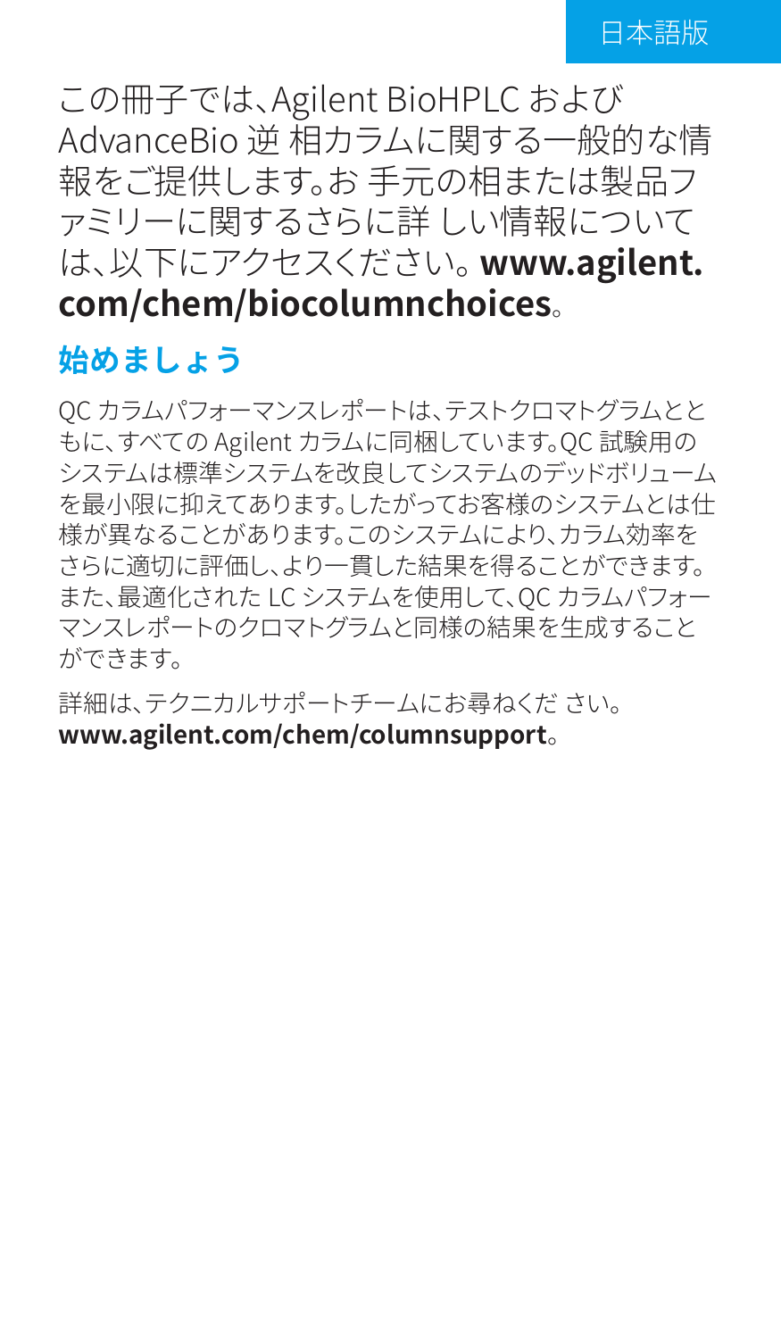日本語版

この冊子では、Agilent BioHPLC および AdvanceBio 逆 相カラムに関する一般的な情報をご提供します。お 手元の相または製品ファミリーに関するさらに詳 しい情報については、以下にアクセスください。**www.agilent.com/chem/biocolumnchoices**。

## 始めましょう

QC カラムパフォーマンスレポートは、テストクロマトグラムとともに、すべての Agilent カラムに同梱しています。QC 試験用のシステムは標準システムを改良してシステムのデッドボリュームを最小限に抑えてあります。したがってお客様のシステムとは仕様が異なることがあります。このシステムにより、カラム効率をさらに適切に評価し、より一貫した結果を得ることができます。また、最適化された LC システムを使用して、QC カラムパフォーマンスレポートのクロマトグラムと同様の結果を生成することができます。

詳細は、テクニカルサポートチームにお尋ねくだ さい。**www.agilent.com/chem/columnsupport**。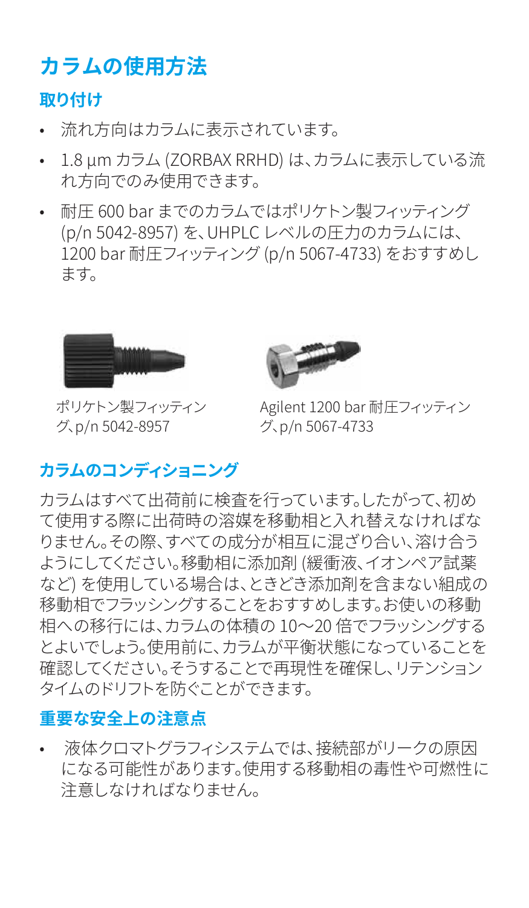# カラムの使用方法

## 取り付け

- 流れ方向はカラムに表示されています。
- 1.8 µm カラム (ZORBAX RRHD) は、カラムに表示している流れ方向でのみ使用できます。
- 耐圧 600 bar までのカラムではポリケトン製フィッティング (p/n 5042-8957) を、UHPLC レベルの圧力のカラムには、1200 bar 耐圧フィッティング (p/n 5067-4733) をおすすめします。

ポリケトン製フィッティング、p/n 5042-8957

Agilent 1200 bar 耐圧フィッティング、p/n 5067-4733

## カラムのコンディショニング

カラムはすべて出荷前に検査を行っています。したがって、初めて使用する際に出荷時の溶媒を移動相と入れ替えなければなりません。その際、すべての成分が相互に混ざり合い、溶け合うようにしてください。移動相に添加剤 (緩衝液、イオンペア試薬など) を使用している場合は、ときどき添加剤を含まない組成の移動相でフラッシングすることをおすすめします。お使いの移動相への移行には、カラムの体積の 10〜20 倍でフラッシングするとよいでしょう。使用前に、カラムが平衡状態になっていることを確認してください。そうすることで再現性を確保し、リテンションタイムのドリフトを防ぐことができます。

## 重要な安全上の注意点

- 液体クロマトグラフィシステムでは、接続部がリークの原因になる可能性があります。使用する移動相の毒性や可燃性に注意しなければなりません。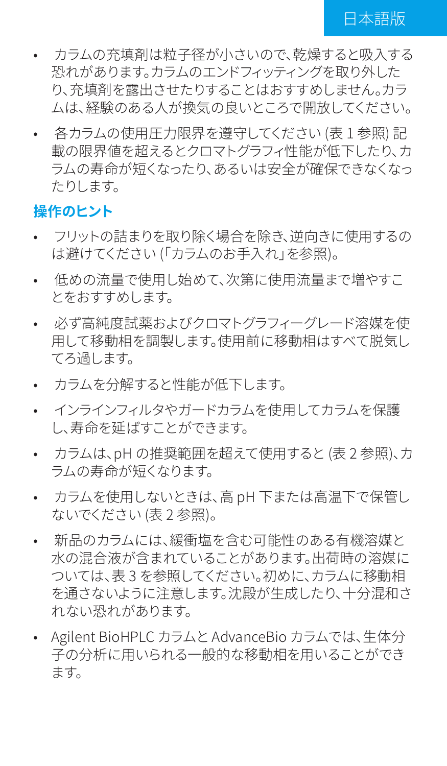- カラムの充填剤は粒子径が小さいので、乾燥すると吸入する恐れがあります。カラムのエンドフィッティングを取り外したり、充填剤を露出させたりすることはおすすめしません。カラムは、経験のある人が換気の良いところで開放してください。
- 各カラムの使用圧力限界を遵守してください (表 1 参照) 記載の限界値を超えるとクロマトグラフィ性能が低下したり、カラムの寿命が短くなったり、あるいは安全が確保できなくなったりします。

### 操作のヒント

- フリットの詰まりを取り除く場合を除き、逆向きに使用するのは避けてください (「カラムのお手入れ」を参照)。
- 低めの流量で使用し始めて、次第に使用流量まで増やすことをおすすめします。
- 必ず高純度試薬およびクロマトグラフィーグレード溶媒を使用して移動相を調製します。使用前に移動相はすべて脱気してろ過します。
- カラムを分解すると性能が低下します。
- インラインフィルタやガードカラムを使用してカラムを保護し、寿命を延ばすことができます。
- カラムは、pH の推奨範囲を超えて使用すると (表 2 参照)、カラムの寿命が短くなります。
- カラムを使用しないときは、高 pH 下または高温下で保管しないでください (表 2 参照)。
- 新品のカラムには、緩衝塩を含む可能性のある有機溶媒と水の混合液が含まれていることがあります。出荷時の溶媒については、表 3 を参照してください。初めに、カラムに移動相を通さないように注意します。沈殿が生成したり、十分混和されない恐れがあります。
- Agilent BioHPLC カラムと AdvanceBio カラムでは、生体分子の分析に用いられる一般的な移動相を用いることができます。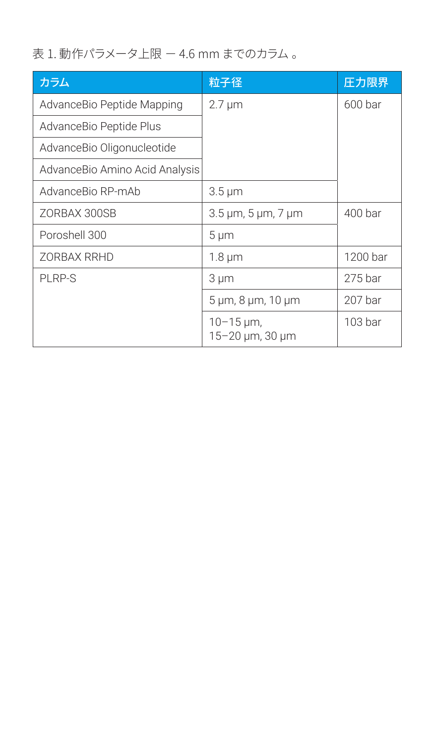表 1. 動作パラメータ上限 ― 4.6 mm までのカラム 。

| カラム | 粒子径 | 圧力限界 |
|---|---|---|
| AdvanceBio Peptide Mapping | 2.7 µm | 600 bar |
| AdvanceBio Peptide Plus | | |
| AdvanceBio Oligonucleotide | | |
| AdvanceBio Amino Acid Analysis | | |
| AdvanceBio RP-mAb | 3.5 µm | |
| ZORBAX 300SB | 3.5 µm, 5 µm, 7 µm | 400 bar |
| Poroshell 300 | 5 µm | |
| ZORBAX RRHD | 1.8 µm | 1200 bar |
| PLRP-S | 3 µm | 275 bar |
| | 5 µm, 8 µm, 10 µm | 207 bar |
| | 10–15 µm, 15–20 µm, 30 µm | 103 bar |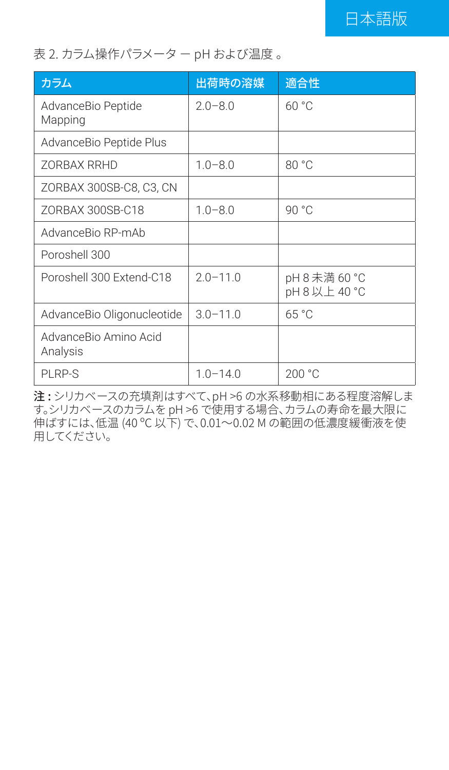表 2. カラム操作パラメータ ー pH および温度 。

| カラム | 出荷時の溶媒 | 適合性 |
| --- | --- | --- |
| AdvanceBio Peptide Mapping | 2.0–8.0 | 60 °C |
| AdvanceBio Peptide Plus | | |
| ZORBAX RRHD | 1.0–8.0 | 80 °C |
| ZORBAX 300SB-C8, C3, CN | | |
| ZORBAX 300SB-C18 | 1.0–8.0 | 90 °C |
| AdvanceBio RP-mAb | | |
| Poroshell 300 | | |
| Poroshell 300 Extend-C18 | 2.0–11.0 | pH 8 未満 60 °C<br>pH 8 以上 40 °C |
| AdvanceBio Oligonucleotide | 3.0–11.0 | 65 °C |
| AdvanceBio Amino Acid Analysis | | |
| PLRP-S | 1.0–14.0 | 200 °C |

**注 :** シリカベースの充填剤はすべて、pH >6 の水系移動相にある程度溶解します。シリカベースのカラムを pH >6 で使用する場合、カラムの寿命を最大限に伸ばすには、低温 (40 ºC 以下) で、0.01〜0.02 M の範囲の低濃度緩衝液を使用してください。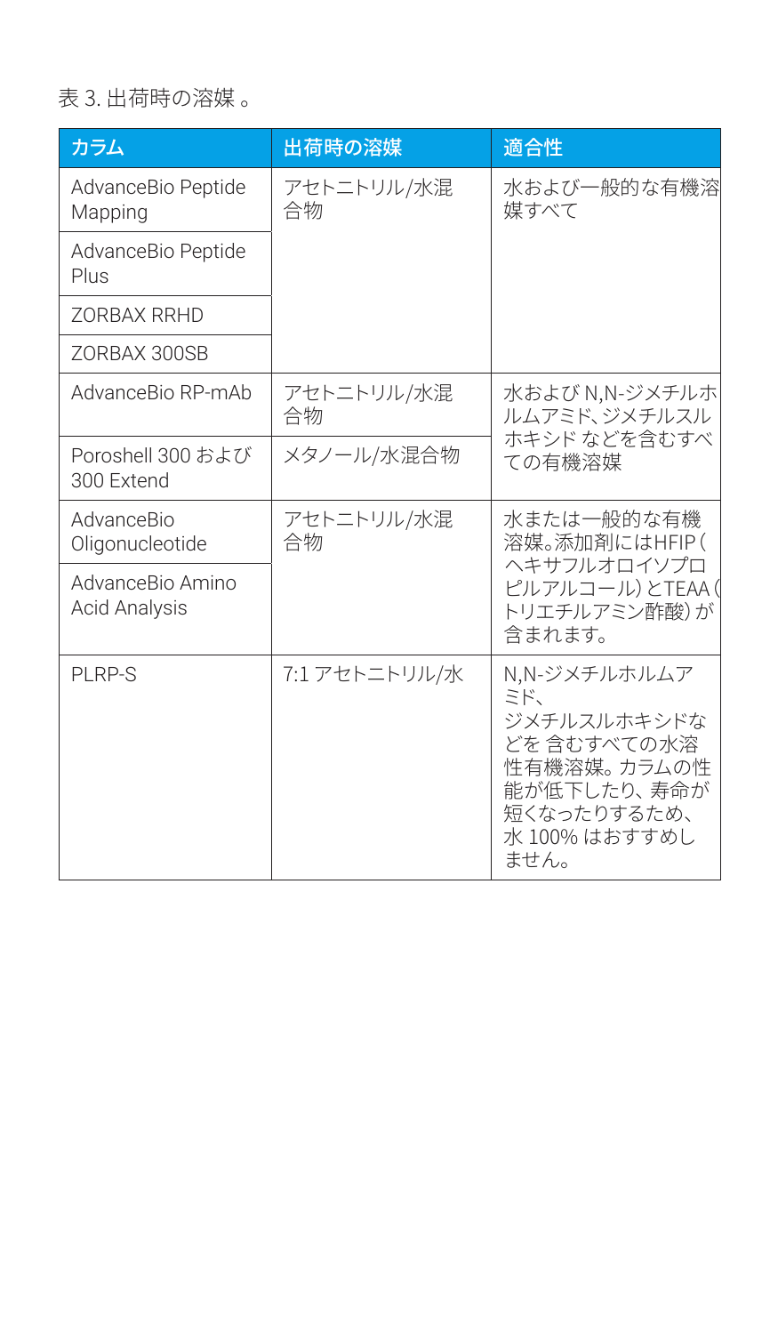表 3. 出荷時の溶媒 。

| カラム | 出荷時の溶媒 | 適合性 |
|---|---|---|
| AdvanceBio Peptide Mapping | アセトニトリル/水混合物 | 水および一般的な有機溶媒すべて |
| AdvanceBio Peptide Plus | | |
| ZORBAX RRHD | | |
| ZORBAX 300SB | | |
| AdvanceBio RP-mAb | アセトニトリル/水混合物 | 水および N,N-ジメチルホルムアミド、ジメチルスルホキシド などを含むすべての有機溶媒 |
| Poroshell 300 および 300 Extend | メタノール/水混合物 | |
| AdvanceBio Oligonucleotide | アセトニトリル/水混合物 | 水または一般的な有機溶媒。添加剤にはHFIP(ヘキサフルオロイソプロピルアルコール)とTEAA(トリエチルアミン酢酸)が含まれます。 |
| AdvanceBio Amino Acid Analysis | | |
| PLRP-S | 7:1 アセトニトリル/水 | N,N-ジメチルホルムアミド、ジメチルスルホキシドなどを 含むすべての水溶性有機溶媒。カラムの性能が低下したり、寿命が短くなったりするため、水 100% はおすすめしません。 |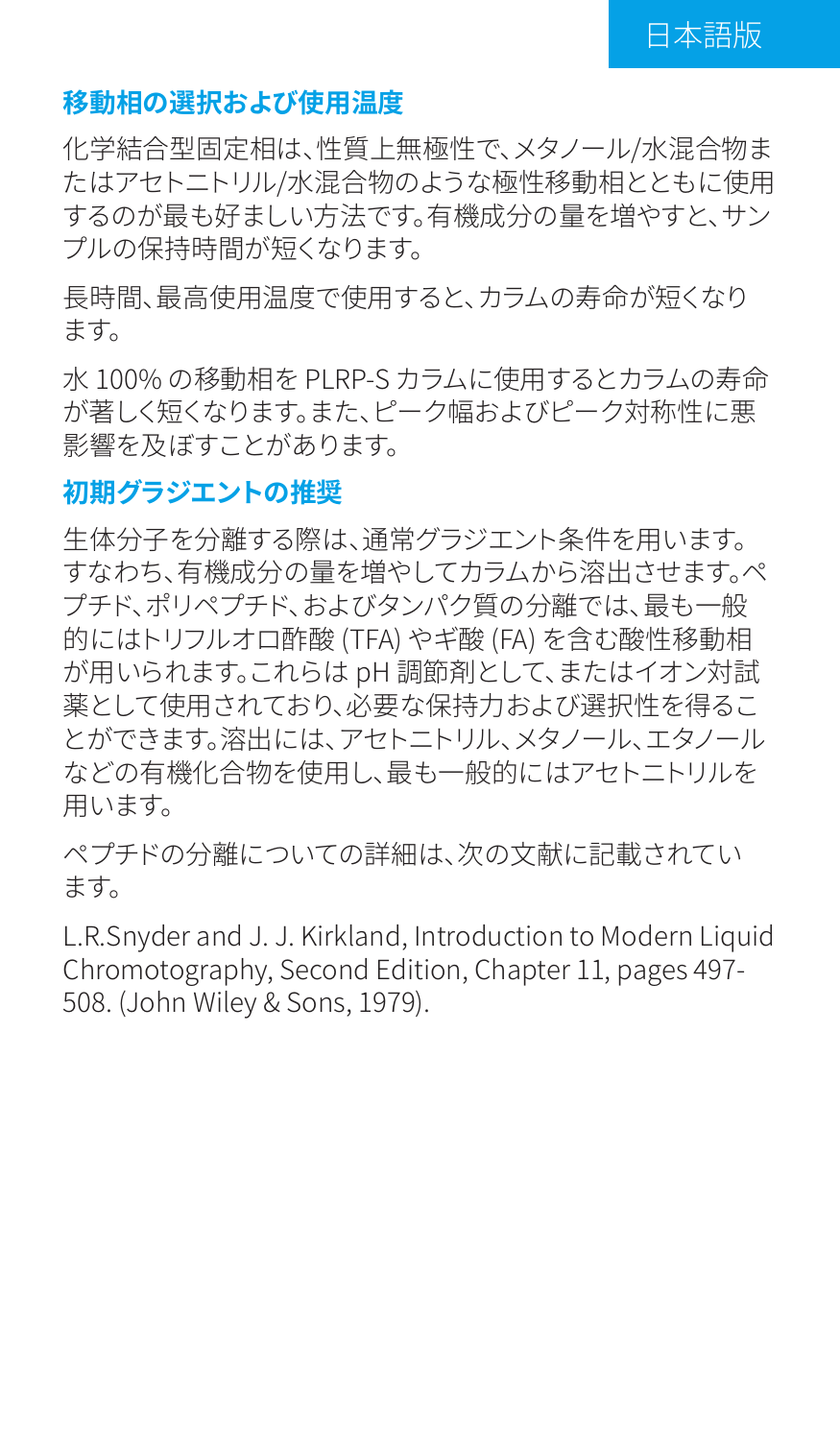## 移動相の選択および使用温度

化学結合型固定相は、性質上無極性で、メタノール/水混合物またはアセトニトリル/水混合物のような極性移動相とともに使用するのが最も好ましい方法です。有機成分の量を増やすと、サンプルの保持時間が短くなります。

長時間、最高使用温度で使用すると、カラムの寿命が短くなります。

水 100% の移動相を PLRP-S カラムに使用するとカラムの寿命が著しく短くなります。また、ピーク幅およびピーク対称性に悪影響を及ぼすことがあります。

## 初期グラジエントの推奨

生体分子を分離する際は、通常グラジエント条件を用います。すなわち、有機成分の量を増やしてカラムから溶出させます。ペプチド、ポリペプチド、およびタンパク質の分離では、最も一般的にはトリフルオロ酢酸 (TFA) やギ酸 (FA) を含む酸性移動相が用いられます。これらは pH 調節剤として、またはイオン対試薬として使用されており、必要な保持力および選択性を得ることができます。溶出には、アセトニトリル、メタノール、エタノールなどの有機化合物を使用し、最も一般的にはアセトニトリルを用います。

ペプチドの分離についての詳細は、次の文献に記載されています。

L.R.Snyder and J. J. Kirkland, Introduction to Modern Liquid Chromotography, Second Edition, Chapter 11, pages 497-508. (John Wiley & Sons, 1979).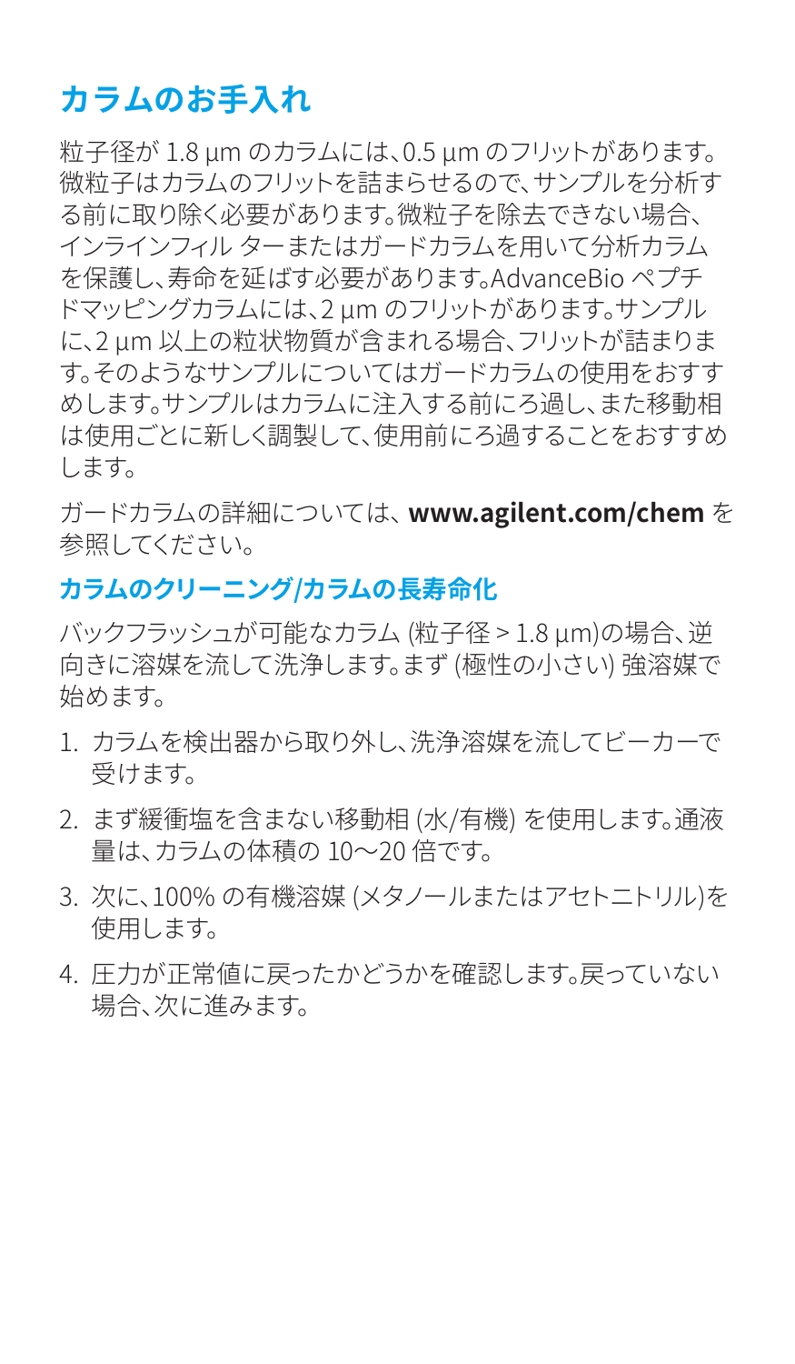## カラムのお手入れ

粒子径が 1.8 µm のカラムには、0.5 µm のフリットがあります。微粒子はカラムのフリットを詰まらせるので、サンプルを分析する前に取り除く必要があります。微粒子を除去できない場合、インラインフィル ターまたはガードカラムを用いて分析カラムを保護し、寿命を延ばす必要があります。AdvanceBio ペプチドマッピングカラムには、2 µm のフリットがあります。サンプルに、2 µm 以上の粒状物質が含まれる場合、フリットが詰まります。そのようなサンプルについてはガードカラムの使用をおすすめします。サンプルはカラムに注入する前にろ過し、また移動相は使用ごとに新しく調製して、使用前にろ過することをおすすめします。

ガードカラムの詳細については、**www.agilent.com/chem** を参照してください。

### カラムのクリーニング/カラムの長寿命化

バックフラッシュが可能なカラム (粒子径 > 1.8 µm)の場合、逆向きに溶媒を流して洗浄します。まず (極性の小さい) 強溶媒で始めます。

1. カラムを検出器から取り外し、洗浄溶媒を流してビーカーで受けます。
2. まず緩衝塩を含まない移動相 (水/有機) を使用します。通液量は、カラムの体積の 10〜20 倍です。
3. 次に、100% の有機溶媒 (メタノールまたはアセトニトリル)を使用します。
4. 圧力が正常値に戻ったかどうかを確認します。戻っていない場合、次に進みます。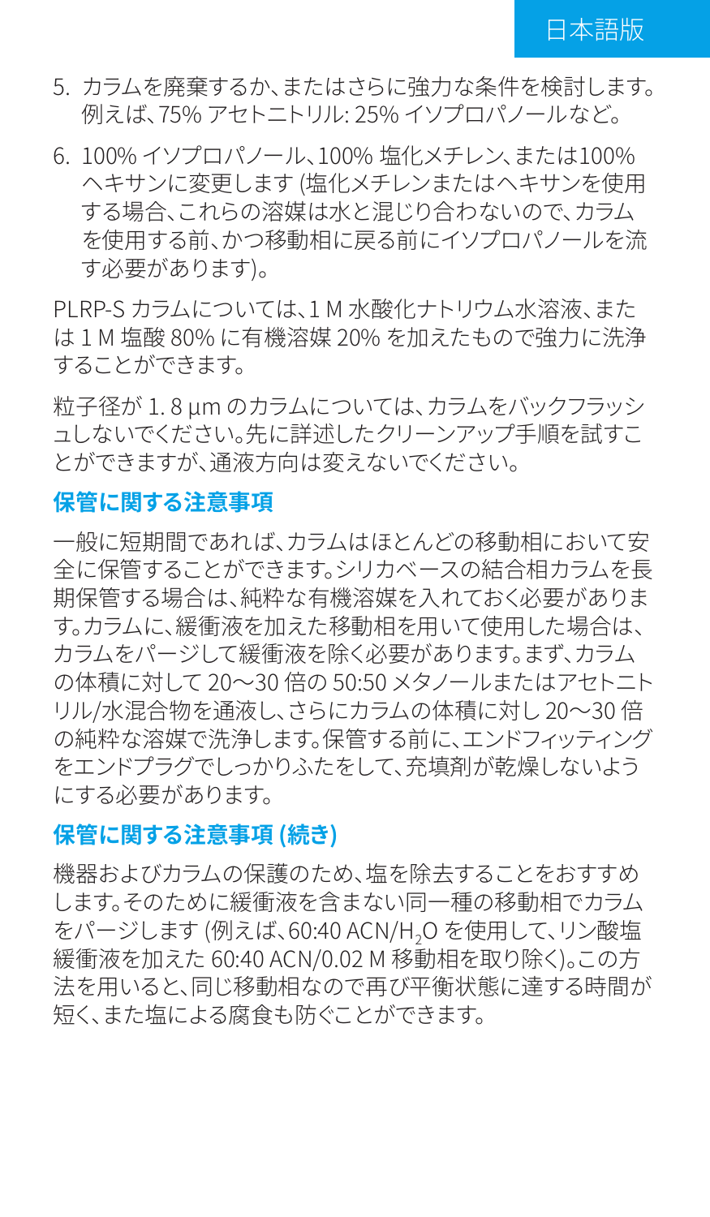5. カラムを廃棄するか、またはさらに強力な条件を検討します。例えば、75% アセトニトリル: 25% イソプロパノールなど。

6. 100% イソプロパノール、100% 塩化メチレン、または100% ヘキサンに変更します (塩化メチレンまたはヘキサンを使用する場合、これらの溶媒は水と混じり合わないので、カラムを使用する前、かつ移動相に戻る前にイソプロパノールを流す必要があります)。

PLRP-S カラムについては、1 M 水酸化ナトリウム水溶液、または 1 M 塩酸 80% に有機溶媒 20% を加えたもので強力に洗浄することができます。

粒子径が 1. 8 µm のカラムについては、カラムをバックフラッシュしないでください。先に詳述したクリーンアップ手順を試すことができますが、通液方向は変えないでください。

## 保管に関する注意事項

一般に短期間であれば、カラムはほとんどの移動相において安全に保管することができます。シリカベースの結合相カラムを長期保管する場合は、純粋な有機溶媒を入れておく必要があります。カラムに、緩衝液を加えた移動相を用いて使用した場合は、カラムをパージして緩衝液を除く必要があります。まず、カラムの体積に対して 20～30 倍の 50:50 メタノールまたはアセトニトリル/水混合物を通液し、さらにカラムの体積に対し 20～30 倍の純粋な溶媒で洗浄します。保管する前に、エンドフィッティングをエンドプラグでしっかりふたをして、充填剤が乾燥しないようにする必要があります。

## 保管に関する注意事項 (続き)

機器およびカラムの保護のため、塩を除去することをおすすめします。そのために緩衝液を含まない同一種の移動相でカラムをパージします (例えば、60:40 ACN/$H_2O$ を使用して、リン酸塩緩衝液を加えた 60:40 ACN/0.02 M 移動相を取り除く)。この方法を用いると、同じ移動相なので再び平衡状態に達する時間が短く、また塩による腐食も防ぐことができます。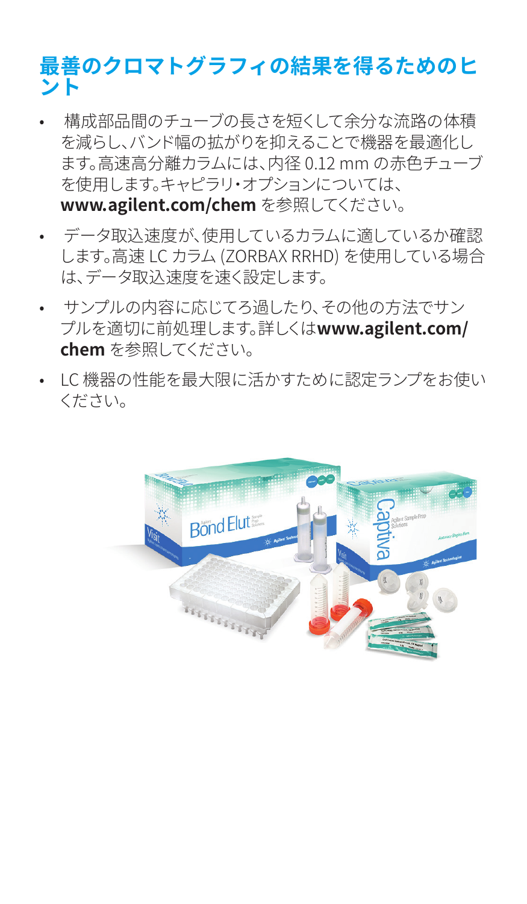# 最善のクロマトグラフィの結果を得るためのヒント

- 構成部品間のチューブの長さを短くして余分な流路の体積を減らし、バンド幅の拡がりを抑えることで機器を最適化します。高速高分離カラムには、内径 0.12 mm の赤色チューブを使用します。キャピラリ・オプションについては、**www.agilent.com/chem** を参照してください。
- データ取込速度が、使用しているカラムに適しているか確認します。高速 LC カラム (ZORBAX RRHD) を使用している場合は、データ取込速度を速く設定します。
- サンプルの内容に応じてろ過したり、その他の方法でサンプルを適切に前処理します。詳しくは**www.agilent.com/chem** を参照してください。
- LC 機器の性能を最大限に活かすために認定ランプをお使いください。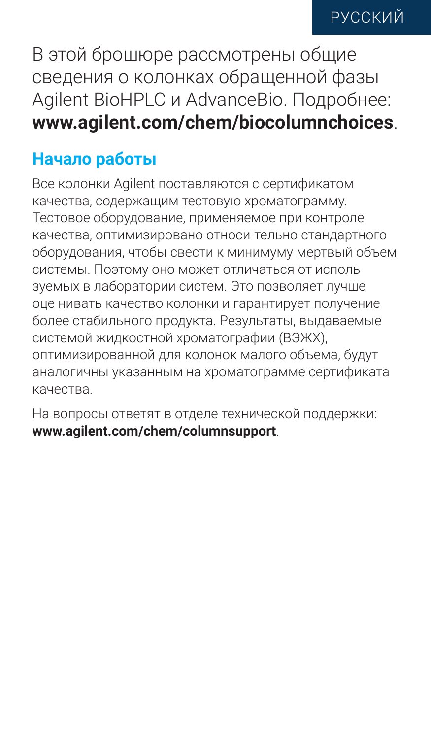РУССКИЙ

В этой брошюре рассмотрены общие сведения о колонках обращенной фазы Agilent BioHPLC и AdvanceBio. Подробнее: **www.agilent.com/chem/biocolumnchoices**.

## Начало работы

Все колонки Agilent поставляются с сертификатом качества, содержащим тестовую хроматограмму. Тестовое оборудование, применяемое при контроле качества, оптимизировано относи-тельно стандартного оборудования, чтобы свести к минимуму мертвый объем системы. Поэтому оно может отличаться от исполь зуемых в лаборатории систем. Это позволяет лучше оце нивать качество колонки и гарантирует получение более стабильного продукта. Результаты, выдаваемые системой жидкостной хроматографии (ВЭЖХ), оптимизированной для колонок малого объема, будут аналогичны указанным на хроматограмме сертификата качества.

На вопросы ответят в отделе технической поддержки: **www.agilent.com/chem/columnsupport**.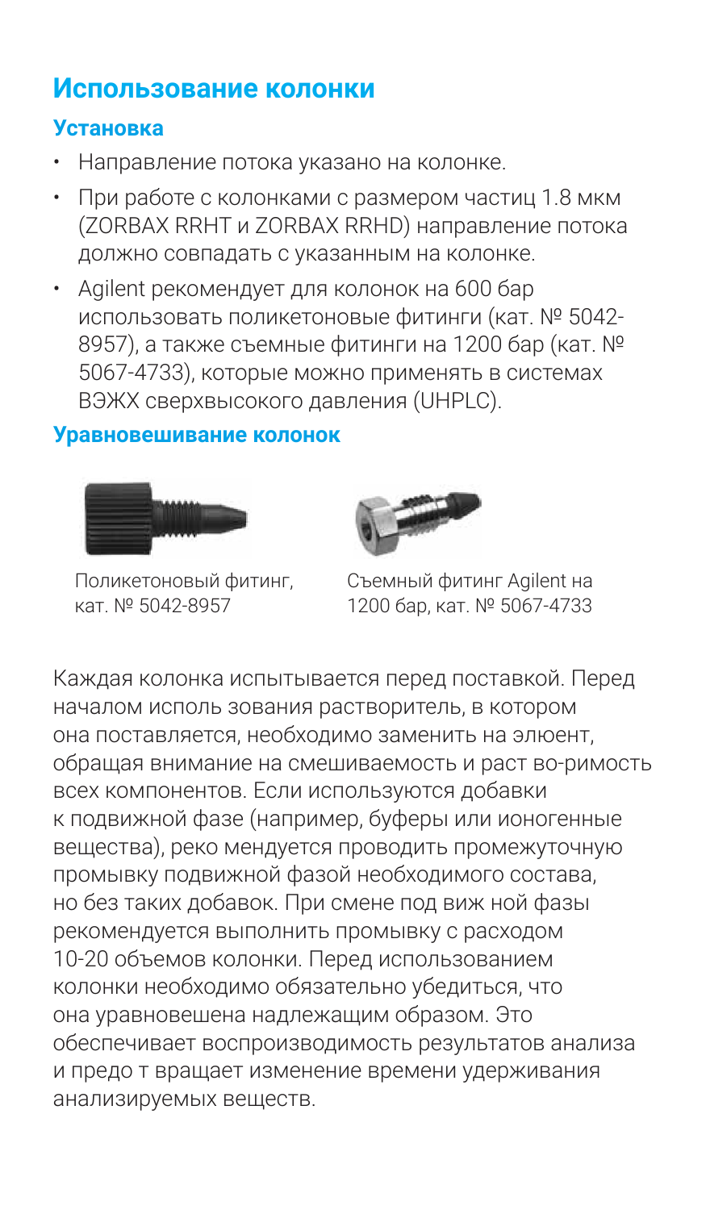# Использование колонки

## Установка

- Направление потока указано на колонке.
- При работе с колонками с размером частиц 1.8 мкм (ZORBAX RRHT и ZORBAX RRHD) направление потока должно совпадать с указанным на колонке.
- Agilent рекомендует для колонок на 600 бар использовать поликетоновые фитинги (кат. № 5042-8957), а также съемные фитинги на 1200 бар (кат. № 5067-4733), которые можно применять в системах ВЭЖХ сверхвысокого давления (UHPLC).

## Уравновешивание колонок

Поликетоновый фитинг, кат. № 5042-8957

Съемный фитинг Agilent на 1200 бар, кат. № 5067-4733

Каждая колонка испытывается перед поставкой. Перед началом исполь зования растворитель, в котором она поставляется, необходимо заменить на элюент, обращая внимание на смешиваемость и раст во-римость всех компонентов. Если используются добавки к подвижной фазе (например, буферы или ионогенные вещества), реко мендуется проводить промежуточную промывку подвижной фазой необходимого состава, но без таких добавок. При смене под виж ной фазы рекомендуется выполнить промывку с расходом 10-20 объемов колонки. Перед использованием колонки необходимо обязательно убедиться, что она уравновешена надлежащим образом. Это обеспечивает воспроизводимость результатов анализа и предо т вращает изменение времени удерживания анализируемых веществ.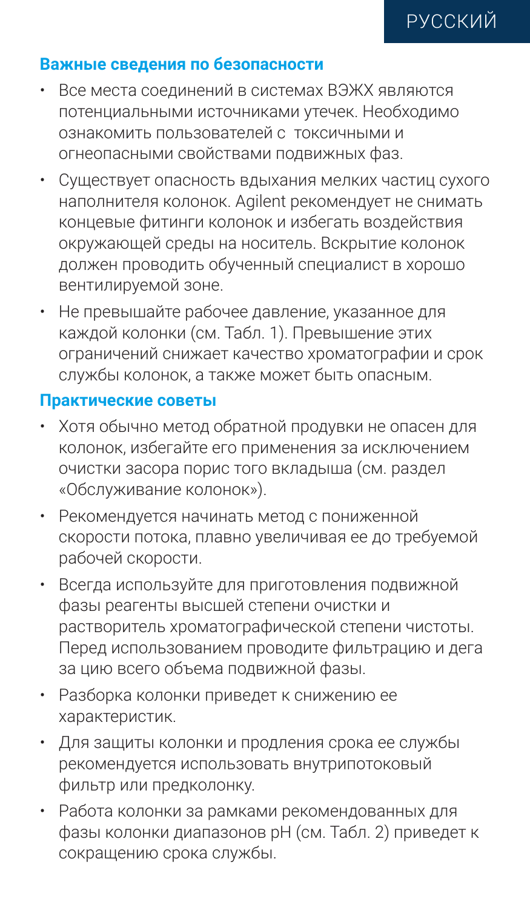## Важные сведения по безопасности

- Все места соединений в системах ВЭЖХ являются потенциальными источниками утечек. Необходимо ознакомить пользователей с токсичными и огнеопасными свойствами подвижных фаз.
- Существует опасность вдыхания мелких частиц сухого наполнителя колонок. Agilent рекомендует не снимать концевые фитинги колонок и избегать воздействия окружающей среды на носитель. Вскрытие колонок должен проводить обученный специалист в хорошо вентилируемой зоне.
- Не превышайте рабочее давление, указанное для каждой колонки (см. Табл. 1). Превышение этих ограничений снижает качество хроматографии и срок службы колонок, а также может быть опасным.

## Практические советы

- Хотя обычно метод обратной продувки не опасен для колонок, избегайте его применения за исключением очистки засора порис того вкладыша (см. раздел «Обслуживание колонок»).
- Рекомендуется начинать метод с пониженной скорости потока, плавно увеличивая ее до требуемой рабочей скорости.
- Всегда используйте для приготовления подвижной фазы реагенты высшей степени очистки и растворитель хроматографической степени чистоты. Перед использованием проводите фильтрацию и дега за цию всего объема подвижной фазы.
- Разборка колонки приведет к снижению ее характеристик.
- Для защиты колонки и продления срока ее службы рекомендуется использовать внутрипотоковый фильтр или предколонку.
- Работа колонки за рамками рекомендованных для фазы колонки диапазонов pH (см. Табл. 2) приведет к сокращению срока службы.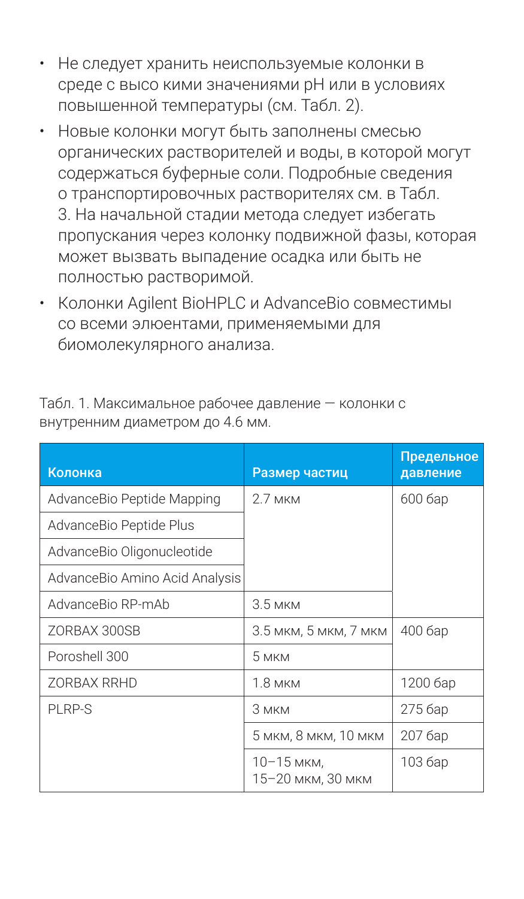- Не следует хранить неиспользуемые колонки в среде с высо кими значениями pH или в условиях повышенной температуры (см. Табл. 2).
- Новые колонки могут быть заполнены смесью органических растворителей и воды, в которой могут содержаться буферные соли. Подробные сведения о транспортировочных растворителях см. в Табл. 3. На начальной стадии метода следует избегать пропускания через колонку подвижной фазы, которая может вызвать выпадение осадка или быть не полностью растворимой.
- Колонки Agilent BioHPLC и AdvanceBio совместимы со всеми элюентами, применяемыми для биомолекулярного анализа.

Табл. 1. Максимальное рабочее давление — колонки с внутренним диаметром до 4.6 мм.

| Колонка | Размер частиц | Предельное давление |
|---|---|---|
| AdvanceBio Peptide Mapping | 2.7 мкм | 600 бар |
| AdvanceBio Peptide Plus | | |
| AdvanceBio Oligonucleotide | | |
| AdvanceBio Amino Acid Analysis | | |
| AdvanceBio RP-mAb | 3.5 мкм | |
| ZORBAX 300SB | 3.5 мкм, 5 мкм, 7 мкм | 400 бар |
| Poroshell 300 | 5 мкм | |
| ZORBAX RRHD | 1.8 мкм | 1200 бар |
| PLRP-S | 3 мкм | 275 бар |
| | 5 мкм, 8 мкм, 10 мкм | 207 бар |
| | 10–15 мкм, 15–20 мкм, 30 мкм | 103 бар |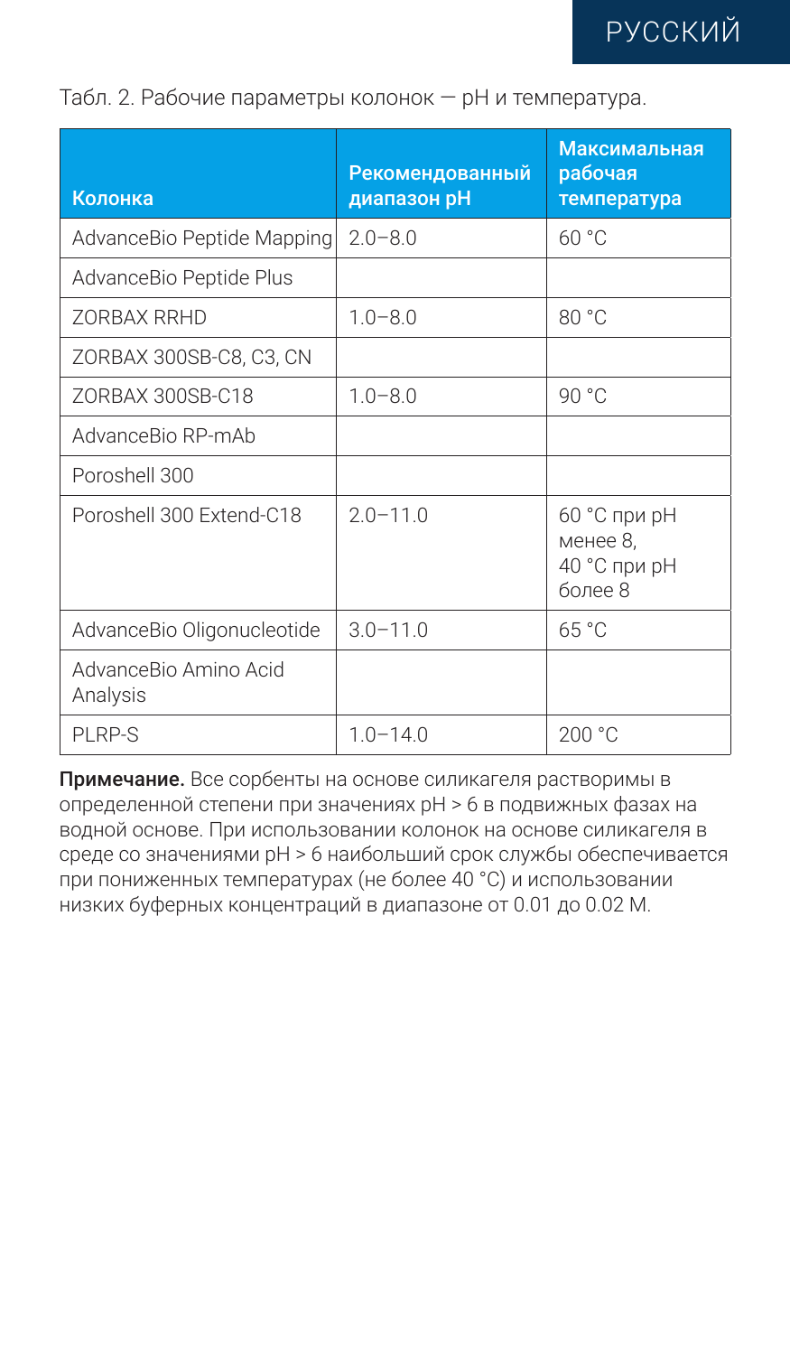Табл. 2. Рабочие параметры колонок — pH и температура.

| Колонка | Рекомендованный диапазон pH | Максимальная рабочая температура |
|---|---|---|
| AdvanceBio Peptide Mapping | 2.0–8.0 | 60 °C |
| AdvanceBio Peptide Plus | | |
| ZORBAX RRHD | 1.0–8.0 | 80 °C |
| ZORBAX 300SB-C8, C3, CN | | |
| ZORBAX 300SB-C18 | 1.0–8.0 | 90 °C |
| AdvanceBio RP-mAb | | |
| Poroshell 300 | | |
| Poroshell 300 Extend-C18 | 2.0–11.0 | 60 °C при pH менее 8, 40 °C при pH более 8 |
| AdvanceBio Oligonucleotide | 3.0–11.0 | 65 °C |
| AdvanceBio Amino Acid Analysis | | |
| PLRP-S | 1.0–14.0 | 200 °C |

**Примечание.** Все сорбенты на основе силикагеля растворимы в определенной степени при значениях pH > 6 в подвижных фазах на водной основе. При использовании колонок на основе силикагеля в среде со значениями pH > 6 наибольший срок службы обеспечивается при пониженных температурах (не более 40 °C) и использовании низких буферных концентраций в диапазоне от 0.01 до 0.02 М.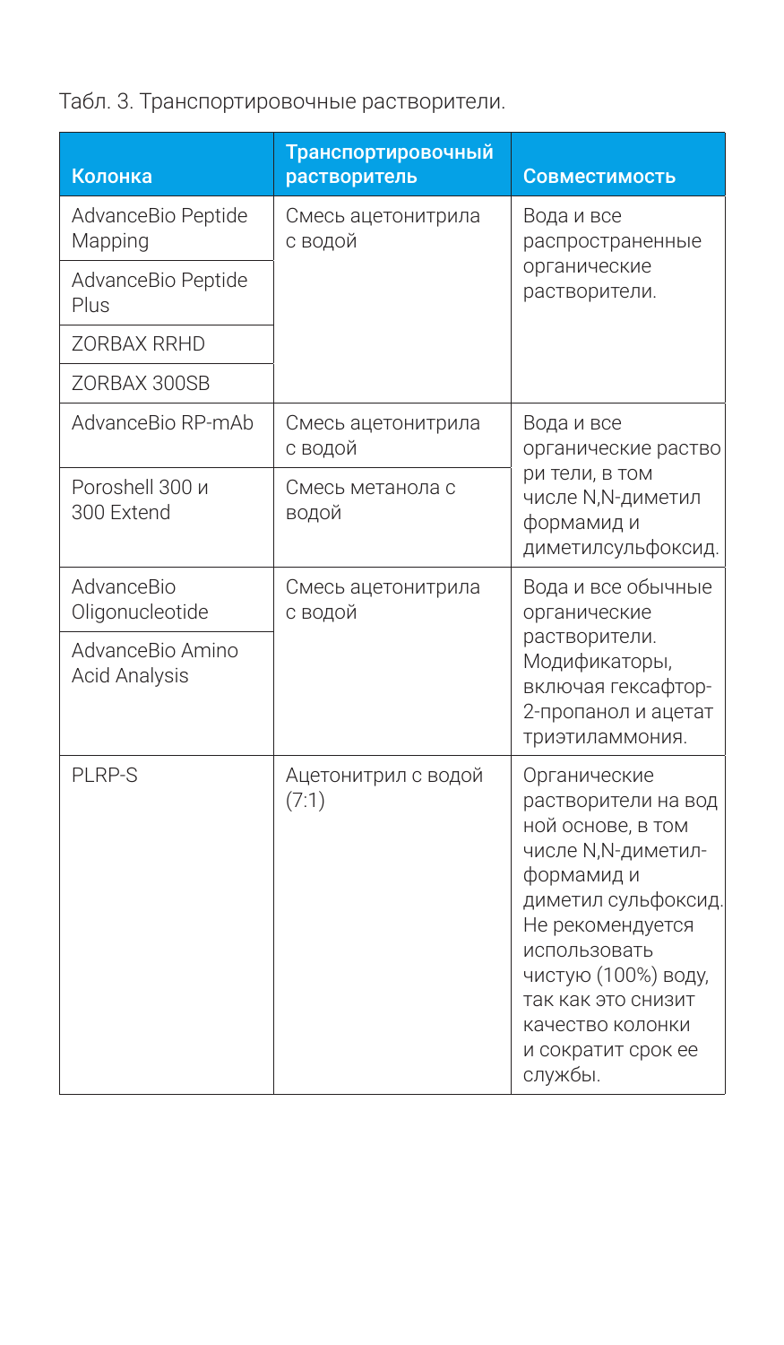Табл. 3. Транспортировочные растворители.

| Колонка | Транспортировочный растворитель | Совместимость |
|---|---|---|
| AdvanceBio Peptide Mapping | Смесь ацетонитрила с водой | Вода и все распространенные органические растворители. |
| AdvanceBio Peptide Plus | | |
| ZORBAX RRHD | | |
| ZORBAX 300SB | | |
| AdvanceBio RP-mAb | Смесь ацетонитрила с водой | Вода и все органические раство ри тели, в том числе N,N-диметил формамид и диметилсульфоксид. |
| Poroshell 300 и 300 Extend | Смесь метанола с водой | |
| AdvanceBio Oligonucleotide | Смесь ацетонитрила с водой | Вода и все обычные органические растворители. Модификаторы, включая гексафтор-2-пропанол и ацетат триэтиламмония. |
| AdvanceBio Amino Acid Analysis | | |
| PLRP-S | Ацетонитрил с водой (7:1) | Органические растворители на вод ной основе, в том числе N,N-диметил-формамид и диметил сульфоксид. Не рекомендуется использовать чистую (100%) воду, так как это снизит качество колонки и сократит срок ее службы. |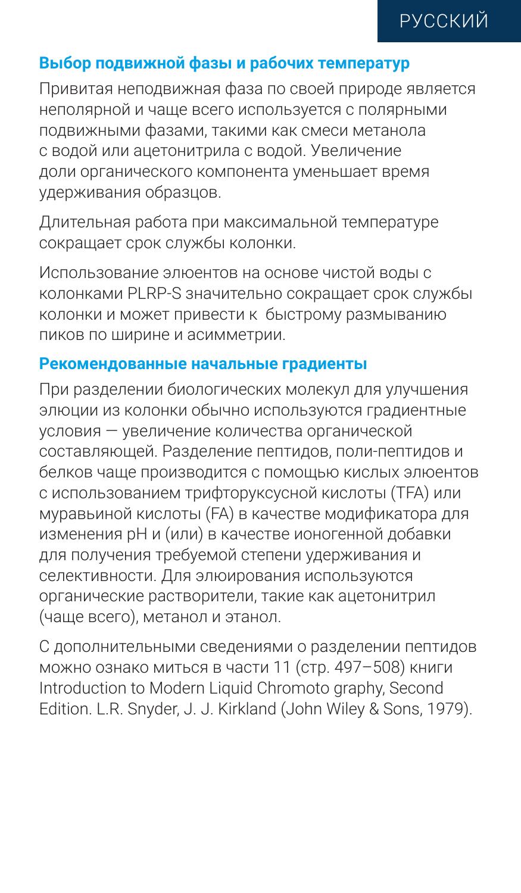## Выбор подвижной фазы и рабочих температур

Привитая неподвижная фаза по своей природе является неполярной и чаще всего используется с полярными подвижными фазами, такими как смеси метанола с водой или ацетонитрила с водой. Увеличение доли органического компонента уменьшает время удерживания образцов.

Длительная работа при максимальной температуре сокращает срок службы колонки.

Использование элюентов на основе чистой воды с колонками PLRP-S значительно сокращает срок службы колонки и может привести к быстрому размыванию пиков по ширине и асимметрии.

## Рекомендованные начальные градиенты

При разделении биологических молекул для улучшения элюции из колонки обычно используются градиентные условия — увеличение количества органической составляющей. Разделение пептидов, поли-пептидов и белков чаще производится с помощью кислых элюентов с использованием трифторуксусной кислоты (TFA) или муравьиной кислоты (FA) в качестве модификатора для изменения pH и (или) в качестве ионогенной добавки для получения требуемой степени удерживания и селективности. Для элюирования используются органические растворители, такие как ацетонитрил (чаще всего), метанол и этанол.

С дополнительными сведениями о разделении пептидов можно ознако миться в части 11 (стр. 497–508) книги Introduction to Modern Liquid Chromoto graphy, Second Edition. L.R. Snyder, J. J. Kirkland (John Wiley & Sons, 1979).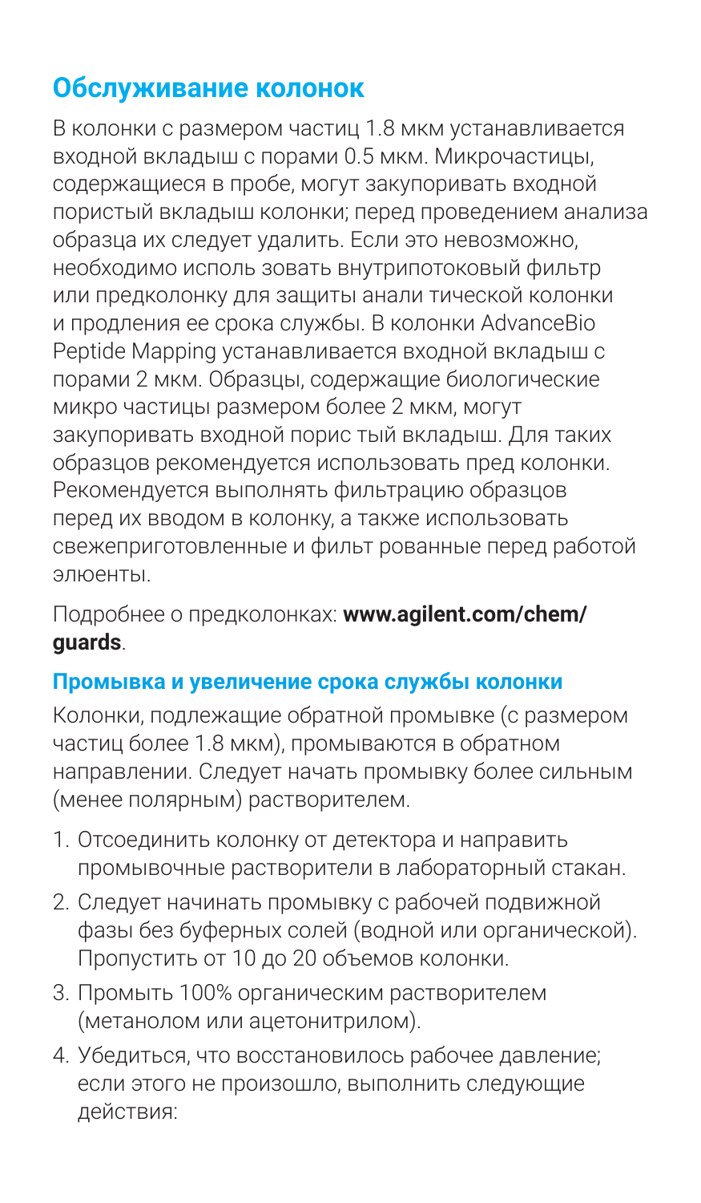## Обслуживание колонок

В колонки с размером частиц 1.8 мкм устанавливается входной вкладыш с порами 0.5 мкм. Микрочастицы, содержащиеся в пробе, могут закупоривать входной пористый вкладыш колонки; перед проведением анализа образца их следует удалить. Если это невозможно, необходимо исполь зовать внутрипотоковый фильтр или предколонку для защиты анали тической колонки и продления ее срока службы. В колонки AdvanceBio Peptide Mapping устанавливается входной вкладыш с порами 2 мкм. Образцы, содержащие биологические микро частицы размером более 2 мкм, могут закупоривать входной порис тый вкладыш. Для таких образцов рекомендуется использовать пред колонки. Рекомендуется выполнять фильтрацию образцов перед их вводом в колонку, а также использовать свежеприготовленные и фильт рованные перед работой элюенты.

Подробнее о предколонках: **www.agilent.com/chem/guards**.

### Промывка и увеличение срока службы колонки

Колонки, подлежащие обратной промывке (с размером частиц более 1.8 мкм), промываются в обратном направлении. Следует начать промывку более сильным (менее полярным) растворителем.

1. Отсоединить колонку от детектора и направить промывочные растворители в лабораторный стакан.
2. Следует начинать промывку с рабочей подвижной фазы без буферных солей (водной или органической). Пропустить от 10 до 20 объемов колонки.
3. Промыть 100% органическим растворителем (метанолом или ацетонитрилом).
4. Убедиться, что восстановилось рабочее давление; если этого не произошло, выполнить следующие действия: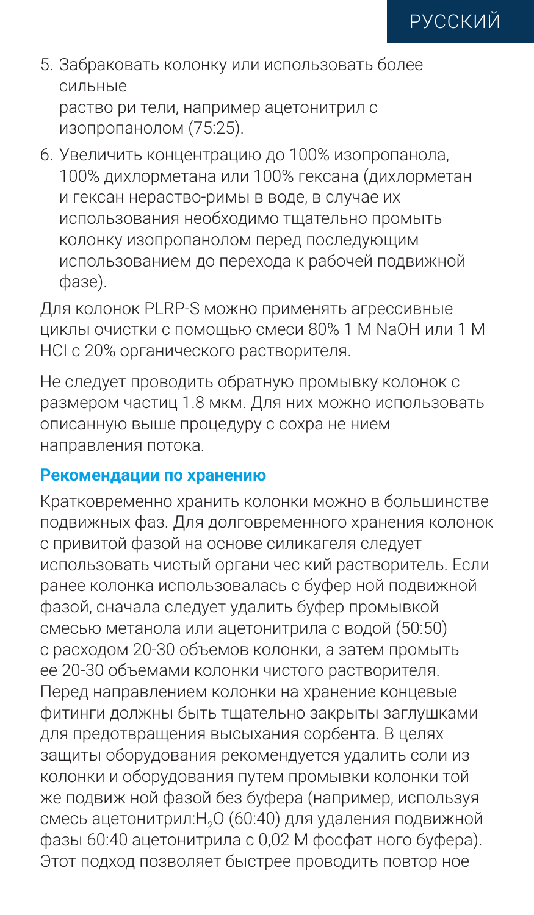5. Забраковать колонку или использовать более сильные раство ри тели, например ацетонитрил с изопропанолом (75:25).
6. Увеличить концентрацию до 100% изопропанола, 100% дихлорметана или 100% гексана (дихлорметан и гексан нерастворимы в воде, в случае их использования необходимо тщательно промыть колонку изопропанолом перед последующим использованием до перехода к рабочей подвижной фазе).

Для колонок PLRP-S можно применять агрессивные циклы очистки с помощью смеси 80% 1 M NaOH или 1 M HCl с 20% органического растворителя.

Не следует проводить обратную промывку колонок с размером частиц 1.8 мкм. Для них можно использовать описанную выше процедуру с сохра не нием направления потока.

## Рекомендации по хранению

Кратковременно хранить колонки можно в большинстве подвижных фаз. Для долговременного хранения колонок с привитой фазой на основе силикагеля следует использовать чистый органи чес кий растворитель. Если ранее колонка использовалась с буфер ной подвижной фазой, сначала следует удалить буфер промывкой смесью метанола или ацетонитрила с водой (50:50) с расходом 20-30 объемов колонки, а затем промыть ее 20-30 объемами колонки чистого растворителя. Перед направлением колонки на хранение концевые фитинги должны быть тщательно закрыты заглушками для предотвращения высыхания сорбента. В целях защиты оборудования рекомендуется удалить соли из колонки и оборудования путем промывки колонки той же подвиж ной фазой без буфера (например, используя смесь ацетонитрил:$H_2O$ (60:40) для удаления подвижной фазы 60:40 ацетонитрила с 0,02 M фосфат ного буфера). Этот подход позволяет быстрее проводить повтор ное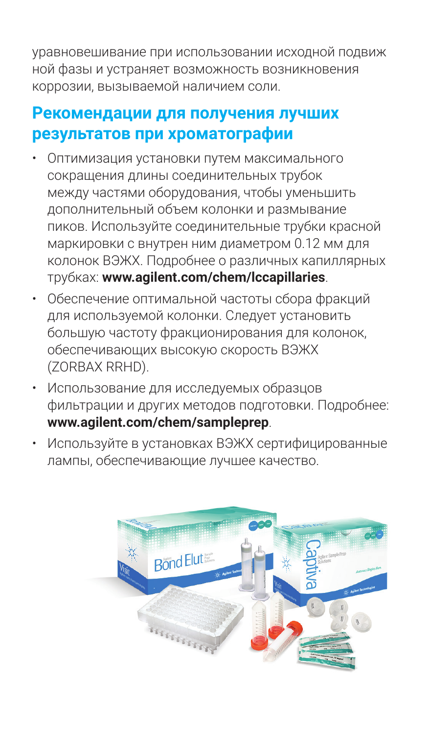уравновешивание при использовании исходной подвиж ной фазы и устраняет возможность возникновения коррозии, вызываемой наличием соли.

## Рекомендации для получения лучших результатов при хроматографии

- Оптимизация установки путем максимального сокращения длины соединительных трубок между частями оборудования, чтобы уменьшить дополнительный объем колонки и размывание пиков. Используйте соединительные трубки красной маркировки с внутрен ним диаметром 0.12 мм для колонок ВЭЖХ. Подробнее о различных капиллярных трубках: **www.agilent.com/chem/lccapillaries**.
- Обеспечение оптимальной частоты сбора фракций для используемой колонки. Следует установить большую частоту фракционирования для колонок, обеспечивающих высокую скорость ВЭЖХ (ZORBAX RRHD).
- Использование для исследуемых образцов фильтрации и других методов подготовки. Подробнее: **www.agilent.com/chem/sampleprep**.
- Используйте в установках ВЭЖХ сертифицированные лампы, обеспечивающие лучшее качество.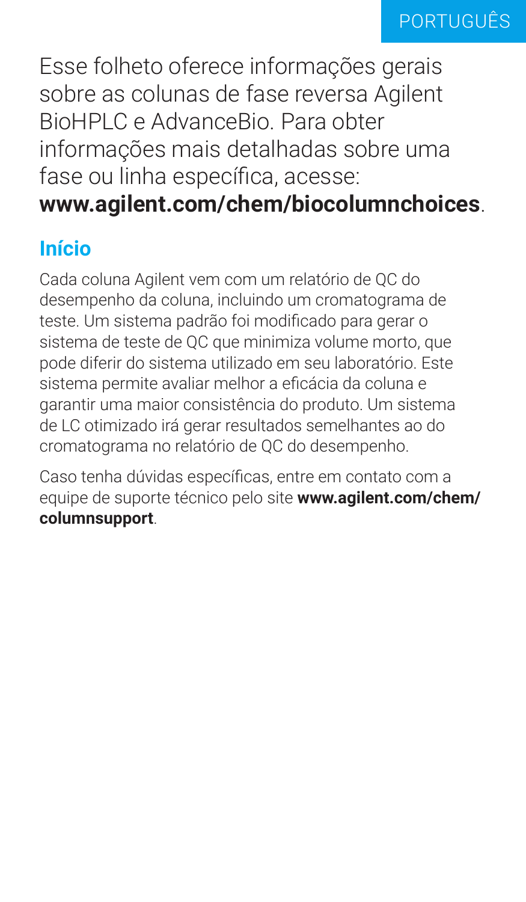PORTUGUÊS

Esse folheto oferece informações gerais sobre as colunas de fase reversa Agilent BioHPLC e AdvanceBio. Para obter informações mais detalhadas sobre uma fase ou linha específica, acesse: **www.agilent.com/chem/biocolumnchoices**.

## Início

Cada coluna Agilent vem com um relatório de QC do desempenho da coluna, incluindo um cromatograma de teste. Um sistema padrão foi modificado para gerar o sistema de teste de QC que minimiza volume morto, que pode diferir do sistema utilizado em seu laboratório. Este sistema permite avaliar melhor a eficácia da coluna e garantir uma maior consistência do produto. Um sistema de LC otimizado irá gerar resultados semelhantes ao do cromatograma no relatório de QC do desempenho.

Caso tenha dúvidas específicas, entre em contato com a equipe de suporte técnico pelo site **www.agilent.com/chem/columnsupport**.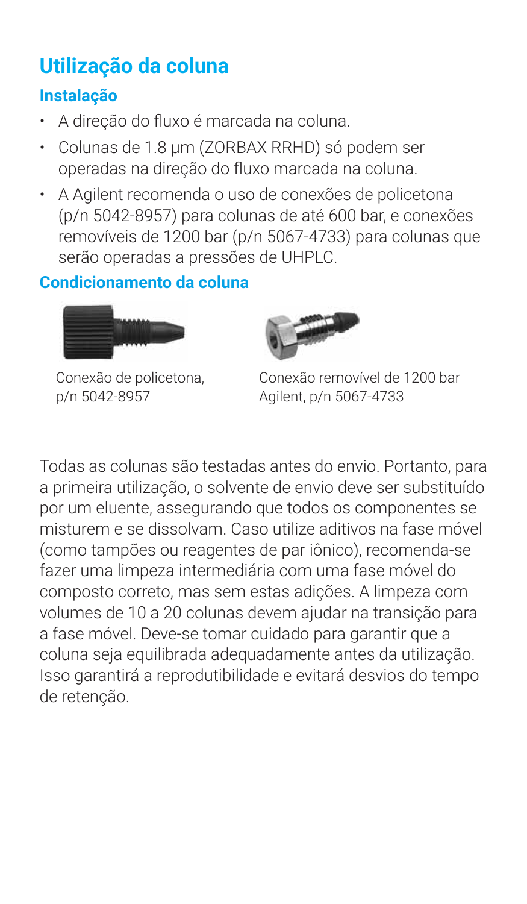## Utilização da coluna

### Instalação

- A direção do fluxo é marcada na coluna.
- Colunas de 1.8 µm (ZORBAX RRHD) só podem ser operadas na direção do fluxo marcada na coluna.
- A Agilent recomenda o uso de conexões de policetona (p/n 5042-8957) para colunas de até 600 bar, e conexões removíveis de 1200 bar (p/n 5067-4733) para colunas que serão operadas a pressões de UHPLC.

### Condicionamento da coluna

Conexão de policetona, p/n 5042-8957

Conexão removível de 1200 bar Agilent, p/n 5067-4733

Todas as colunas são testadas antes do envio. Portanto, para a primeira utilização, o solvente de envio deve ser substituído por um eluente, assegurando que todos os componentes se misturem e se dissolvam. Caso utilize aditivos na fase móvel (como tampões ou reagentes de par iônico), recomenda-se fazer uma limpeza intermediária com uma fase móvel do composto correto, mas sem estas adições. A limpeza com volumes de 10 a 20 colunas devem ajudar na transição para a fase móvel. Deve-se tomar cuidado para garantir que a coluna seja equilibrada adequadamente antes da utilização. Isso garantirá a reprodutibilidade e evitará desvios do tempo de retenção.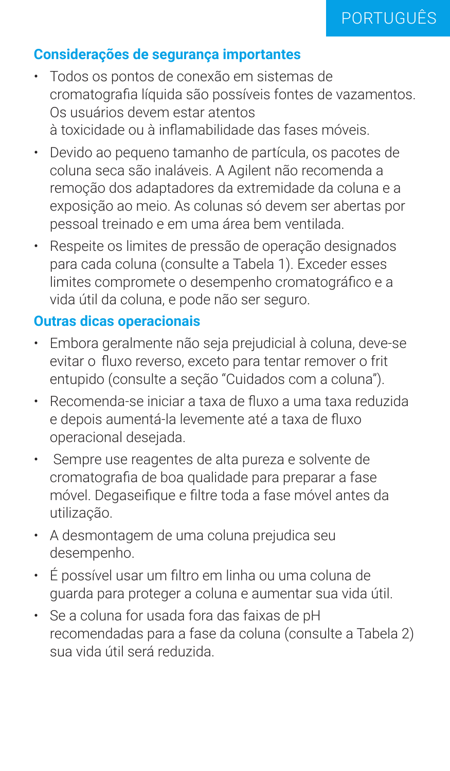## Considerações de segurança importantes

- Todos os pontos de conexão em sistemas de cromatografia líquida são possíveis fontes de vazamentos. Os usuários devem estar atentos à toxicidade ou à inflamabilidade das fases móveis.
- Devido ao pequeno tamanho de partícula, os pacotes de coluna seca são inaláveis. A Agilent não recomenda a remoção dos adaptadores da extremidade da coluna e a exposição ao meio. As colunas só devem ser abertas por pessoal treinado e em uma área bem ventilada.
- Respeite os limites de pressão de operação designados para cada coluna (consulte a Tabela 1). Exceder esses limites compromete o desempenho cromatográfico e a vida útil da coluna, e pode não ser seguro.

## Outras dicas operacionais

- Embora geralmente não seja prejudicial à coluna, deve-se evitar o fluxo reverso, exceto para tentar remover o frit entupido (consulte a seção "Cuidados com a coluna").
- Recomenda-se iniciar a taxa de fluxo a uma taxa reduzida e depois aumentá-la levemente até a taxa de fluxo operacional desejada.
- Sempre use reagentes de alta pureza e solvente de cromatografia de boa qualidade para preparar a fase móvel. Degaseifique e filtre toda a fase móvel antes da utilização.
- A desmontagem de uma coluna prejudica seu desempenho.
- É possível usar um filtro em linha ou uma coluna de guarda para proteger a coluna e aumentar sua vida útil.
- Se a coluna for usada fora das faixas de pH recomendadas para a fase da coluna (consulte a Tabela 2) sua vida útil será reduzida.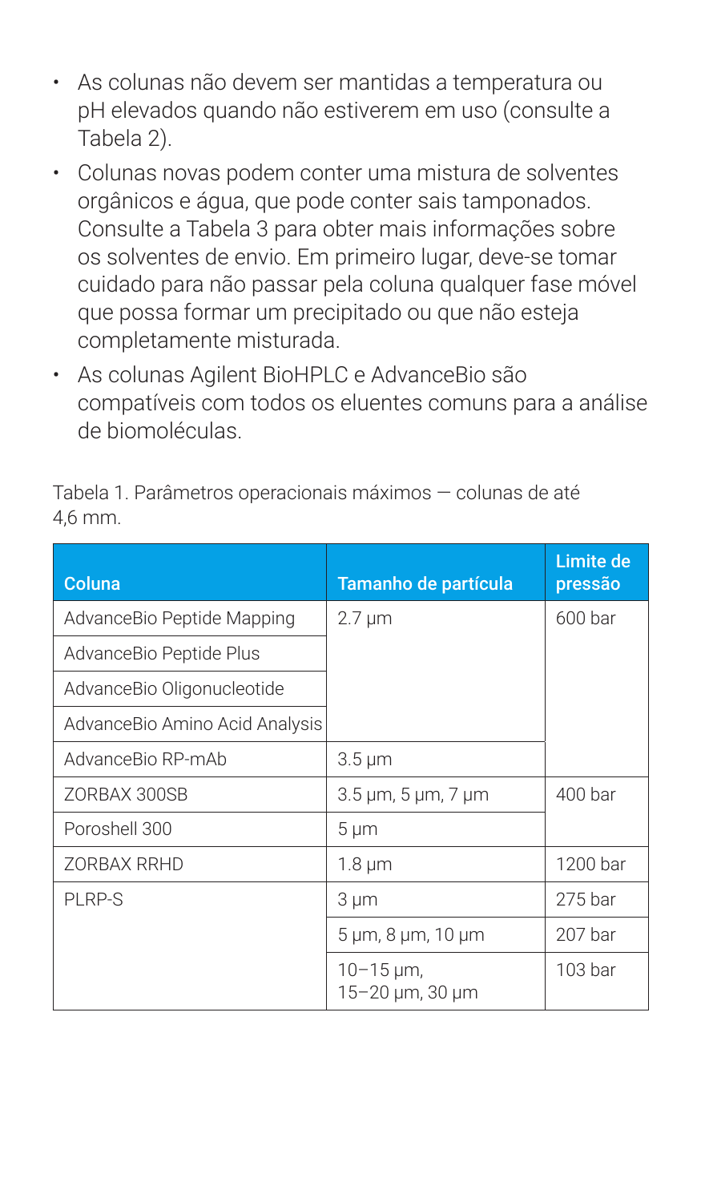- As colunas não devem ser mantidas a temperatura ou pH elevados quando não estiverem em uso (consulte a Tabela 2).
- Colunas novas podem conter uma mistura de solventes orgânicos e água, que pode conter sais tamponados. Consulte a Tabela 3 para obter mais informações sobre os solventes de envio. Em primeiro lugar, deve-se tomar cuidado para não passar pela coluna qualquer fase móvel que possa formar um precipitado ou que não esteja completamente misturada.
- As colunas Agilent BioHPLC e AdvanceBio são compatíveis com todos os eluentes comuns para a análise de biomoléculas.

Tabela 1. Parâmetros operacionais máximos — colunas de até 4,6 mm.

| Coluna | Tamanho de partícula | Limite de pressão |
|---|---|---|
| AdvanceBio Peptide Mapping | 2.7 µm | 600 bar |
| AdvanceBio Peptide Plus | | |
| AdvanceBio Oligonucleotide | | |
| AdvanceBio Amino Acid Analysis | | |
| AdvanceBio RP-mAb | 3.5 µm | |
| ZORBAX 300SB | 3.5 µm, 5 µm, 7 µm | 400 bar |
| Poroshell 300 | 5 µm | |
| ZORBAX RRHD | 1.8 µm | 1200 bar |
| PLRP-S | 3 µm | 275 bar |
| | 5 µm, 8 µm, 10 µm | 207 bar |
| | 10–15 µm, 15–20 µm, 30 µm | 103 bar |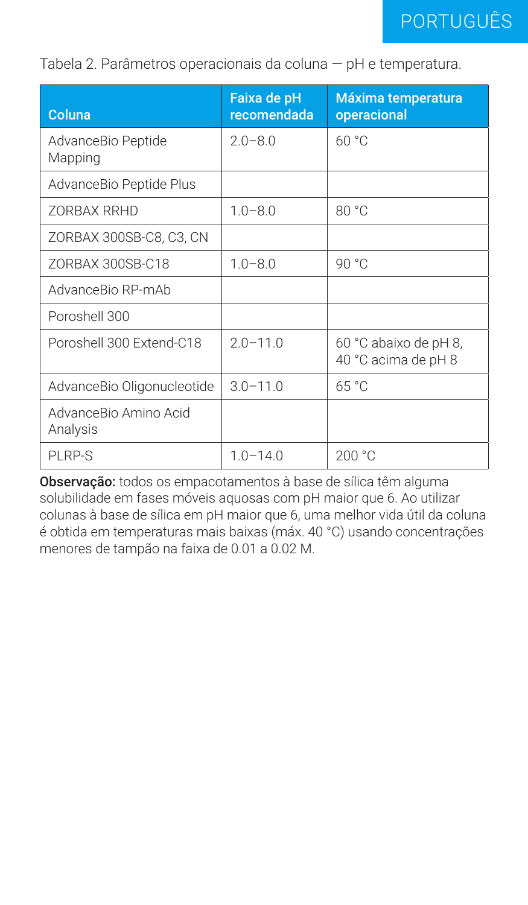Tabela 2. Parâmetros operacionais da coluna — pH e temperatura.

| Coluna | Faixa de pH recomendada | Máxima temperatura operacional |
|---|---|---|
| AdvanceBio Peptide Mapping | 2.0–8.0 | 60 °C |
| AdvanceBio Peptide Plus | | |
| ZORBAX RRHD | 1.0–8.0 | 80 °C |
| ZORBAX 300SB-C8, C3, CN | | |
| ZORBAX 300SB-C18 | 1.0–8.0 | 90 °C |
| AdvanceBio RP-mAb | | |
| Poroshell 300 | | |
| Poroshell 300 Extend-C18 | 2.0–11.0 | 60 °C abaixo de pH 8, 40 °C acima de pH 8 |
| AdvanceBio Oligonucleotide | 3.0–11.0 | 65 °C |
| AdvanceBio Amino Acid Analysis | | |
| PLRP-S | 1.0–14.0 | 200 °C |

**Observação:** todos os empacotamentos à base de sílica têm alguma solubilidade em fases móveis aquosas com pH maior que 6. Ao utilizar colunas à base de sílica em pH maior que 6, uma melhor vida útil da coluna é obtida em temperaturas mais baixas (máx. 40 °C) usando concentrações menores de tampão na faixa de 0.01 a 0.02 M.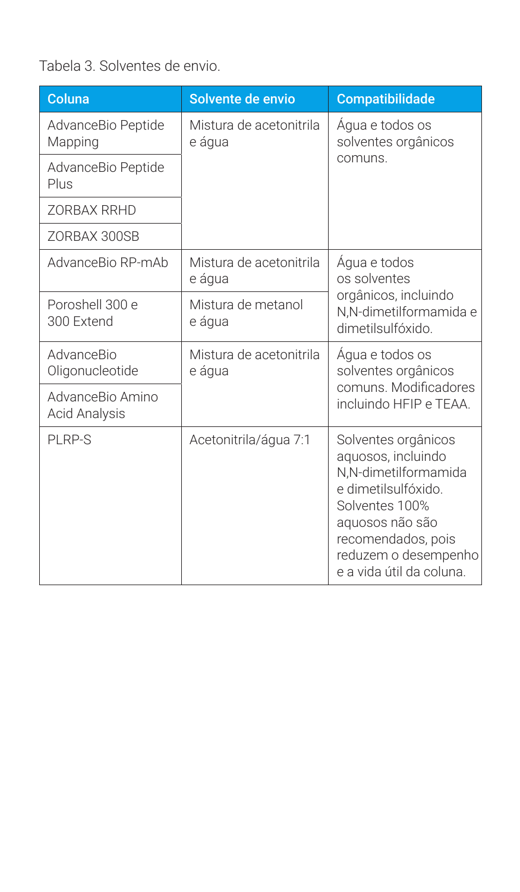Tabela 3. Solventes de envio.

| Coluna | Solvente de envio | Compatibilidade |
|---|---|---|
| AdvanceBio Peptide Mapping | Mistura de acetonitrila e água | Água e todos os solventes orgânicos comuns. |
| AdvanceBio Peptide Plus | | |
| ZORBAX RRHD | | |
| ZORBAX 300SB | | |
| AdvanceBio RP-mAb | Mistura de acetonitrila e água | Água e todos os solventes orgânicos, incluindo N,N-dimetilformamida e dimetilsulfóxido. |
| Poroshell 300 e 300 Extend | Mistura de metanol e água | |
| AdvanceBio Oligonucleotide | Mistura de acetonitrila e água | Água e todos os solventes orgânicos comuns. Modificadores incluindo HFIP e TEAA. |
| AdvanceBio Amino Acid Analysis | | |
| PLRP-S | Acetonitrila/água 7:1 | Solventes orgânicos aquosos, incluindo N,N-dimetilformamida e dimetilsulfóxido. Solventes 100% aquosos não são recomendados, pois reduzem o desempenho e a vida útil da coluna. |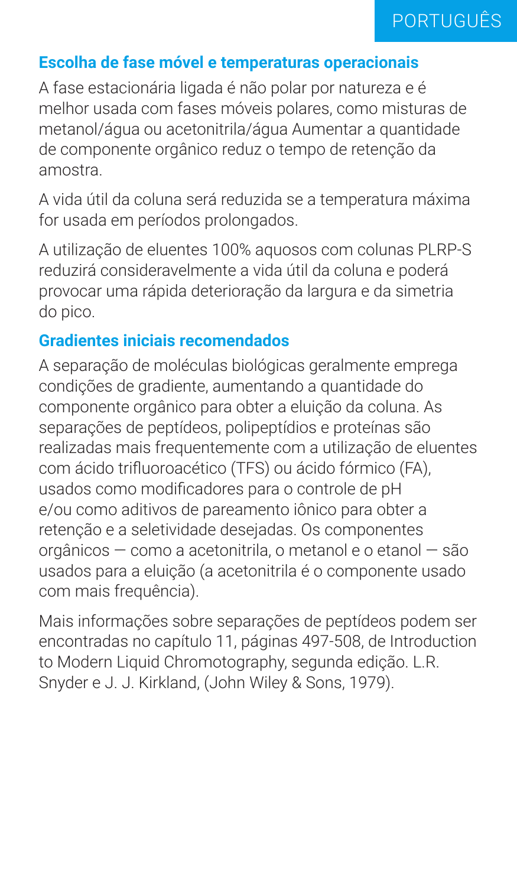## Escolha de fase móvel e temperaturas operacionais

A fase estacionária ligada é não polar por natureza e é melhor usada com fases móveis polares, como misturas de metanol/água ou acetonitrila/água Aumentar a quantidade de componente orgânico reduz o tempo de retenção da amostra.

A vida útil da coluna será reduzida se a temperatura máxima for usada em períodos prolongados.

A utilização de eluentes 100% aquosos com colunas PLRP-S reduzirá consideravelmente a vida útil da coluna e poderá provocar uma rápida deterioração da largura e da simetria do pico.

## Gradientes iniciais recomendados

A separação de moléculas biológicas geralmente emprega condições de gradiente, aumentando a quantidade do componente orgânico para obter a eluição da coluna. As separações de peptídeos, polipeptídios e proteínas são realizadas mais frequentemente com a utilização de eluentes com ácido trifluoroacético (TFS) ou ácido fórmico (FA), usados como modificadores para o controle de pH e/ou como aditivos de pareamento iônico para obter a retenção e a seletividade desejadas. Os componentes orgânicos — como a acetonitrila, o metanol e o etanol — são usados para a eluição (a acetonitrila é o componente usado com mais frequência).

Mais informações sobre separações de peptídeos podem ser encontradas no capítulo 11, páginas 497-508, de Introduction to Modern Liquid Chromotography, segunda edição. L.R. Snyder e J. J. Kirkland, (John Wiley & Sons, 1979).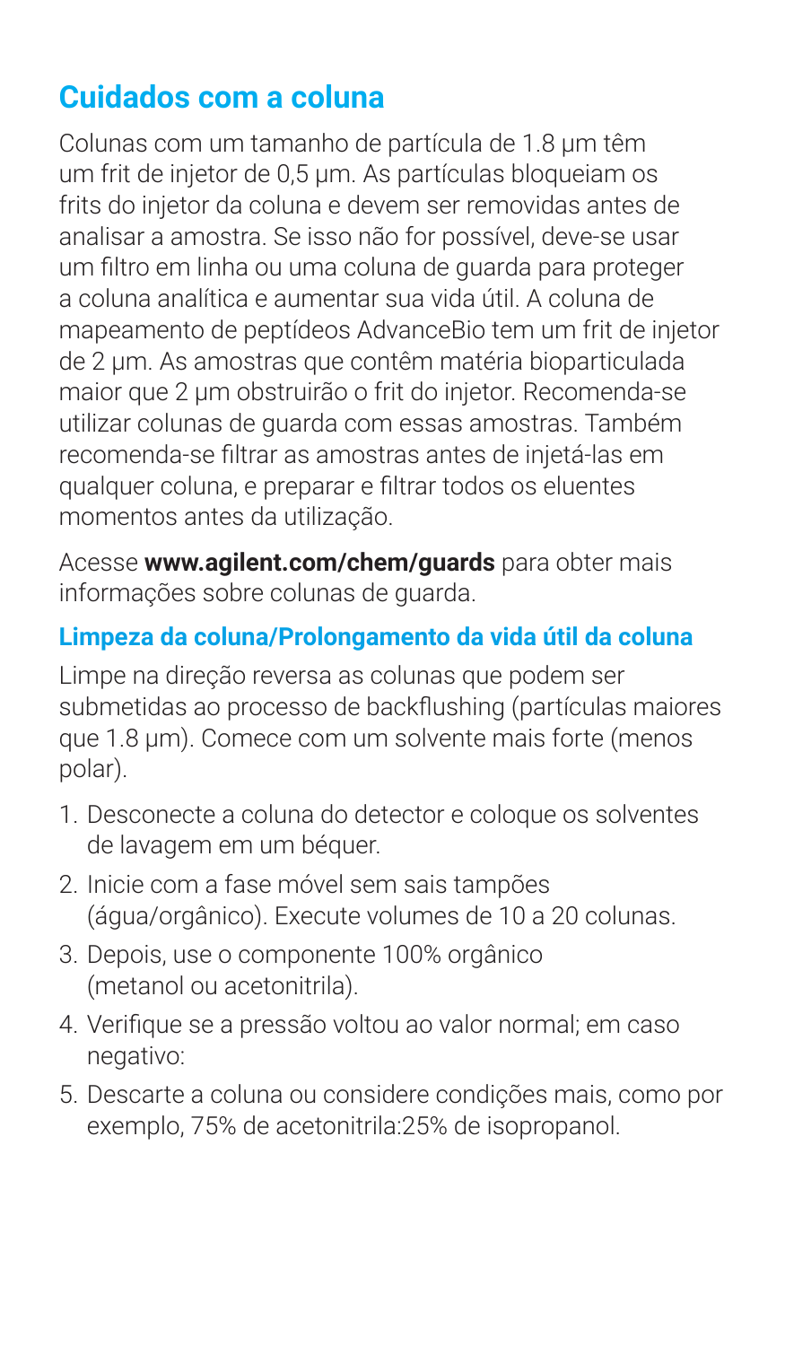## Cuidados com a coluna

Colunas com um tamanho de partícula de 1.8 µm têm um frit de injetor de 0,5 µm. As partículas bloqueiam os frits do injetor da coluna e devem ser removidas antes de analisar a amostra. Se isso não for possível, deve-se usar um filtro em linha ou uma coluna de guarda para proteger a coluna analítica e aumentar sua vida útil. A coluna de mapeamento de peptídeos AdvanceBio tem um frit de injetor de 2 µm. As amostras que contêm matéria bioparticulada maior que 2 µm obstruirão o frit do injetor. Recomenda-se utilizar colunas de guarda com essas amostras. Também recomenda-se filtrar as amostras antes de injetá-las em qualquer coluna, e preparar e filtrar todos os eluentes momentos antes da utilização.

Acesse **www.agilent.com/chem/guards** para obter mais informações sobre colunas de guarda.

### Limpeza da coluna/Prolongamento da vida útil da coluna

Limpe na direção reversa as colunas que podem ser submetidas ao processo de backflushing (partículas maiores que 1.8 µm). Comece com um solvente mais forte (menos polar).

1. Desconecte a coluna do detector e coloque os solventes de lavagem em um béquer.
2. Inicie com a fase móvel sem sais tampões (água/orgânico). Execute volumes de 10 a 20 colunas.
3. Depois, use o componente 100% orgânico (metanol ou acetonitrila).
4. Verifique se a pressão voltou ao valor normal; em caso negativo:
5. Descarte a coluna ou considere condições mais, como por exemplo, 75% de acetonitrila:25% de isopropanol.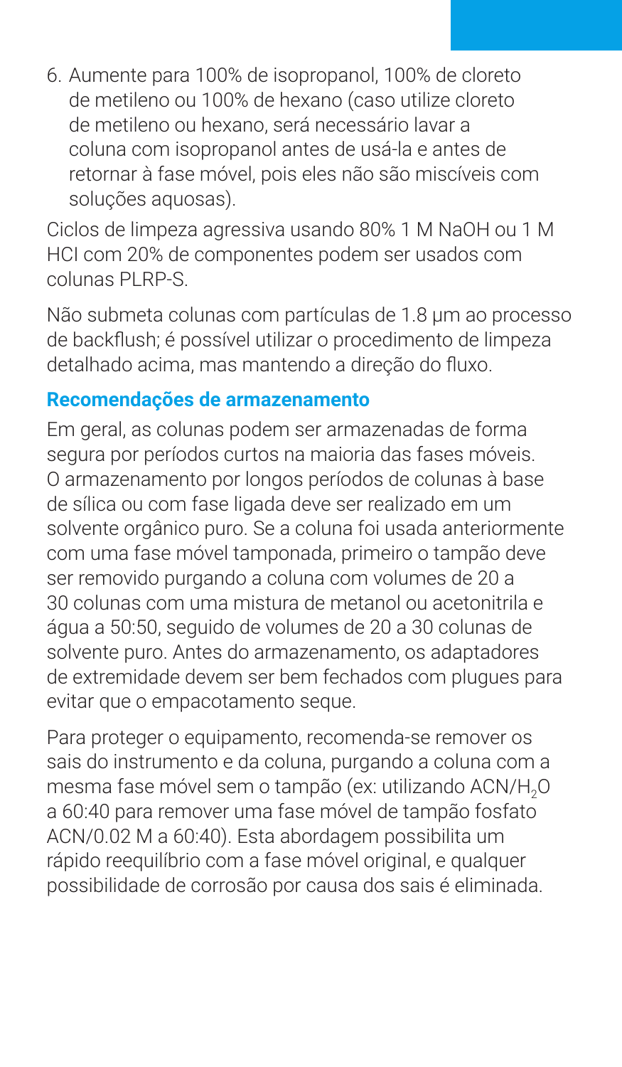6. Aumente para 100% de isopropanol, 100% de cloreto de metileno ou 100% de hexano (caso utilize cloreto de metileno ou hexano, será necessário lavar a coluna com isopropanol antes de usá-la e antes de retornar à fase móvel, pois eles não são miscíveis com soluções aquosas).

Ciclos de limpeza agressiva usando 80% 1 M NaOH ou 1 M HCl com 20% de componentes podem ser usados com colunas PLRP-S.

Não submeta colunas com partículas de 1.8 µm ao processo de backflush; é possível utilizar o procedimento de limpeza detalhado acima, mas mantendo a direção do fluxo.

### Recomendações de armazenamento

Em geral, as colunas podem ser armazenadas de forma segura por períodos curtos na maioria das fases móveis. O armazenamento por longos períodos de colunas à base de sílica ou com fase ligada deve ser realizado em um solvente orgânico puro. Se a coluna foi usada anteriormente com uma fase móvel tamponada, primeiro o tampão deve ser removido purgando a coluna com volumes de 20 a 30 colunas com uma mistura de metanol ou acetonitrila e água a 50:50, seguido de volumes de 20 a 30 colunas de solvente puro. Antes do armazenamento, os adaptadores de extremidade devem ser bem fechados com plugues para evitar que o empacotamento seque.

Para proteger o equipamento, recomenda-se remover os sais do instrumento e da coluna, purgando a coluna com a mesma fase móvel sem o tampão (ex: utilizando ACN/$H_2O$ a 60:40 para remover uma fase móvel de tampão fosfato ACN/0.02 M a 60:40). Esta abordagem possibilita um rápido reequilíbrio com a fase móvel original, e qualquer possibilidade de corrosão por causa dos sais é eliminada.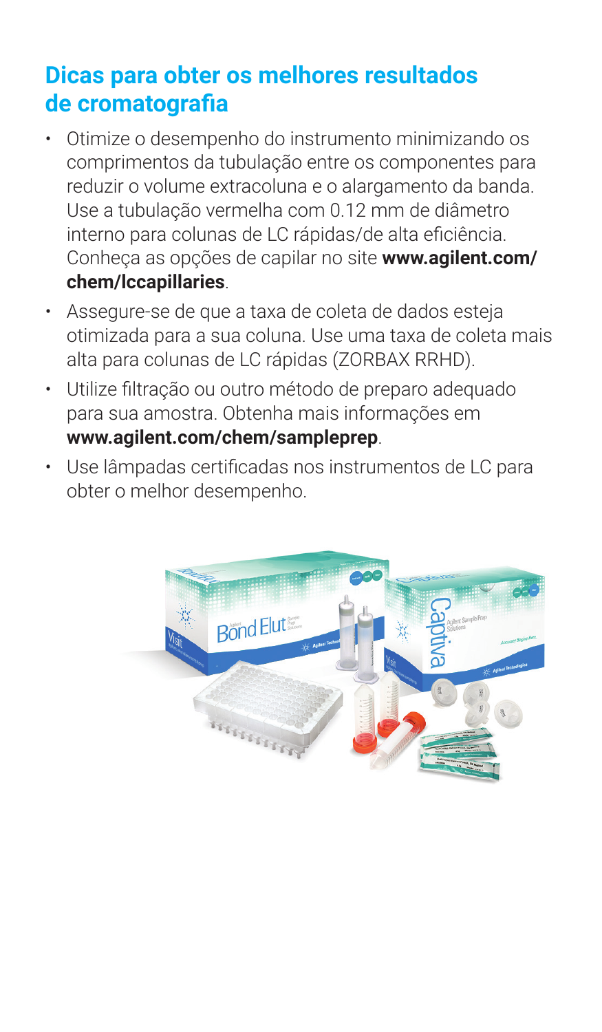## Dicas para obter os melhores resultados de cromatografia

- Otimize o desempenho do instrumento minimizando os comprimentos da tubulação entre os componentes para reduzir o volume extracoluna e o alargamento da banda. Use a tubulação vermelha com 0.12 mm de diâmetro interno para colunas de LC rápidas/de alta eficiência. Conheça as opções de capilar no site **www.agilent.com/chem/lccapillaries**.
- Assegure-se de que a taxa de coleta de dados esteja otimizada para a sua coluna. Use uma taxa de coleta mais alta para colunas de LC rápidas (ZORBAX RRHD).
- Utilize filtração ou outro método de preparo adequado para sua amostra. Obtenha mais informações em **www.agilent.com/chem/sampleprep**.
- Use lâmpadas certificadas nos instrumentos de LC para obter o melhor desempenho.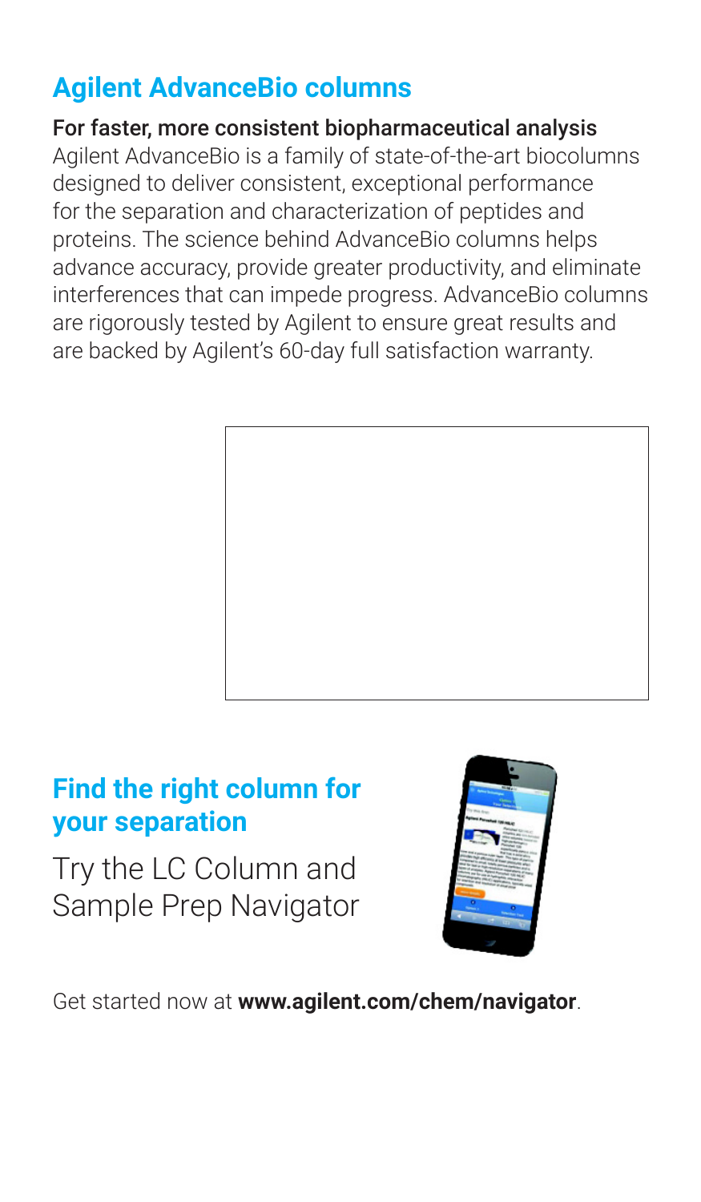## Agilent AdvanceBio columns

**For faster, more consistent biopharmaceutical analysis**

Agilent AdvanceBio is a family of state-of-the-art biocolumns designed to deliver consistent, exceptional performance for the separation and characterization of peptides and proteins. The science behind AdvanceBio columns helps advance accuracy, provide greater productivity, and eliminate interferences that can impede progress. AdvanceBio columns are rigorously tested by Agilent to ensure great results and are backed by Agilent's 60-day full satisfaction warranty.

## Find the right column for your separation

Try the LC Column and Sample Prep Navigator

Get started now at **www.agilent.com/chem/navigator**.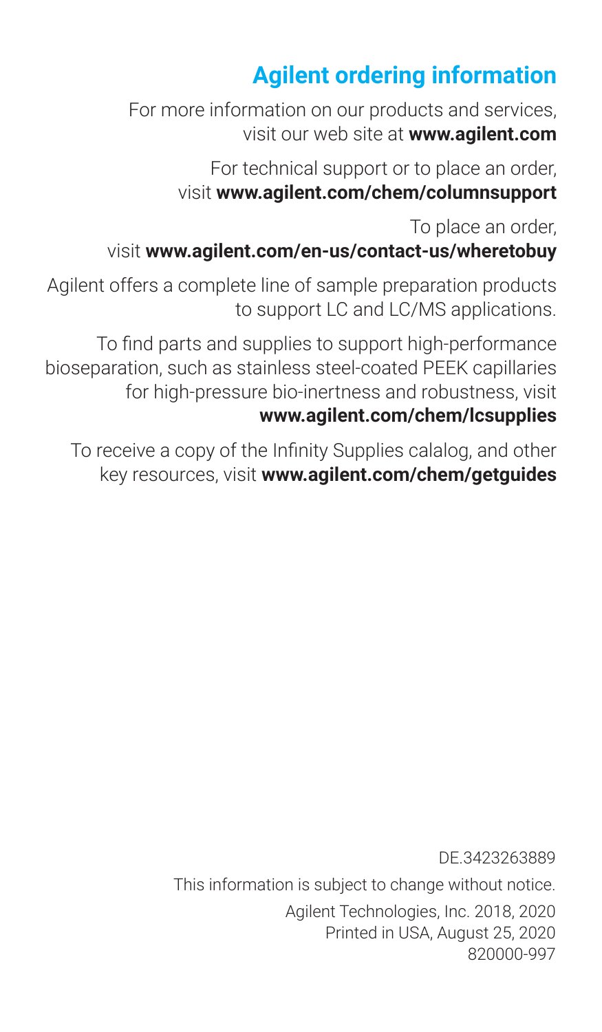## Agilent ordering information

For more information on our products and services, visit our web site at **www.agilent.com**

For technical support or to place an order, visit **www.agilent.com/chem/columnsupport**

To place an order, visit **www.agilent.com/en-us/contact-us/wheretobuy**

Agilent offers a complete line of sample preparation products to support LC and LC/MS applications.

To find parts and supplies to support high-performance bioseparation, such as stainless steel-coated PEEK capillaries for high-pressure bio-inertness and robustness, visit **www.agilent.com/chem/lcsupplies**

To receive a copy of the Infinity Supplies calalog, and other key resources, visit **www.agilent.com/chem/getguides**

DE.3423263889

This information is subject to change without notice.

Agilent Technologies, Inc. 2018, 2020
Printed in USA, August 25, 2020
820000-997